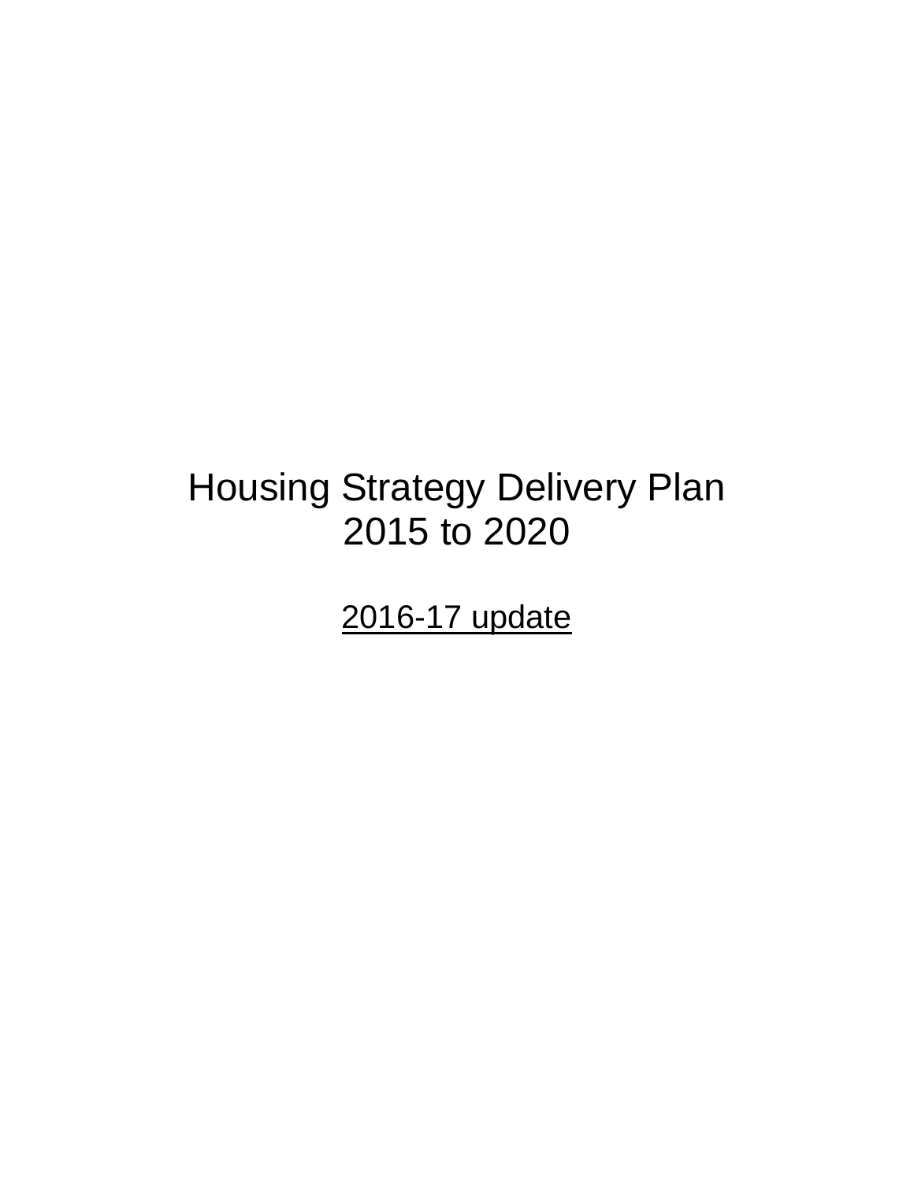# Housing Strategy Delivery Plan 2015 to 2020

2016-17 update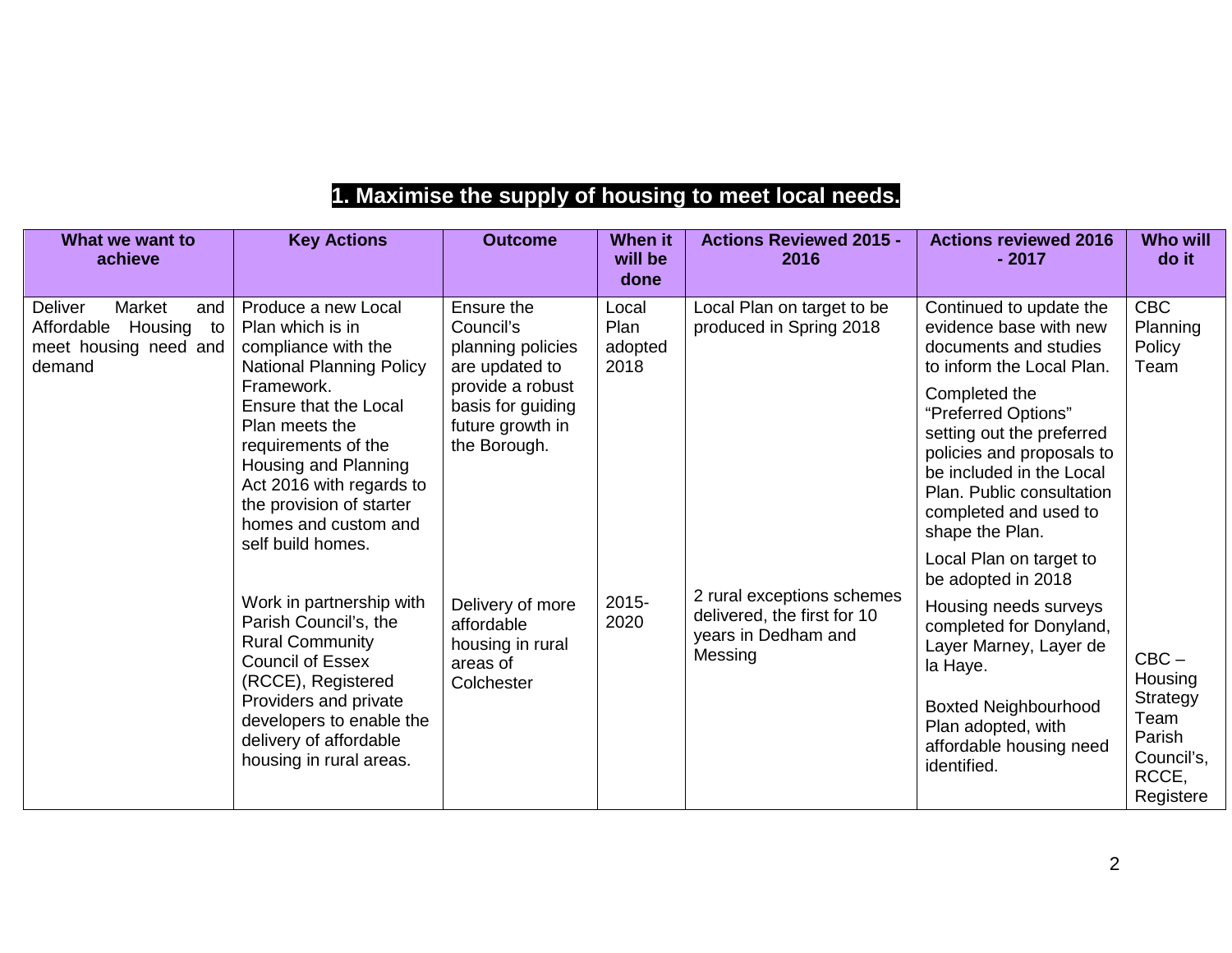## 1. Maximise the supply of housing to meet local needs.

| What we want to achieve | Key Actions | Outcome | When it will be done | Actions Reviewed 2015 - 2016 | Actions reviewed 2016 - 2017 | Who will do it |
|---|---|---|---|---|---|---|
| Deliver Market and Affordable Housing to meet housing need and demand | Produce a new Local Plan which is in compliance with the National Planning Policy Framework. Ensure that the Local Plan meets the requirements of the Housing and Planning Act 2016 with regards to the provision of starter homes and custom and self build homes. | Ensure the Council's planning policies are updated to provide a robust basis for guiding future growth in the Borough. | Local Plan adopted 2018 | Local Plan on target to be produced in Spring 2018 | Continued to update the evidence base with new documents and studies to inform the Local Plan. Completed the "Preferred Options" setting out the preferred policies and proposals to be included in the Local Plan. Public consultation completed and used to shape the Plan. Local Plan on target to be adopted in 2018 | CBC Planning Policy Team |
| | Work in partnership with Parish Council's, the Rural Community Council of Essex (RCCE), Registered Providers and private developers to enable the delivery of affordable housing in rural areas. | Delivery of more affordable housing in rural areas of Colchester | 2015-2020 | 2 rural exceptions schemes delivered, the first for 10 years in Dedham and Messing | Housing needs surveys completed for Donyland, Layer Marney, Layer de la Haye. Boxted Neighbourhood Plan adopted, with affordable housing need identified. | CBC – Housing Strategy Team Parish Council's, RCCE, Registere |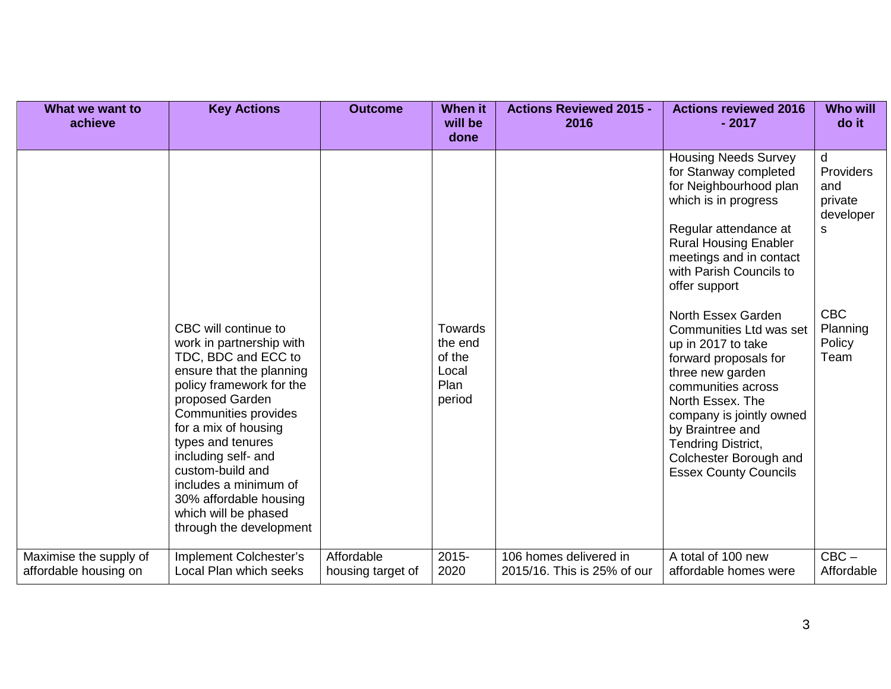| What we want to achieve | Key Actions | Outcome | When it will be done | Actions Reviewed 2015 - 2016 | Actions reviewed 2016 - 2017 | Who will do it |
|---|---|---|---|---|---|---|
| | CBC will continue to work in partnership with TDC, BDC and ECC to ensure that the planning policy framework for the proposed Garden Communities provides for a mix of housing types and tenures including self- and custom-build and includes a minimum of 30% affordable housing which will be phased through the development | | Towards the end of the Local Plan period | | Housing Needs Survey for Stanway completed for Neighbourhood plan which is in progress<br><br>Regular attendance at Rural Housing Enabler meetings and in contact with Parish Councils to offer support<br><br>North Essex Garden Communities Ltd was set up in 2017 to take forward proposals for three new garden communities across North Essex. The company is jointly owned by Braintree and Tendring District, Colchester Borough and Essex County Councils | d Providers and private developers<br><br>CBC Planning Policy Team |
| Maximise the supply of affordable housing on | Implement Colchester's Local Plan which seeks | Affordable housing target of | 2015-2020 | 106 homes delivered in 2015/16. This is 25% of our | A total of 100 new affordable homes were | CBC – Affordable |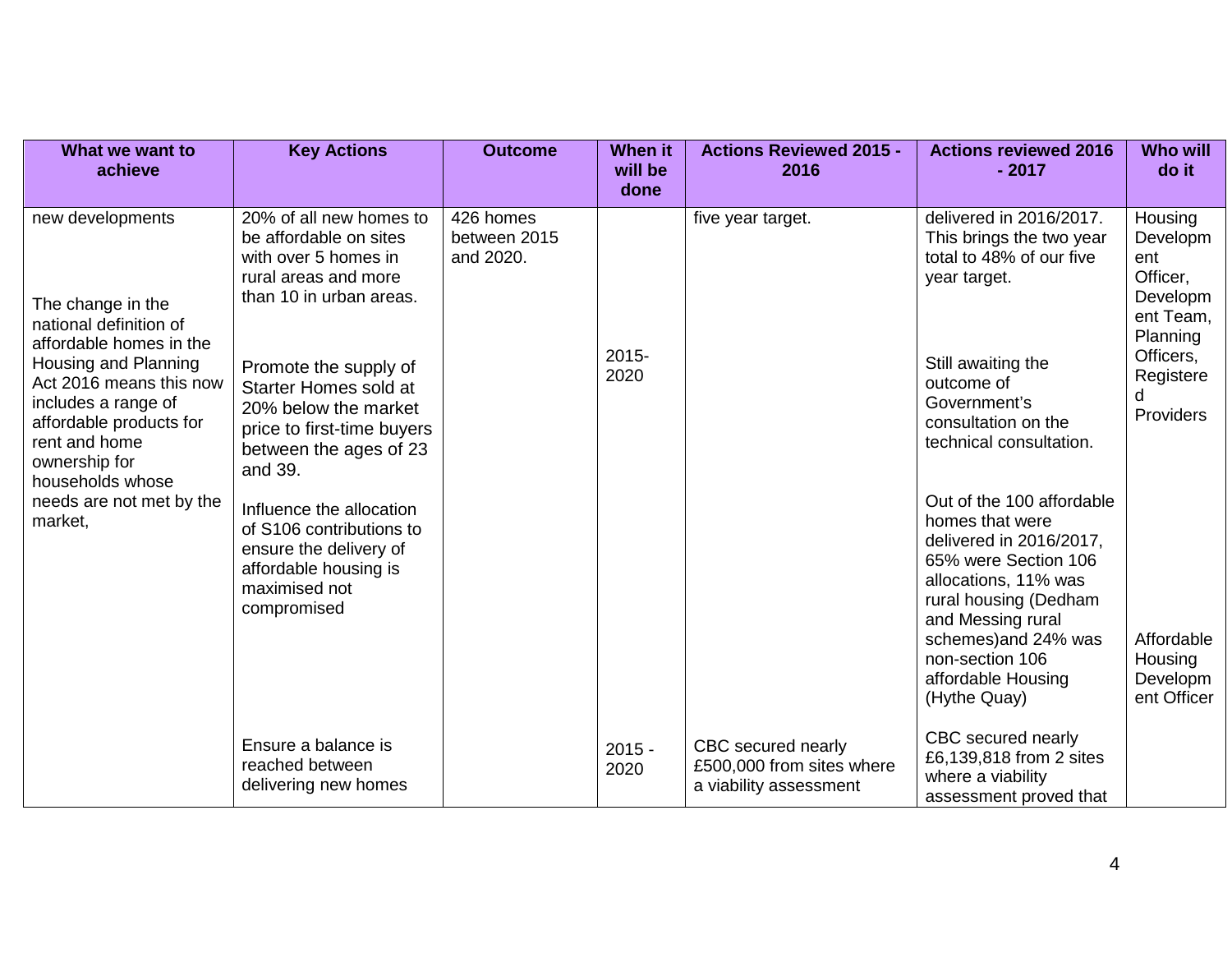| What we want to achieve | Key Actions | Outcome | When it will be done | Actions Reviewed 2015 - 2016 | Actions reviewed 2016 - 2017 | Who will do it |
|---|---|---|---|---|---|---|
| new developments<br><br>The change in the national definition of affordable homes in the Housing and Planning Act 2016 means this now includes a range of affordable products for rent and home ownership for households whose needs are not met by the market, | 20% of all new homes to be affordable on sites with over 5 homes in rural areas and more than 10 in urban areas.<br><br>Promote the supply of Starter Homes sold at 20% below the market price to first-time buyers between the ages of 23 and 39.<br><br>Influence the allocation of S106 contributions to ensure the delivery of affordable housing is maximised not compromised | 426 homes between 2015 and 2020. | 2015-2020 | five year target. | delivered in 2016/2017. This brings the two year total to 48% of our five year target.<br><br>Still awaiting the outcome of Government's consultation on the technical consultation.<br><br>Out of the 100 affordable homes that were delivered in 2016/2017, 65% were Section 106 allocations, 11% was rural housing (Dedham and Messing rural schemes)and 24% was non-section 106 affordable Housing (Hythe Quay) | Housing Development Officer, Development Team, Planning Officers, Registered Providers<br><br>Affordable Housing Development Officer |
| | Ensure a balance is reached between delivering new homes | | 2015 - 2020 | CBC secured nearly £500,000 from sites where a viability assessment | CBC secured nearly £6,139,818 from 2 sites where a viability assessment proved that | |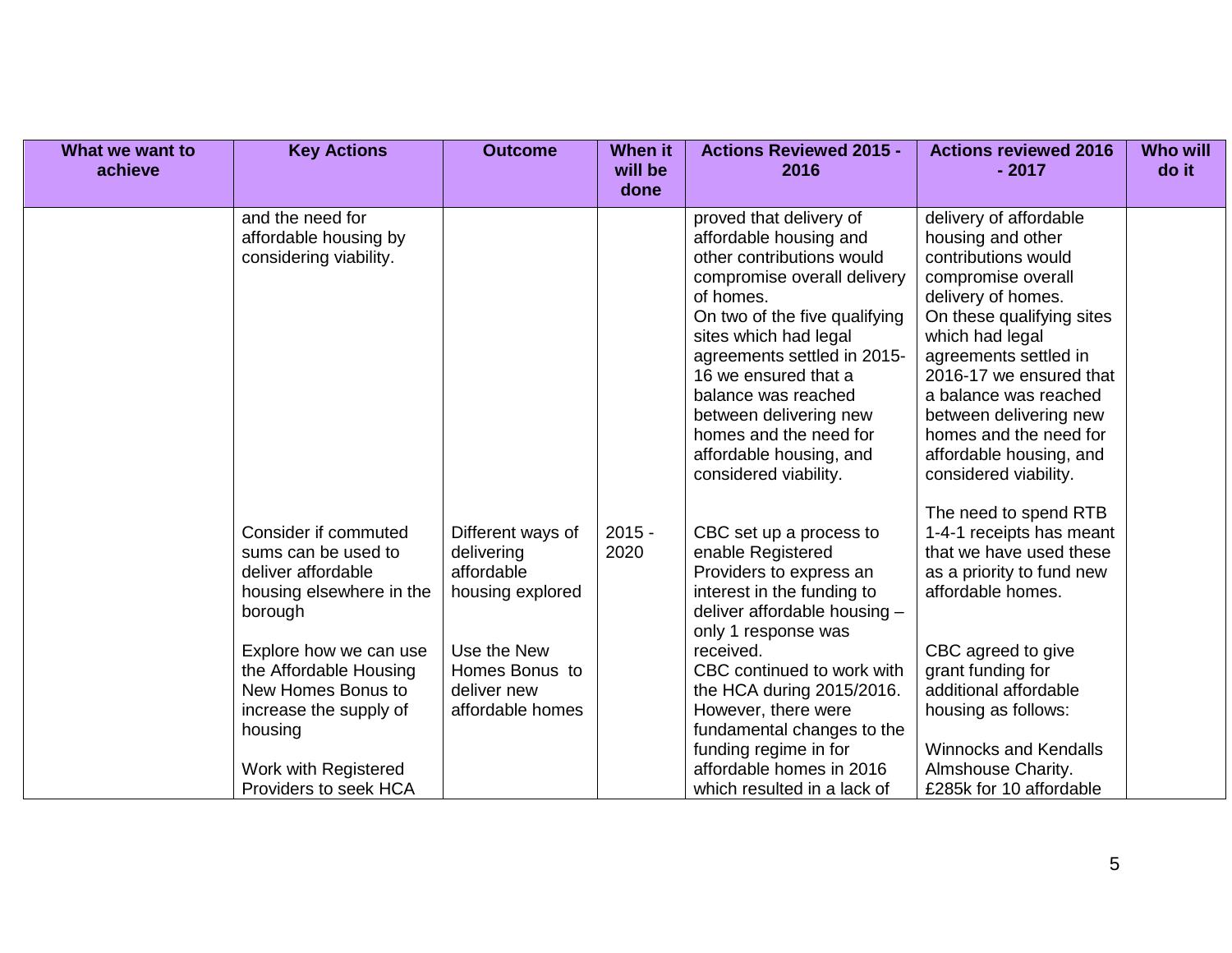| What we want to achieve | Key Actions | Outcome | When it will be done | Actions Reviewed 2015 - 2016 | Actions reviewed 2016 - 2017 | Who will do it |
|---|---|---|---|---|---|---|
| | and the need for affordable housing by considering viability. | | | proved that delivery of affordable housing and other contributions would compromise overall delivery of homes.<br>On two of the five qualifying sites which had legal agreements settled in 2015-16 we ensured that a balance was reached between delivering new homes and the need for affordable housing, and considered viability. | delivery of affordable housing and other contributions would compromise overall delivery of homes.<br>On these qualifying sites which had legal agreements settled in 2016-17 we ensured that a balance was reached between delivering new homes and the need for affordable housing, and considered viability. | |
| | Consider if commuted sums can be used to deliver affordable housing elsewhere in the borough<br><br>Explore how we can use the Affordable Housing New Homes Bonus to increase the supply of housing<br><br>Work with Registered Providers to seek HCA | Different ways of delivering affordable housing explored<br><br>Use the New Homes Bonus to deliver new affordable homes | 2015 - 2020 | CBC set up a process to enable Registered Providers to express an interest in the funding to deliver affordable housing – only 1 response was received.<br>CBC continued to work with the HCA during 2015/2016. However, there were fundamental changes to the funding regime in for affordable homes in 2016 which resulted in a lack of | The need to spend RTB 1-4-1 receipts has meant that we have used these as a priority to fund new affordable homes.<br><br>CBC agreed to give grant funding for additional affordable housing as follows:<br><br>Winnocks and Kendalls Almshouse Charity. £285k for 10 affordable | |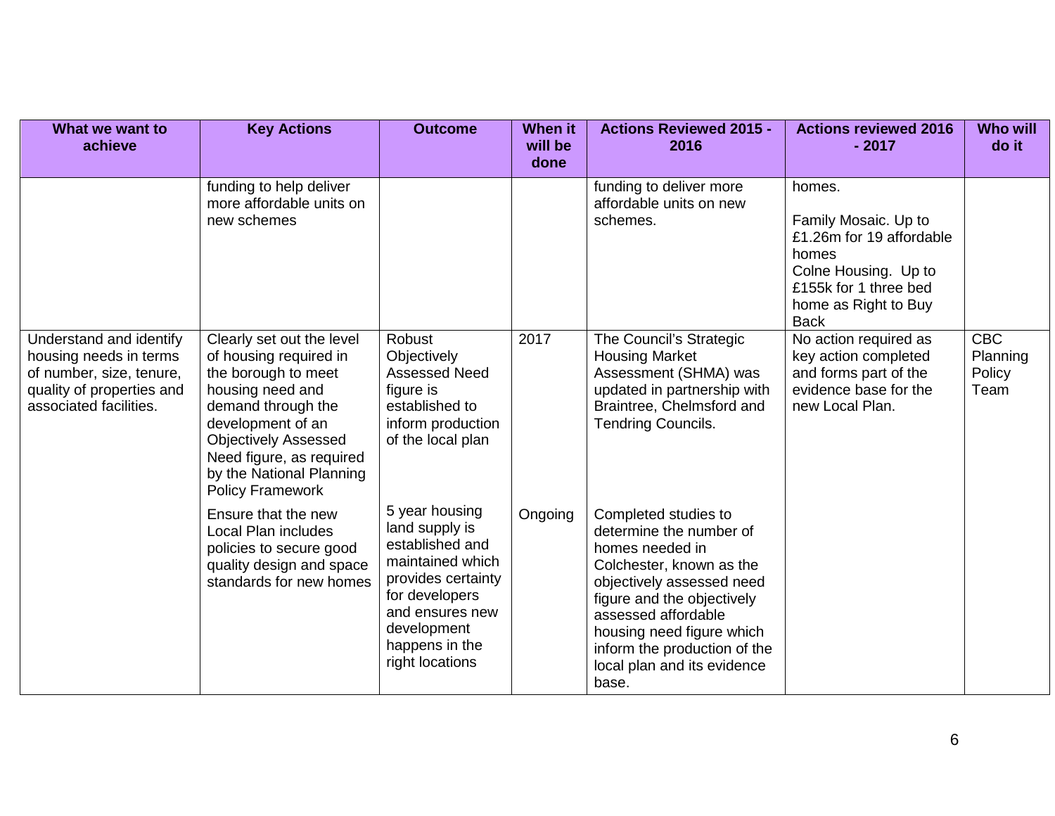| What we want to achieve | Key Actions | Outcome | When it will be done | Actions Reviewed 2015 - 2016 | Actions reviewed 2016 - 2017 | Who will do it |
|---|---|---|---|---|---|---|
| | funding to help deliver more affordable units on new schemes | | | funding to deliver more affordable units on new schemes. | homes.<br><br>Family Mosaic. Up to £1.26m for 19 affordable homes<br>Colne Housing. Up to £155k for 1 three bed home as Right to Buy Back | |
| Understand and identify housing needs in terms of number, size, tenure, quality of properties and associated facilities. | Clearly set out the level of housing required in the borough to meet housing need and demand through the development of an Objectively Assessed Need figure, as required by the National Planning Policy Framework | Robust Objectively Assessed Need figure is established to inform production of the local plan | 2017 | The Council's Strategic Housing Market Assessment (SHMA) was updated in partnership with Braintree, Chelmsford and Tendring Councils. | No action required as key action completed and forms part of the evidence base for the new Local Plan. | CBC Planning Policy Team |
| | Ensure that the new Local Plan includes policies to secure good quality design and space standards for new homes | 5 year housing land supply is established and maintained which provides certainty for developers and ensures new development happens in the right locations | Ongoing | Completed studies to determine the number of homes needed in Colchester, known as the objectively assessed need figure and the objectively assessed affordable housing need figure which inform the production of the local plan and its evidence base. | | |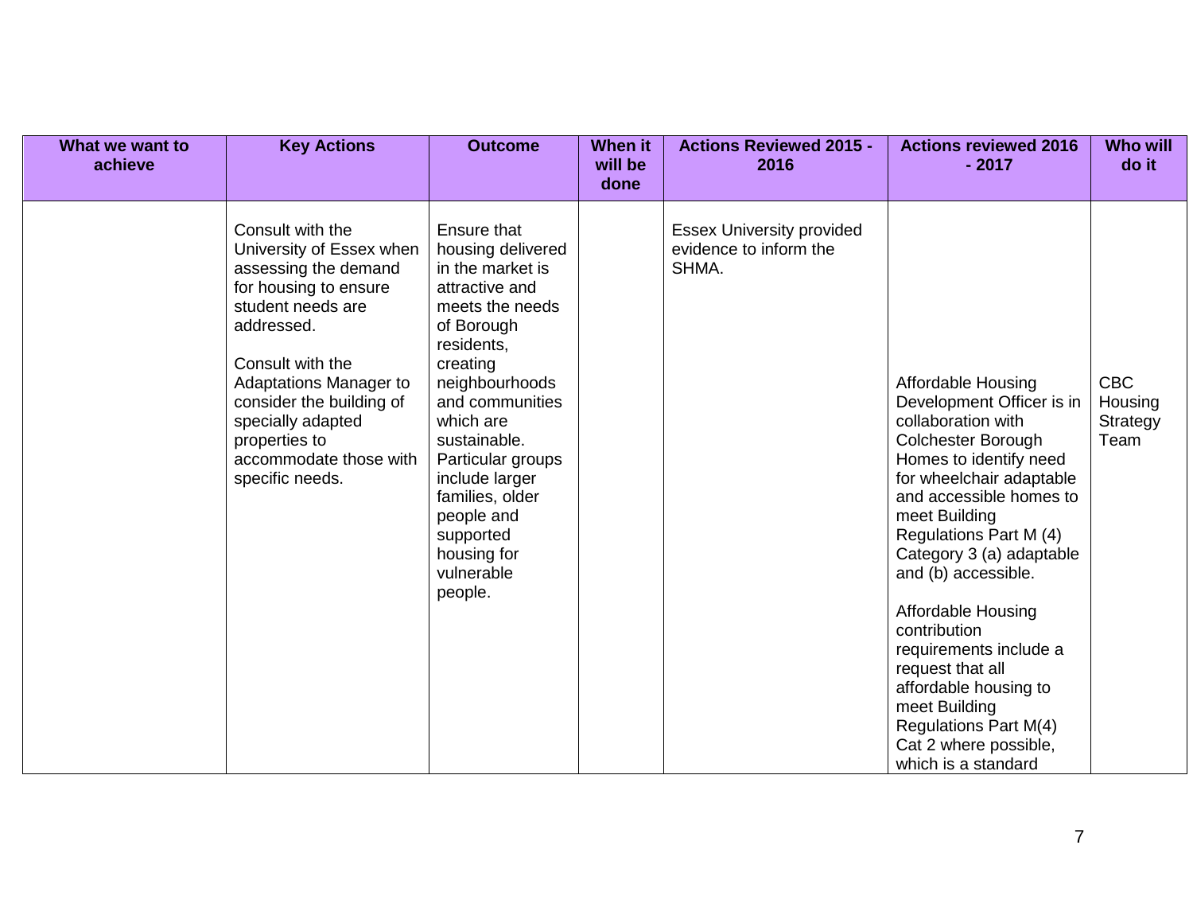| What we want to achieve | Key Actions | Outcome | When it will be done | Actions Reviewed 2015 - 2016 | Actions reviewed 2016 - 2017 | Who will do it |
|---|---|---|---|---|---|---|
| | Consult with the University of Essex when assessing the demand for housing to ensure student needs are addressed.<br><br>Consult with the Adaptations Manager to consider the building of specially adapted properties to accommodate those with specific needs. | Ensure that housing delivered in the market is attractive and meets the needs of Borough residents, creating neighbourhoods and communities which are sustainable. Particular groups include larger families, older people and supported housing for vulnerable people. | | Essex University provided evidence to inform the SHMA. | Affordable Housing Development Officer is in collaboration with Colchester Borough Homes to identify need for wheelchair adaptable and accessible homes to meet Building Regulations Part M (4) Category 3 (a) adaptable and (b) accessible.<br><br>Affordable Housing contribution requirements include a request that all affordable housing to meet Building Regulations Part M(4) Cat 2 where possible, which is a standard | CBC Housing Strategy Team |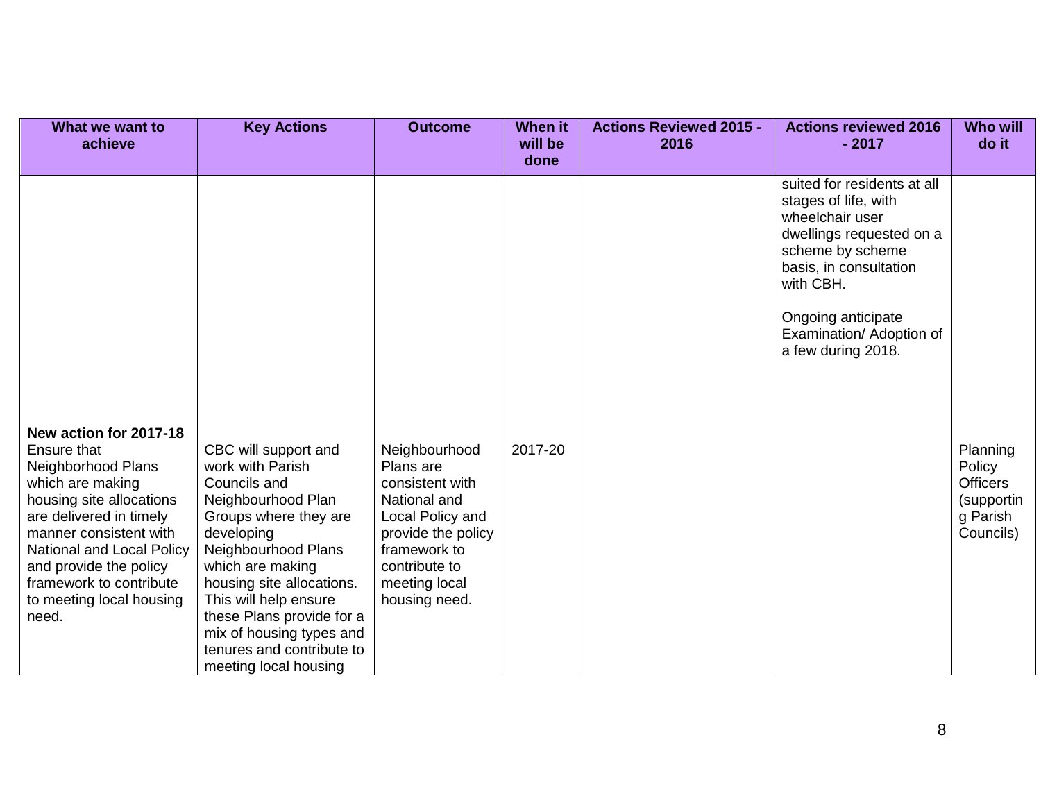| What we want to achieve | Key Actions | Outcome | When it will be done | Actions Reviewed 2015 - 2016 | Actions reviewed 2016 - 2017 | Who will do it |
|---|---|---|---|---|---|---|
| | | | | | suited for residents at all stages of life, with wheelchair user dwellings requested on a scheme by scheme basis, in consultation with CBH.<br><br>Ongoing anticipate Examination/ Adoption of a few during 2018. | |
| **New action for 2017-18**<br>Ensure that Neighborhood Plans which are making housing site allocations are delivered in timely manner consistent with National and Local Policy and provide the policy framework to contribute to meeting local housing need. | CBC will support and work with Parish Councils and Neighbourhood Plan Groups where they are developing Neighbourhood Plans which are making housing site allocations. This will help ensure these Plans provide for a mix of housing types and tenures and contribute to meeting local housing | Neighbourhood Plans are consistent with National and Local Policy and provide the policy framework to contribute to meeting local housing need. | 2017-20 | | | Planning Policy Officers (supporting Parish Councils) |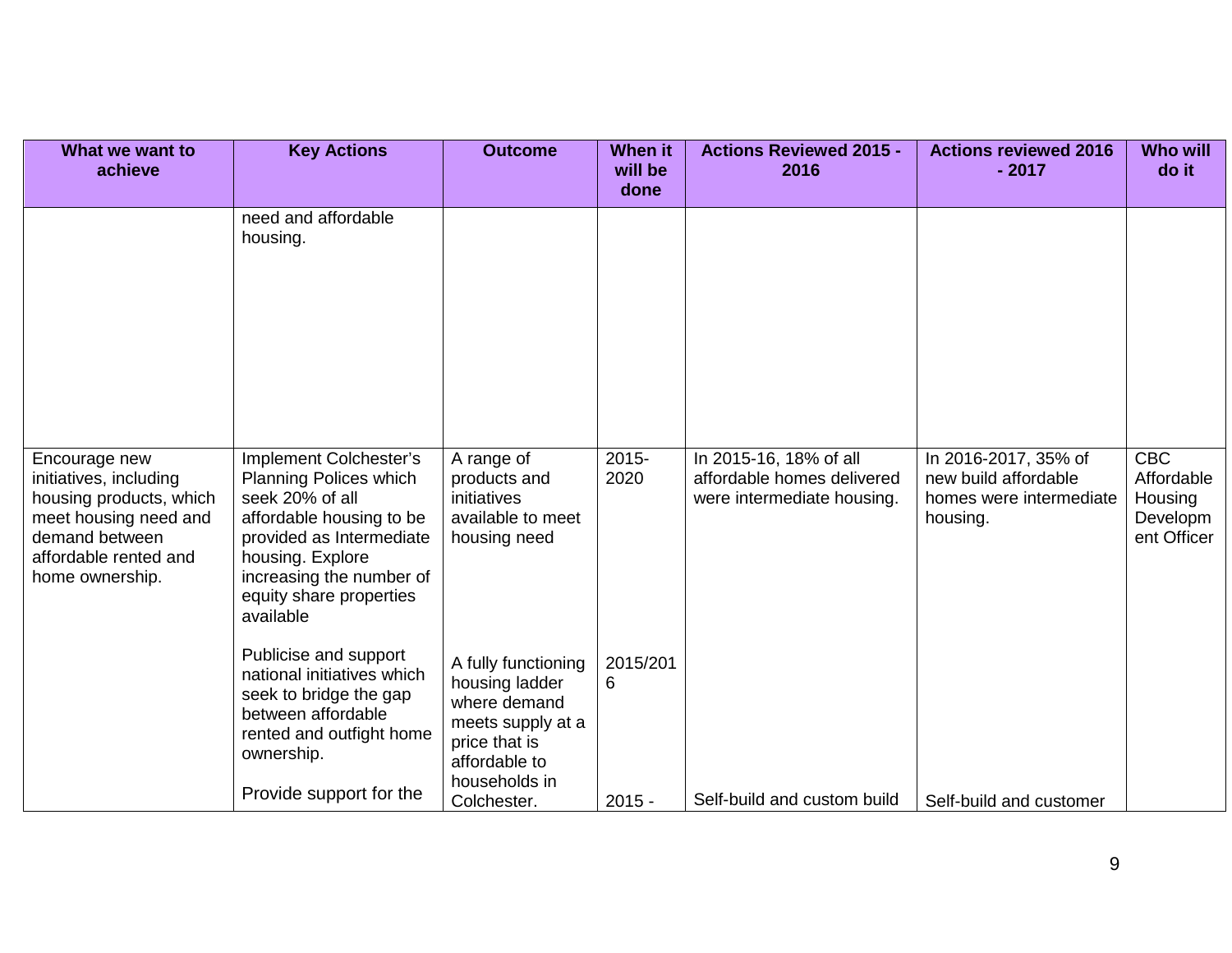| What we want to achieve | Key Actions | Outcome | When it will be done | Actions Reviewed 2015 - 2016 | Actions reviewed 2016 - 2017 | Who will do it |
|---|---|---|---|---|---|---|
| | need and affordable housing. | | | | | |
| Encourage new initiatives, including housing products, which meet housing need and demand between affordable rented and home ownership. | Implement Colchester's Planning Polices which seek 20% of all affordable housing to be provided as Intermediate housing. Explore increasing the number of equity share properties available | A range of products and initiatives available to meet housing need | 2015-2020 | In 2015-16, 18% of all affordable homes delivered were intermediate housing. | In 2016-2017, 35% of new build affordable homes were intermediate housing. | CBC Affordable Housing Development Officer |
| | Publicise and support national initiatives which seek to bridge the gap between affordable rented and outfight home ownership. | A fully functioning housing ladder where demand meets supply at a price that is affordable to households in Colchester. | 2015/2016 | | | |
| | Provide support for the | | 2015 - | Self-build and custom build | Self-build and customer | |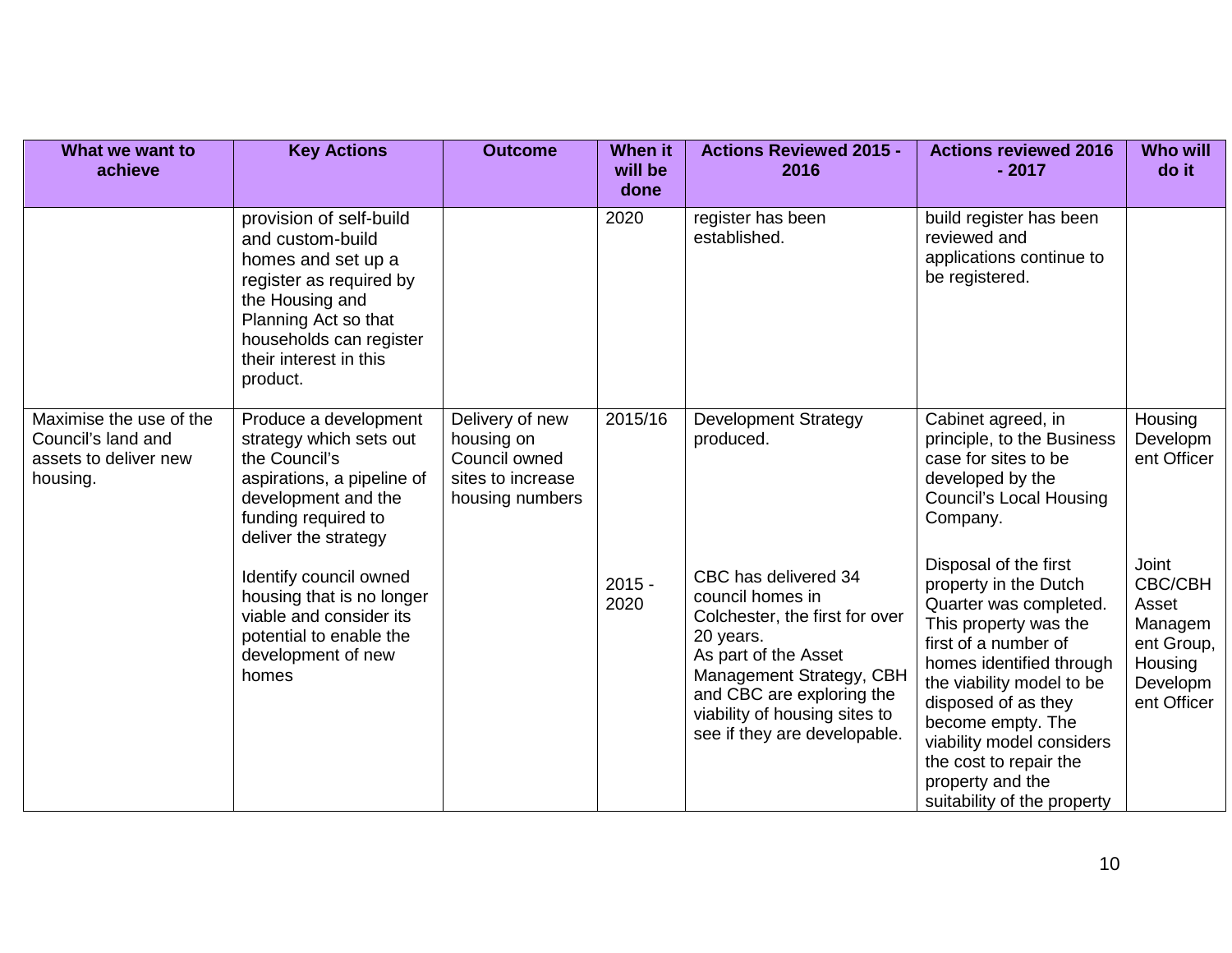| What we want to achieve | Key Actions | Outcome | When it will be done | Actions Reviewed 2015 - 2016 | Actions reviewed 2016 - 2017 | Who will do it |
|---|---|---|---|---|---|---|
| | provision of self-build and custom-build homes and set up a register as required by the Housing and Planning Act so that households can register their interest in this product. | | 2020 | register has been established. | build register has been reviewed and applications continue to be registered. | |
| Maximise the use of the Council's land and assets to deliver new housing. | Produce a development strategy which sets out the Council's aspirations, a pipeline of development and the funding required to deliver the strategy | Delivery of new housing on Council owned sites to increase housing numbers | 2015/16 | Development Strategy produced. | Cabinet agreed, in principle, to the Business case for sites to be developed by the Council's Local Housing Company. | Housing Development Officer |
| | Identify council owned housing that is no longer viable and consider its potential to enable the development of new homes | | 2015 - 2020 | CBC has delivered 34 council homes in Colchester, the first for over 20 years.<br>As part of the Asset Management Strategy, CBH and CBC are exploring the viability of housing sites to see if they are developable. | Disposal of the first property in the Dutch Quarter was completed. This property was the first of a number of homes identified through the viability model to be disposed of as they become empty. The viability model considers the cost to repair the property and the suitability of the property | Joint CBC/CBH Asset Management Group, Housing Development Officer |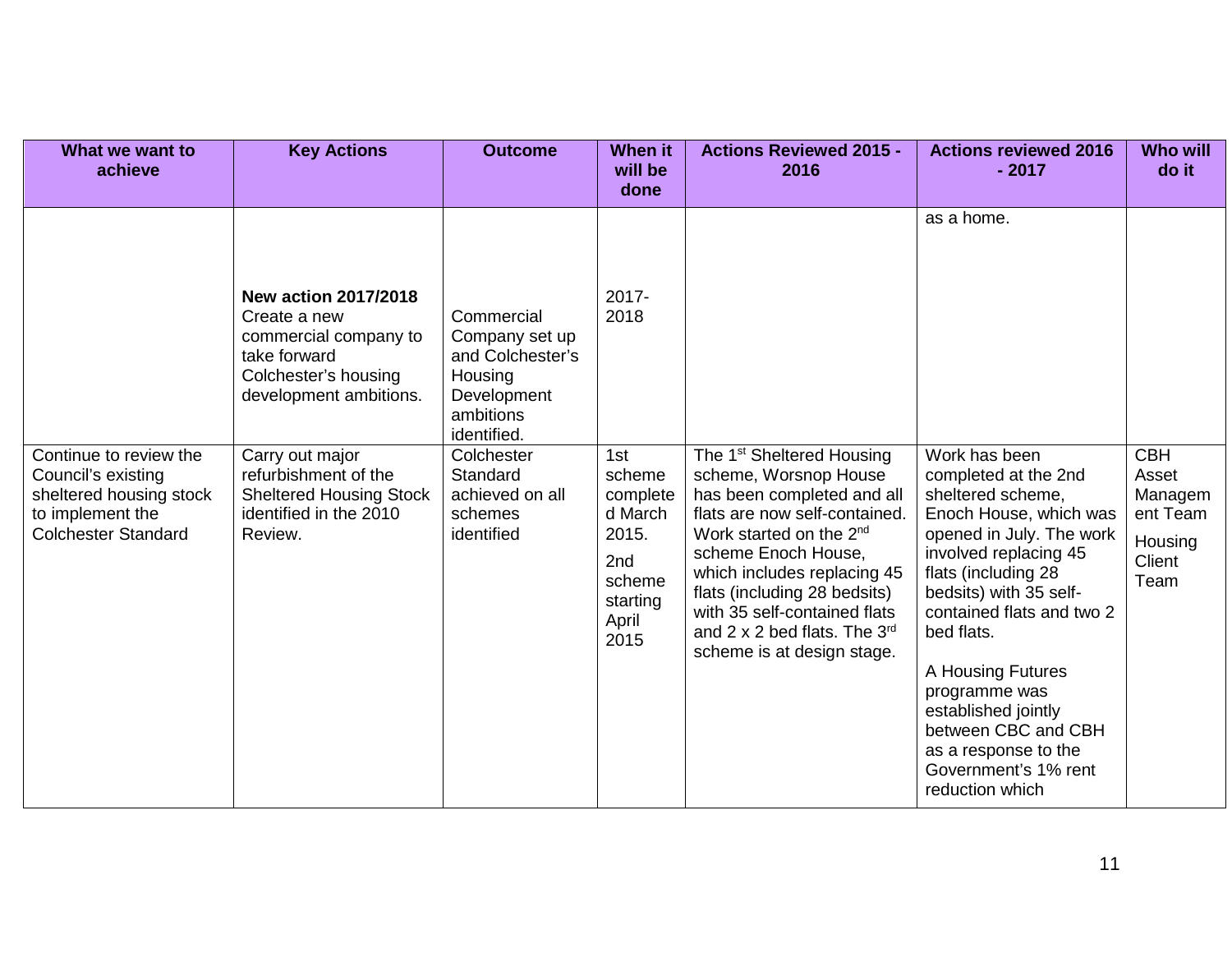| What we want to achieve | Key Actions | Outcome | When it will be done | Actions Reviewed 2015 - 2016 | Actions reviewed 2016 - 2017 | Who will do it |
|---|---|---|---|---|---|---|
| | **New action 2017/2018** Create a new commercial company to take forward Colchester's housing development ambitions. | Commercial Company set up and Colchester's Housing Development ambitions identified. | 2017-2018 | | as a home. | |
| Continue to review the Council's existing sheltered housing stock to implement the Colchester Standard | Carry out major refurbishment of the Sheltered Housing Stock identified in the 2010 Review. | Colchester Standard achieved on all schemes identified | 1st scheme completed March 2015. 2nd scheme starting April 2015 | The 1st Sheltered Housing scheme, Worsnop House has been completed and all flats are now self-contained. Work started on the 2nd scheme Enoch House, which includes replacing 45 flats (including 28 bedsits) with 35 self-contained flats and 2 x 2 bed flats. The 3rd scheme is at design stage. | Work has been completed at the 2nd sheltered scheme, Enoch House, which was opened in July. The work involved replacing 45 flats (including 28 bedsits) with 35 self-contained flats and two 2 bed flats.<br><br>A Housing Futures programme was established jointly between CBC and CBH as a response to the Government's 1% rent reduction which | CBH Asset Management Team<br><br>Housing Client Team |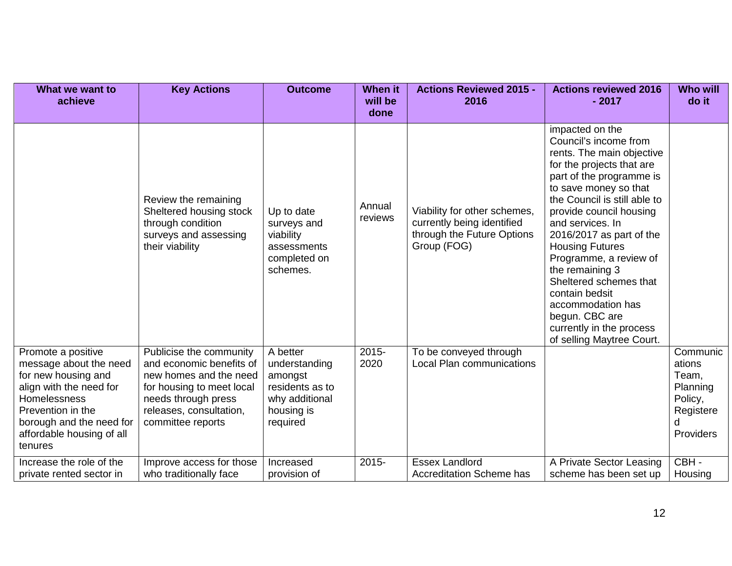| What we want to achieve | Key Actions | Outcome | When it will be done | Actions Reviewed 2015 - 2016 | Actions reviewed 2016 - 2017 | Who will do it |
|---|---|---|---|---|---|---|
| | Review the remaining Sheltered housing stock through condition surveys and assessing their viability | Up to date surveys and viability assessments completed on schemes. | Annual reviews | Viability for other schemes, currently being identified through the Future Options Group (FOG) | impacted on the Council's income from rents. The main objective for the projects that are part of the programme is to save money so that the Council is still able to provide council housing and services. In 2016/2017 as part of the Housing Futures Programme, a review of the remaining 3 Sheltered schemes that contain bedsit accommodation has begun. CBC are currently in the process of selling Maytree Court. | |
| Promote a positive message about the need for new housing and align with the need for Homelessness Prevention in the borough and the need for affordable housing of all tenures | Publicise the community and economic benefits of new homes and the need for housing to meet local needs through press releases, consultation, committee reports | A better understanding amongst residents as to why additional housing is required | 2015-2020 | To be conveyed through Local Plan communications | | Communications Team, Planning Policy, Registered Providers |
| Increase the role of the private rented sector in | Improve access for those who traditionally face | Increased provision of | 2015- | Essex Landlord Accreditation Scheme has | A Private Sector Leasing scheme has been set up | CBH - Housing |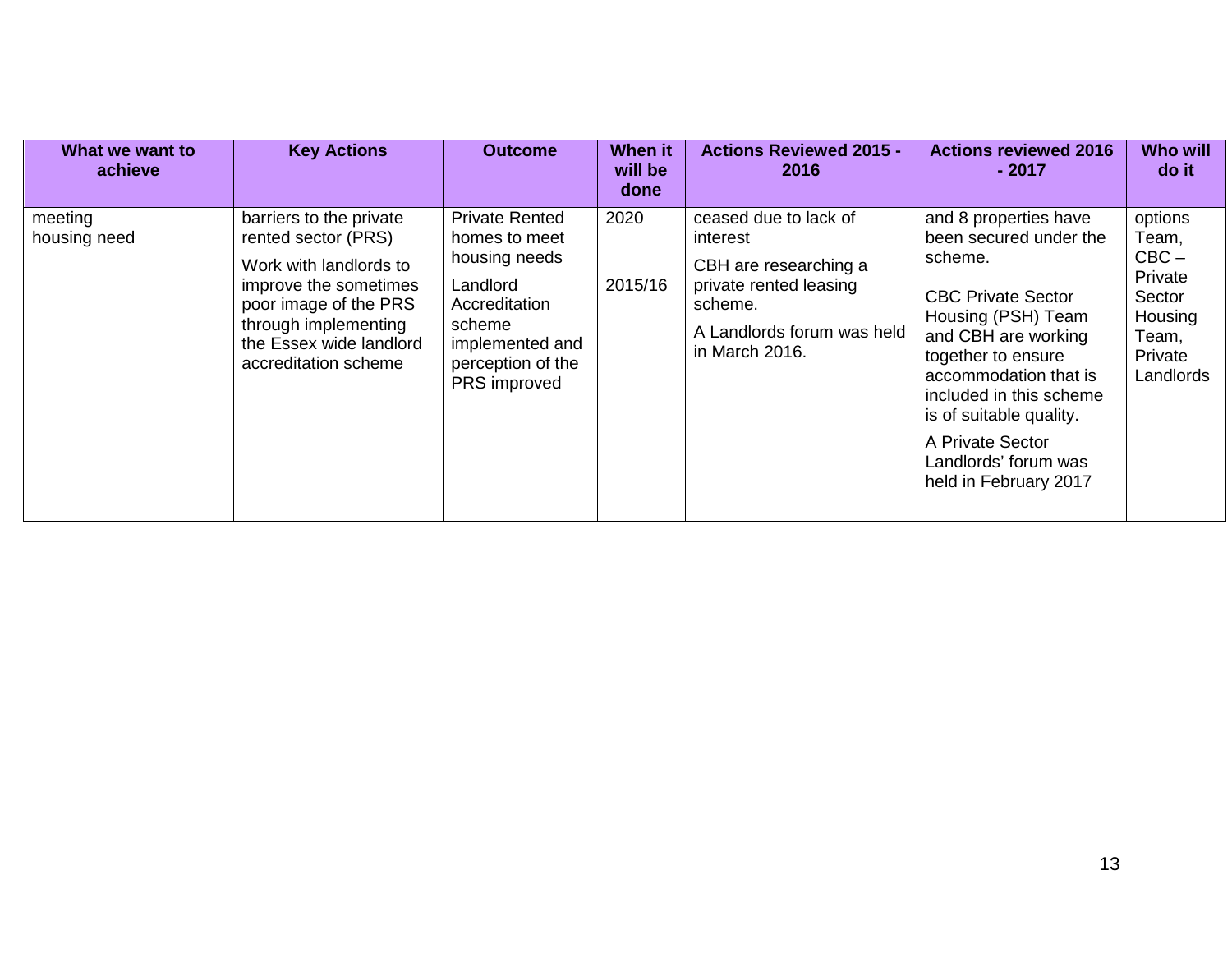| What we want to achieve | Key Actions | Outcome | When it will be done | Actions Reviewed 2015 - 2016 | Actions reviewed 2016 - 2017 | Who will do it |
|---|---|---|---|---|---|---|
| meeting housing need | barriers to the private rented sector (PRS)<br><br>Work with landlords to improve the sometimes poor image of the PRS through implementing the Essex wide landlord accreditation scheme | Private Rented homes to meet housing needs<br><br>Landlord Accreditation scheme implemented and perception of the PRS improved | 2020<br><br>2015/16 | ceased due to lack of interest<br><br>CBH are researching a private rented leasing scheme.<br><br>A Landlords forum was held in March 2016. | and 8 properties have been secured under the scheme.<br><br>CBC Private Sector Housing (PSH) Team and CBH are working together to ensure accommodation that is included in this scheme is of suitable quality.<br><br>A Private Sector Landlords' forum was held in February 2017 | options Team, CBC – Private Sector Housing Team, Private Landlords |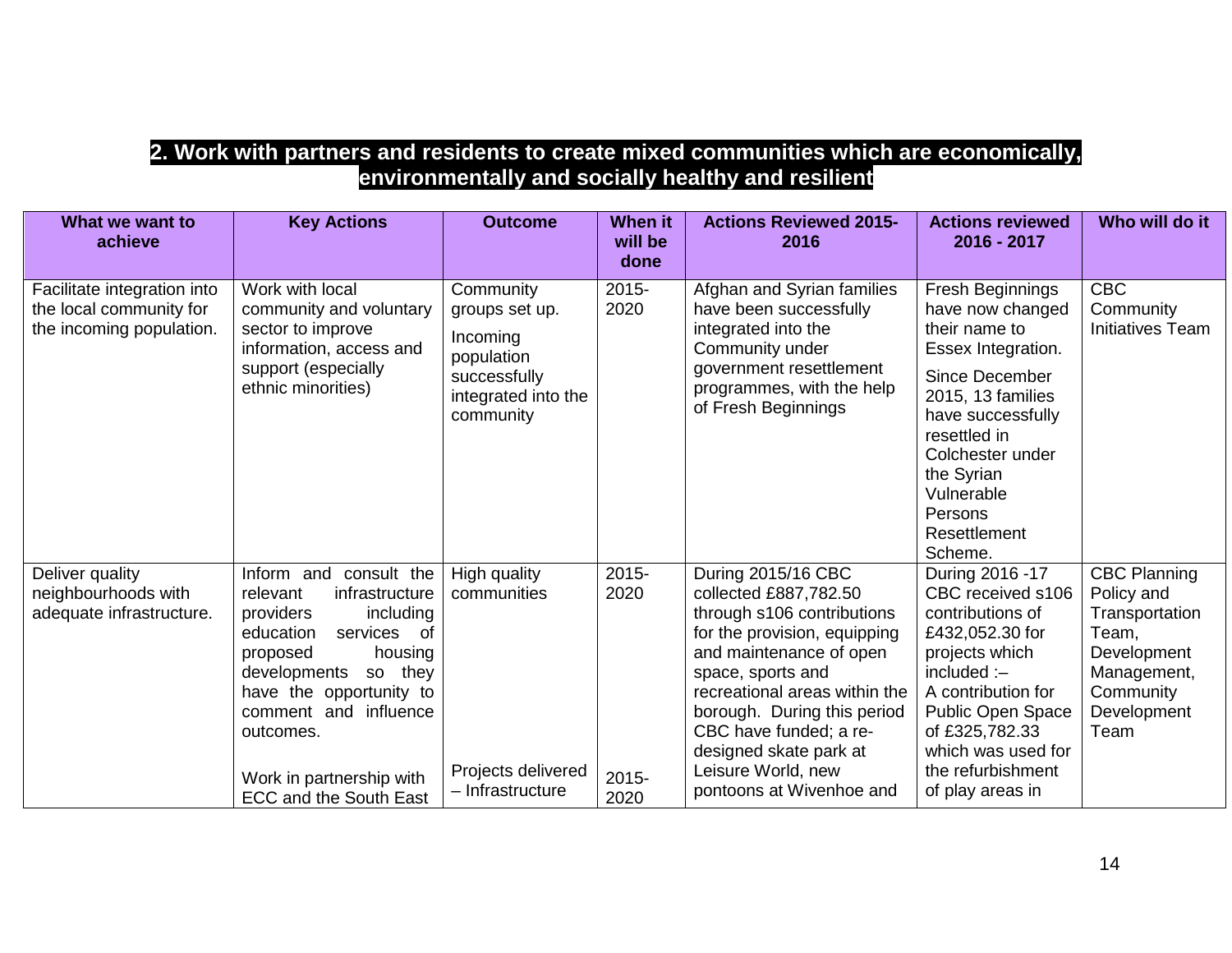## 2. Work with partners and residents to create mixed communities which are economically, environmentally and socially healthy and resilient

| What we want to achieve | Key Actions | Outcome | When it will be done | Actions Reviewed 2015-2016 | Actions reviewed 2016 - 2017 | Who will do it |
|---|---|---|---|---|---|---|
| Facilitate integration into the local community for the incoming population. | Work with local community and voluntary sector to improve information, access and support (especially ethnic minorities) | Community groups set up. Incoming population successfully integrated into the community | 2015-2020 | Afghan and Syrian families have been successfully integrated into the Community under government resettlement programmes, with the help of Fresh Beginnings | Fresh Beginnings have now changed their name to Essex Integration. Since December 2015, 13 families have successfully resettled in Colchester under the Syrian Vulnerable Persons Resettlement Scheme. | CBC Community Initiatives Team |
| Deliver quality neighbourhoods with adequate infrastructure. | Inform and consult the relevant infrastructure providers including education services of proposed housing developments so they have the opportunity to comment and influence outcomes. Work in partnership with ECC and the South East | High quality communities Projects delivered – Infrastructure | 2015-2020 2015-2020 | During 2015/16 CBC collected £887,782.50 through s106 contributions for the provision, equipping and maintenance of open space, sports and recreational areas within the borough. During this period CBC have funded; a re-designed skate park at Leisure World, new pontoons at Wivenhoe and | During 2016 -17 CBC received s106 contributions of £432,052.30 for projects which included :– A contribution for Public Open Space of £325,782.33 which was used for the refurbishment of play areas in | CBC Planning Policy and Transportation Team, Development Management, Community Development Team |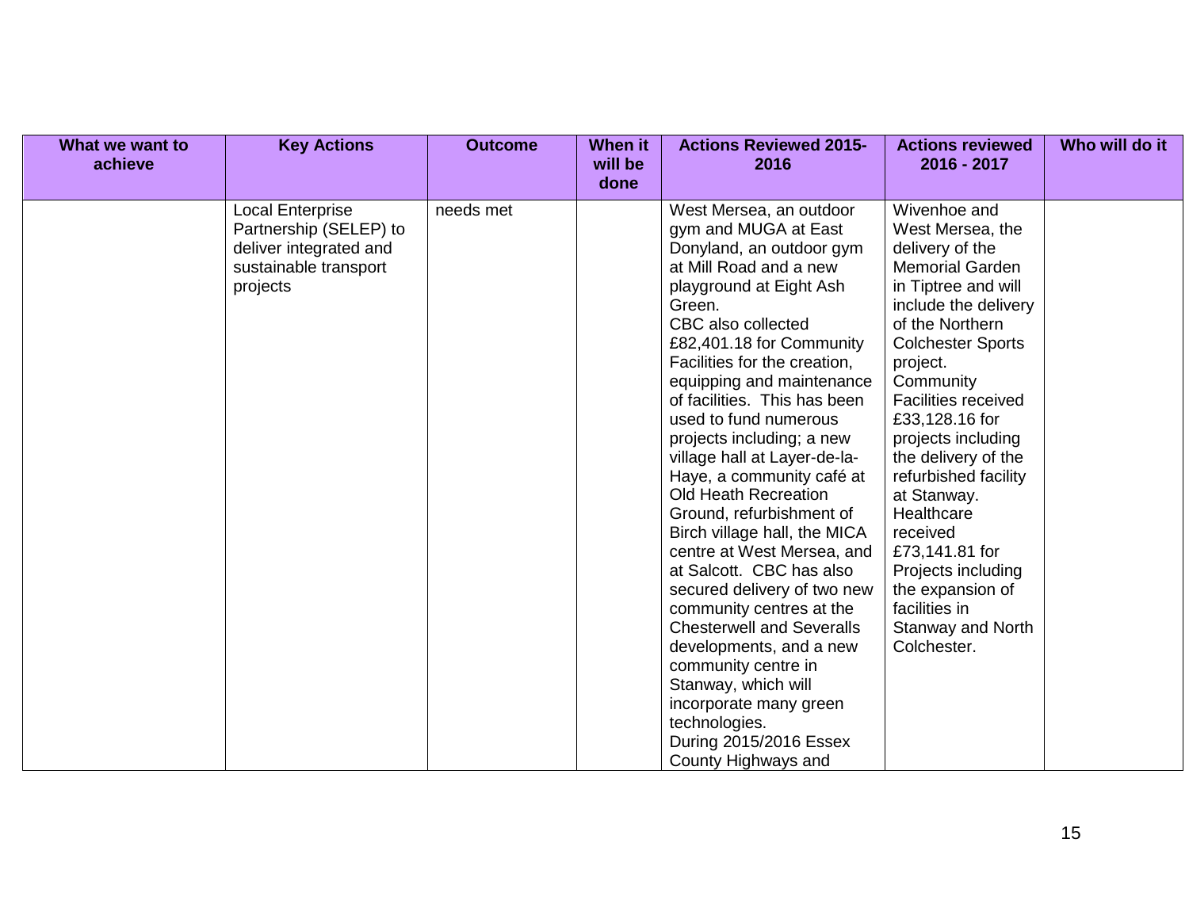| What we want to achieve | Key Actions | Outcome | When it will be done | Actions Reviewed 2015-2016 | Actions reviewed 2016 - 2017 | Who will do it |
|---|---|---|---|---|---|---|
| | Local Enterprise Partnership (SELEP) to deliver integrated and sustainable transport projects | needs met | | West Mersea, an outdoor gym and MUGA at East Donyland, an outdoor gym at Mill Road and a new playground at Eight Ash Green.<br>CBC also collected £82,401.18 for Community Facilities for the creation, equipping and maintenance of facilities. This has been used to fund numerous projects including; a new village hall at Layer-de-la-Haye, a community café at Old Heath Recreation Ground, refurbishment of Birch village hall, the MICA centre at West Mersea, and at Salcott. CBC has also secured delivery of two new community centres at the Chesterwell and Severalls developments, and a new community centre in Stanway, which will incorporate many green technologies.<br>During 2015/2016 Essex County Highways and | Wivenhoe and West Mersea, the delivery of the Memorial Garden in Tiptree and will include the delivery of the Northern Colchester Sports project.<br>Community Facilities received £33,128.16 for projects including the delivery of the refurbished facility at Stanway.<br>Healthcare received £73,141.81 for Projects including the expansion of facilities in Stanway and North Colchester. | |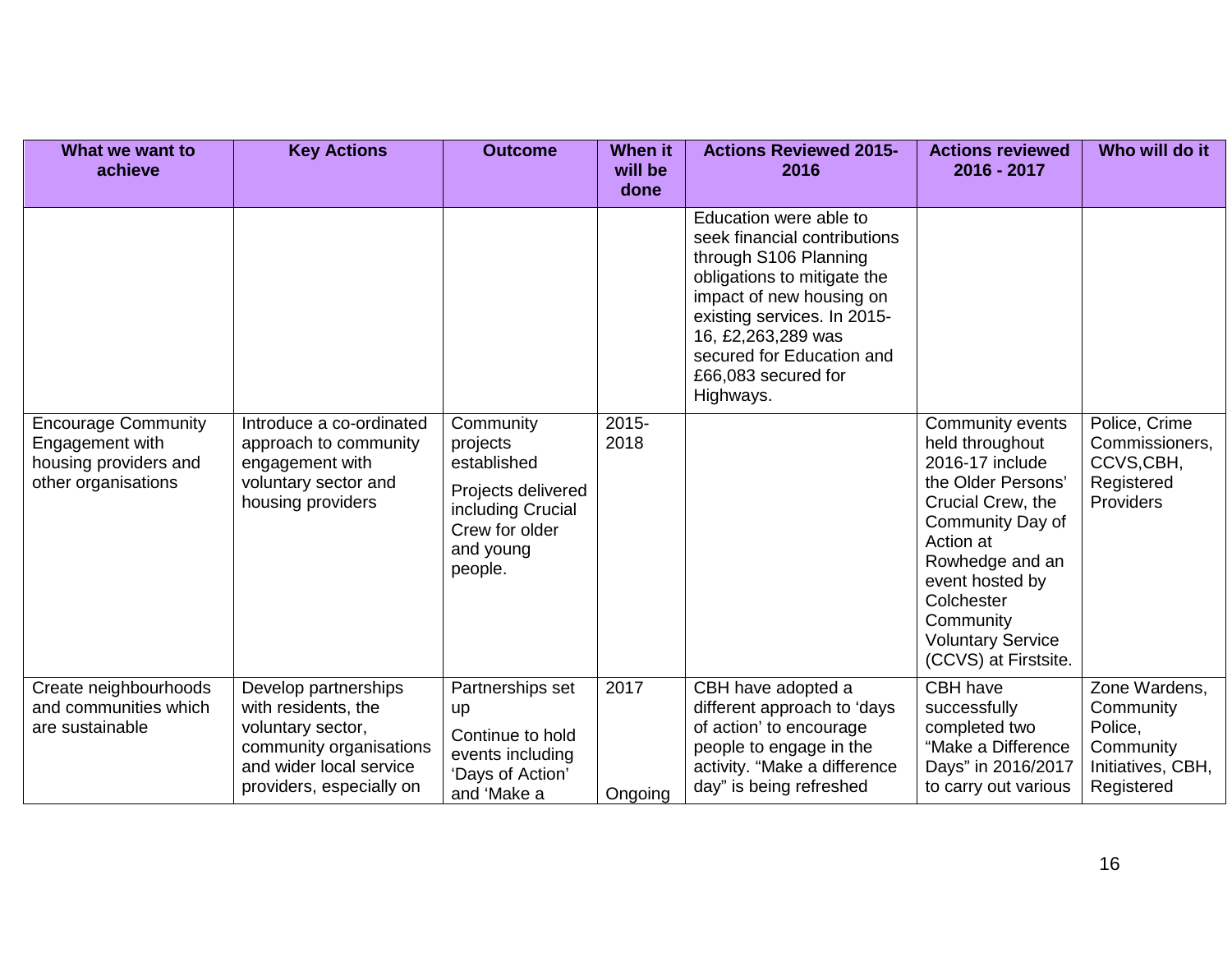| What we want to achieve | Key Actions | Outcome | When it will be done | Actions Reviewed 2015-2016 | Actions reviewed 2016 - 2017 | Who will do it |
|---|---|---|---|---|---|---|
| | | | | Education were able to seek financial contributions through S106 Planning obligations to mitigate the impact of new housing on existing services. In 2015-16, £2,263,289 was secured for Education and £66,083 secured for Highways. | | |
| Encourage Community Engagement with housing providers and other organisations | Introduce a co-ordinated approach to community engagement with voluntary sector and housing providers | Community projects established<br><br>Projects delivered including Crucial Crew for older and young people. | 2015-2018 | | Community events held throughout 2016-17 include the Older Persons' Crucial Crew, the Community Day of Action at Rowhedge and an event hosted by Colchester Community Voluntary Service (CCVS) at Firstsite. | Police, Crime Commissioners, CCVS,CBH, Registered Providers |
| Create neighbourhoods and communities which are sustainable | Develop partnerships with residents, the voluntary sector, community organisations and wider local service providers, especially on | Partnerships set up<br><br>Continue to hold events including 'Days of Action' and 'Make a | 2017<br><br>Ongoing | CBH have adopted a different approach to 'days of action' to encourage people to engage in the activity. "Make a difference day" is being refreshed | CBH have successfully completed two "Make a Difference Days" in 2016/2017 to carry out various | Zone Wardens, Community Police, Community Initiatives, CBH, Registered |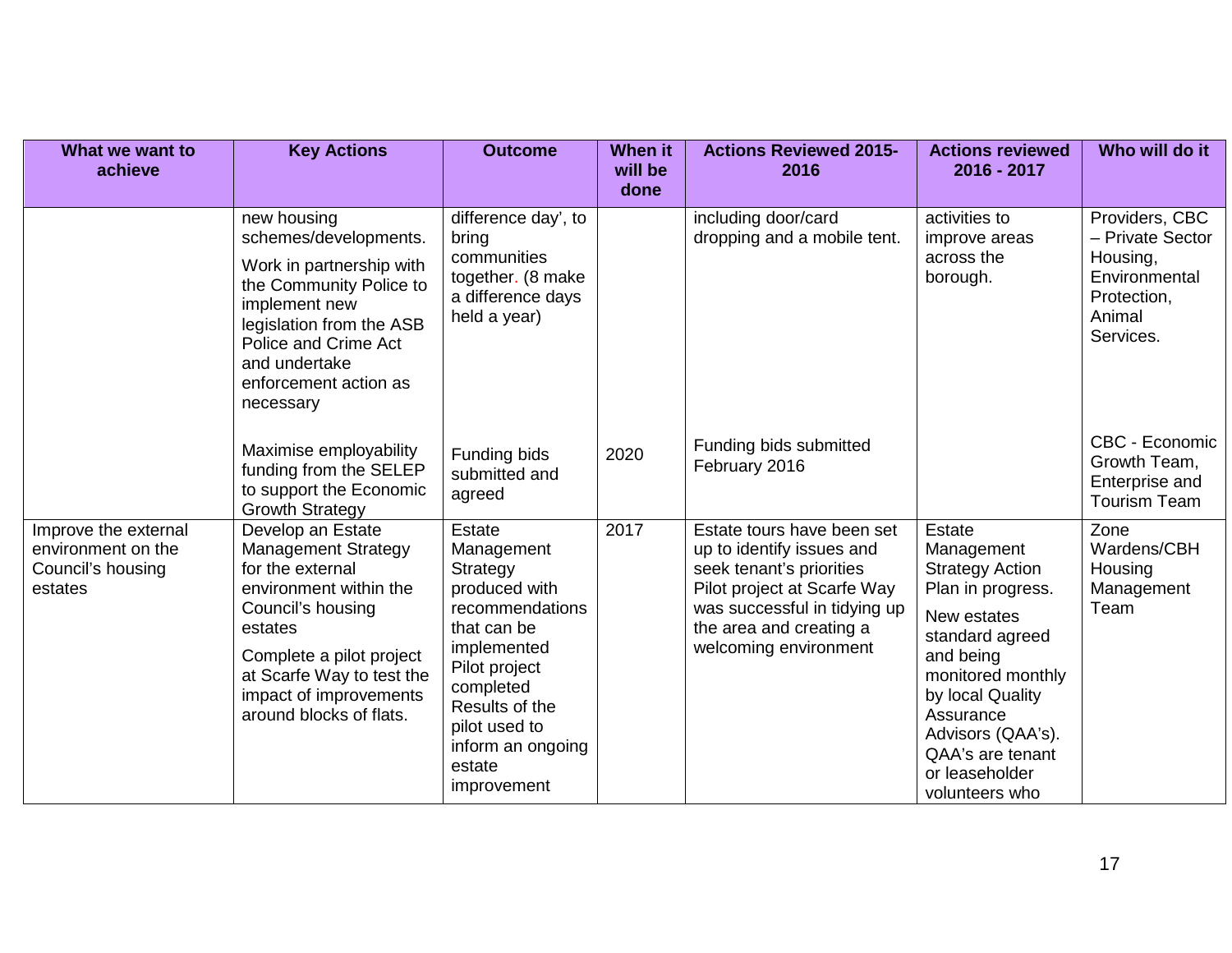| What we want to achieve | Key Actions | Outcome | When it will be done | Actions Reviewed 2015-2016 | Actions reviewed 2016 - 2017 | Who will do it |
|---|---|---|---|---|---|---|
| | new housing schemes/developments. Work in partnership with the Community Police to implement new legislation from the ASB Police and Crime Act and undertake enforcement action as necessary | difference day', to bring communities together. (8 make a difference days held a year) | | including door/card dropping and a mobile tent. | activities to improve areas across the borough. | Providers, CBC – Private Sector Housing, Environmental Protection, Animal Services. |
| | Maximise employability funding from the SELEP to support the Economic Growth Strategy | Funding bids submitted and agreed | 2020 | Funding bids submitted February 2016 | | CBC - Economic Growth Team, Enterprise and Tourism Team |
| Improve the external environment on the Council's housing estates | Develop an Estate Management Strategy for the external environment within the Council's housing estates Complete a pilot project at Scarfe Way to test the impact of improvements around blocks of flats. | Estate Management Strategy produced with recommendations that can be implemented Pilot project completed Results of the pilot used to inform an ongoing estate improvement | 2017 | Estate tours have been set up to identify issues and seek tenant's priorities Pilot project at Scarfe Way was successful in tidying up the area and creating a welcoming environment | Estate Management Strategy Action Plan in progress. New estates standard agreed and being monitored monthly by local Quality Assurance Advisors (QAA's). QAA's are tenant or leaseholder volunteers who | Zone Wardens/CBH Housing Management Team |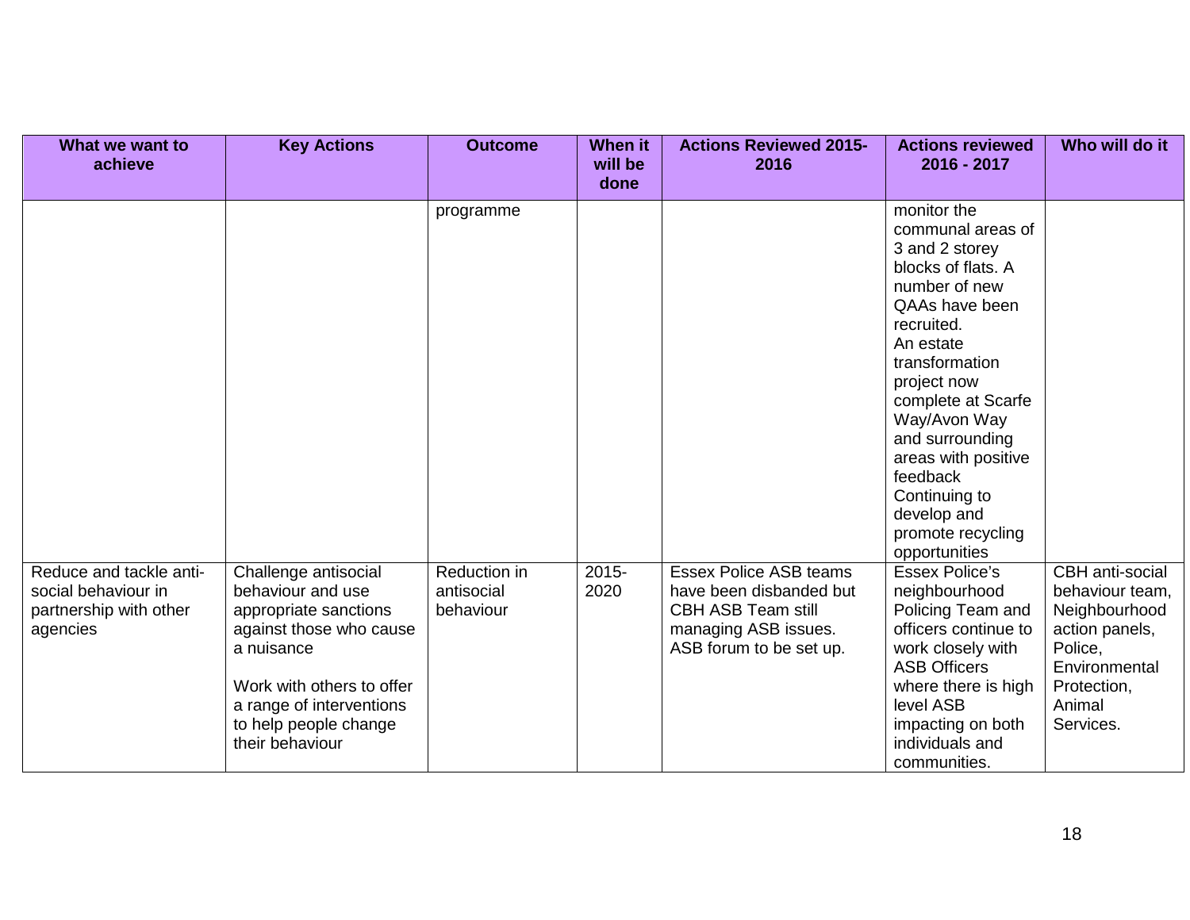| What we want to achieve | Key Actions | Outcome | When it will be done | Actions Reviewed 2015-2016 | Actions reviewed 2016 - 2017 | Who will do it |
|---|---|---|---|---|---|---|
| | | programme | | | monitor the communal areas of 3 and 2 storey blocks of flats. A number of new QAAs have been recruited.<br>An estate transformation project now complete at Scarfe Way/Avon Way and surrounding areas with positive feedback<br>Continuing to develop and promote recycling opportunities | |
| Reduce and tackle anti-social behaviour in partnership with other agencies | Challenge antisocial behaviour and use appropriate sanctions against those who cause a nuisance<br><br>Work with others to offer a range of interventions to help people change their behaviour | Reduction in antisocial behaviour | 2015-2020 | Essex Police ASB teams have been disbanded but CBH ASB Team still managing ASB issues. ASB forum to be set up. | Essex Police's neighbourhood Policing Team and officers continue to work closely with ASB Officers where there is high level ASB impacting on both individuals and communities. | CBH anti-social behaviour team, Neighbourhood action panels, Police, Environmental Protection, Animal Services. |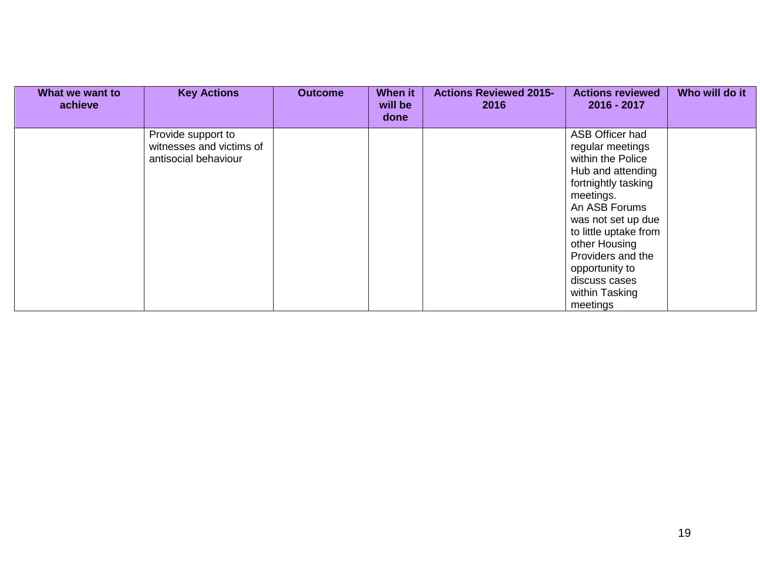| What we want to achieve | Key Actions | Outcome | When it will be done | Actions Reviewed 2015-2016 | Actions reviewed 2016 - 2017 | Who will do it |
| --- | --- | --- | --- | --- | --- | --- |
| | Provide support to witnesses and victims of antisocial behaviour | | | | ASB Officer had regular meetings within the Police Hub and attending fortnightly tasking meetings.<br>An ASB Forums was not set up due to little uptake from other Housing Providers and the opportunity to discuss cases within Tasking meetings | |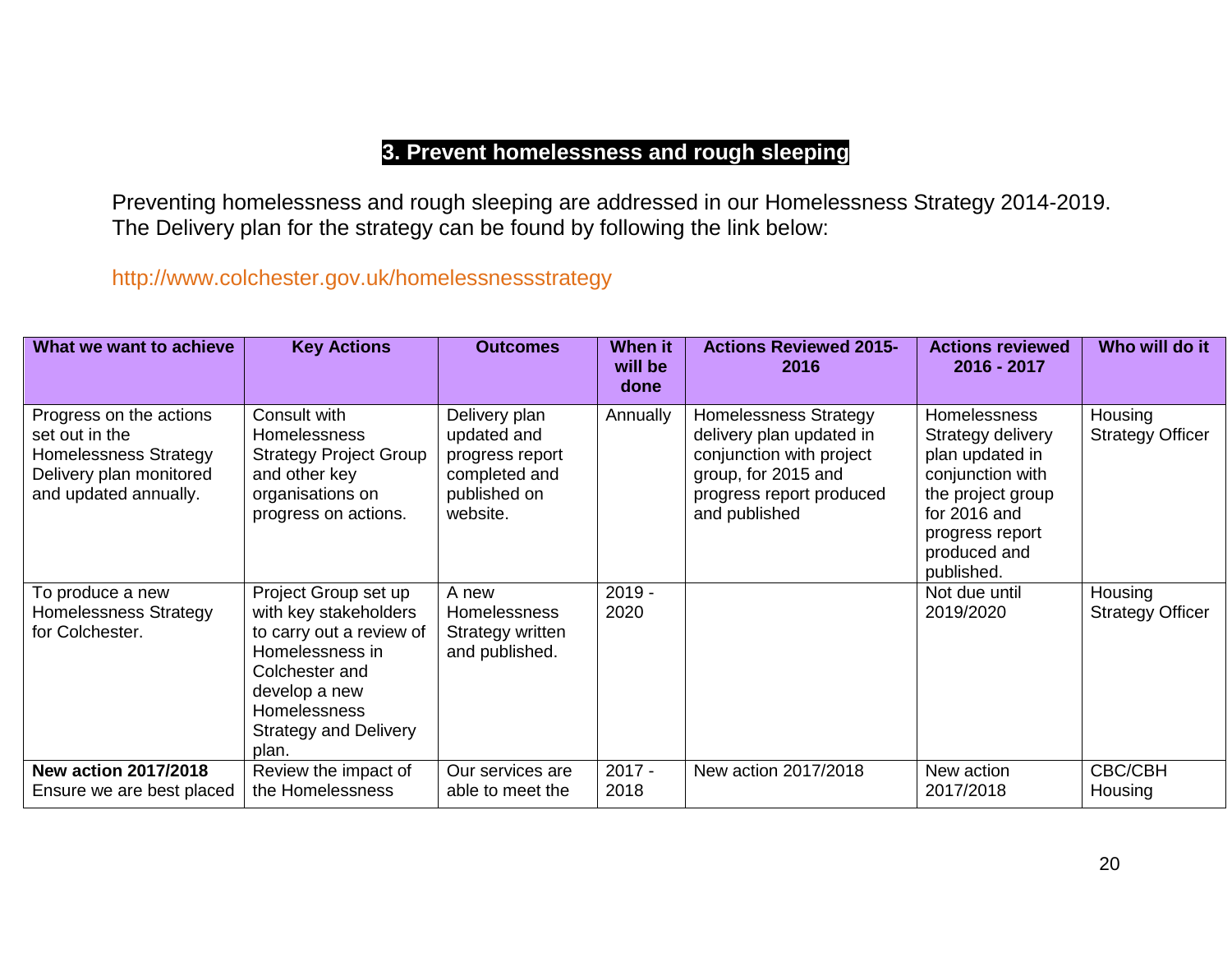## 3. Prevent homelessness and rough sleeping

Preventing homelessness and rough sleeping are addressed in our Homelessness Strategy 2014-2019. The Delivery plan for the strategy can be found by following the link below:

http://www.colchester.gov.uk/homelessnessstrategy

| What we want to achieve | Key Actions | Outcomes | When it will be done | Actions Reviewed 2015-2016 | Actions reviewed 2016 - 2017 | Who will do it |
|---|---|---|---|---|---|---|
| Progress on the actions set out in the Homelessness Strategy Delivery plan monitored and updated annually. | Consult with Homelessness Strategy Project Group and other key organisations on progress on actions. | Delivery plan updated and progress report completed and published on website. | Annually | Homelessness Strategy delivery plan updated in conjunction with project group, for 2015 and progress report produced and published | Homelessness Strategy delivery plan updated in conjunction with the project group for 2016 and progress report produced and published. | Housing Strategy Officer |
| To produce a new Homelessness Strategy for Colchester. | Project Group set up with key stakeholders to carry out a review of Homelessness in Colchester and develop a new Homelessness Strategy and Delivery plan. | A new Homelessness Strategy written and published. | 2019 - 2020 | | Not due until 2019/2020 | Housing Strategy Officer |
| **New action 2017/2018** Ensure we are best placed | Review the impact of the Homelessness | Our services are able to meet the | 2017 - 2018 | New action 2017/2018 | New action 2017/2018 | CBC/CBH Housing |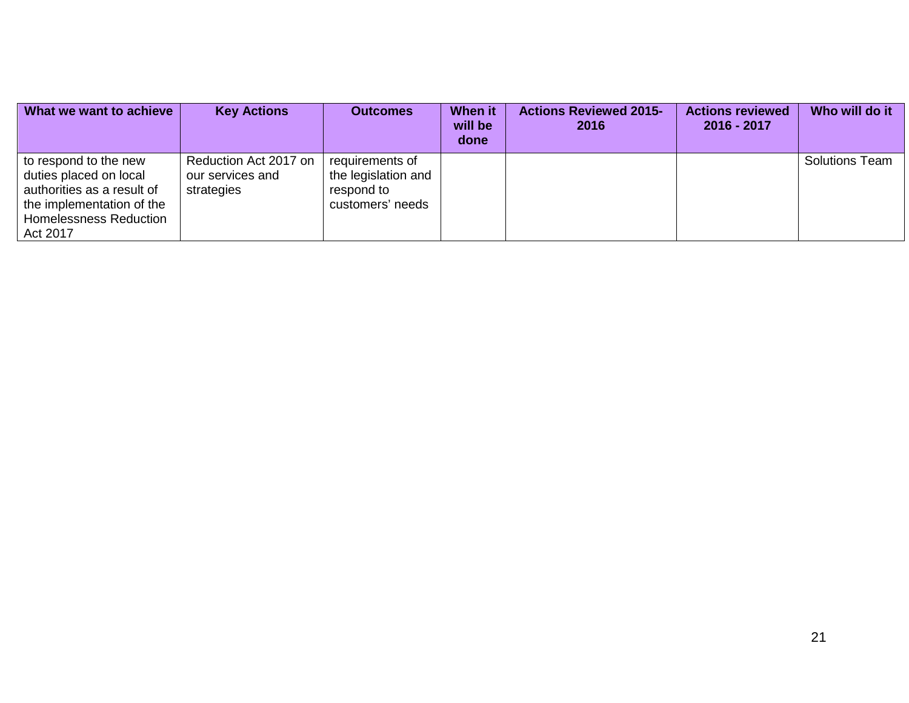| What we want to achieve | Key Actions | Outcomes | When it will be done | Actions Reviewed 2015-2016 | Actions reviewed 2016 - 2017 | Who will do it |
|---|---|---|---|---|---|---|
| to respond to the new duties placed on local authorities as a result of the implementation of the Homelessness Reduction Act 2017 | Reduction Act 2017 on our services and strategies | requirements of the legislation and respond to customers' needs | | | | Solutions Team |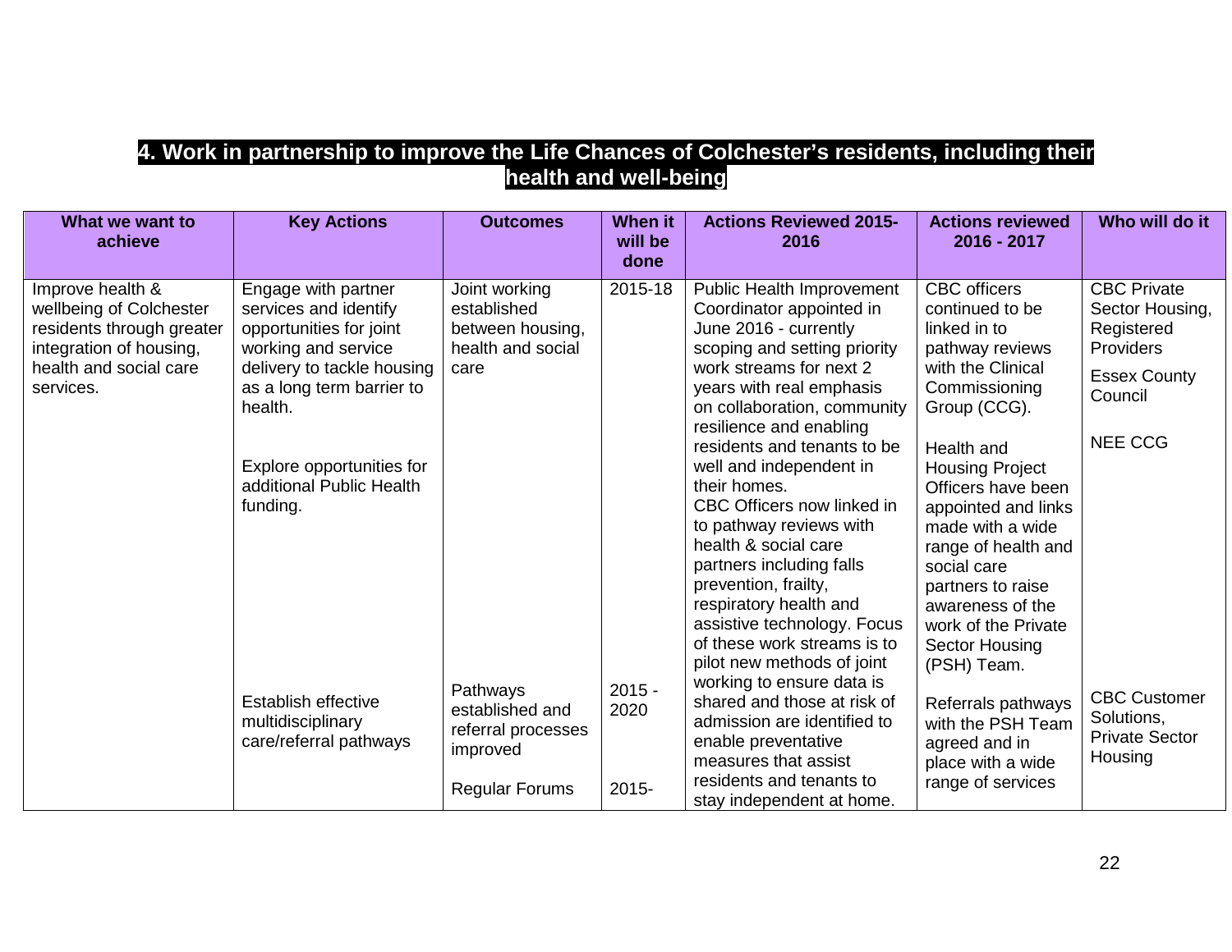## 4. Work in partnership to improve the Life Chances of Colchester's residents, including their health and well-being

| What we want to achieve | Key Actions | Outcomes | When it will be done | Actions Reviewed 2015-2016 | Actions reviewed 2016 - 2017 | Who will do it |
|---|---|---|---|---|---|---|
| Improve health & wellbeing of Colchester residents through greater integration of housing, health and social care services. | Engage with partner services and identify opportunities for joint working and service delivery to tackle housing as a long term barrier to health.<br><br>Explore opportunities for additional Public Health funding. | Joint working established between housing, health and social care | 2015-18 | Public Health Improvement Coordinator appointed in June 2016 - currently scoping and setting priority work streams for next 2 years with real emphasis on collaboration, community resilience and enabling residents and tenants to be well and independent in their homes.<br>CBC Officers now linked in to pathway reviews with health & social care partners including falls prevention, frailty, respiratory health and assistive technology. Focus of these work streams is to pilot new methods of joint working to ensure data is shared and those at risk of admission are identified to enable preventative measures that assist residents and tenants to stay independent at home. | CBC officers continued to be linked in to pathway reviews with the Clinical Commissioning Group (CCG).<br><br>Health and Housing Project Officers have been appointed and links made with a wide range of health and social care partners to raise awareness of the work of the Private Sector Housing (PSH) Team. | CBC Private Sector Housing, Registered Providers<br><br>Essex County Council<br><br>NEE CCG |
| | Establish effective multidisciplinary care/referral pathways | Pathways established and referral processes improved<br><br>Regular Forums | 2015 - 2020<br><br>2015- | | Referrals pathways with the PSH Team agreed and in place with a wide range of services | CBC Customer Solutions, Private Sector Housing |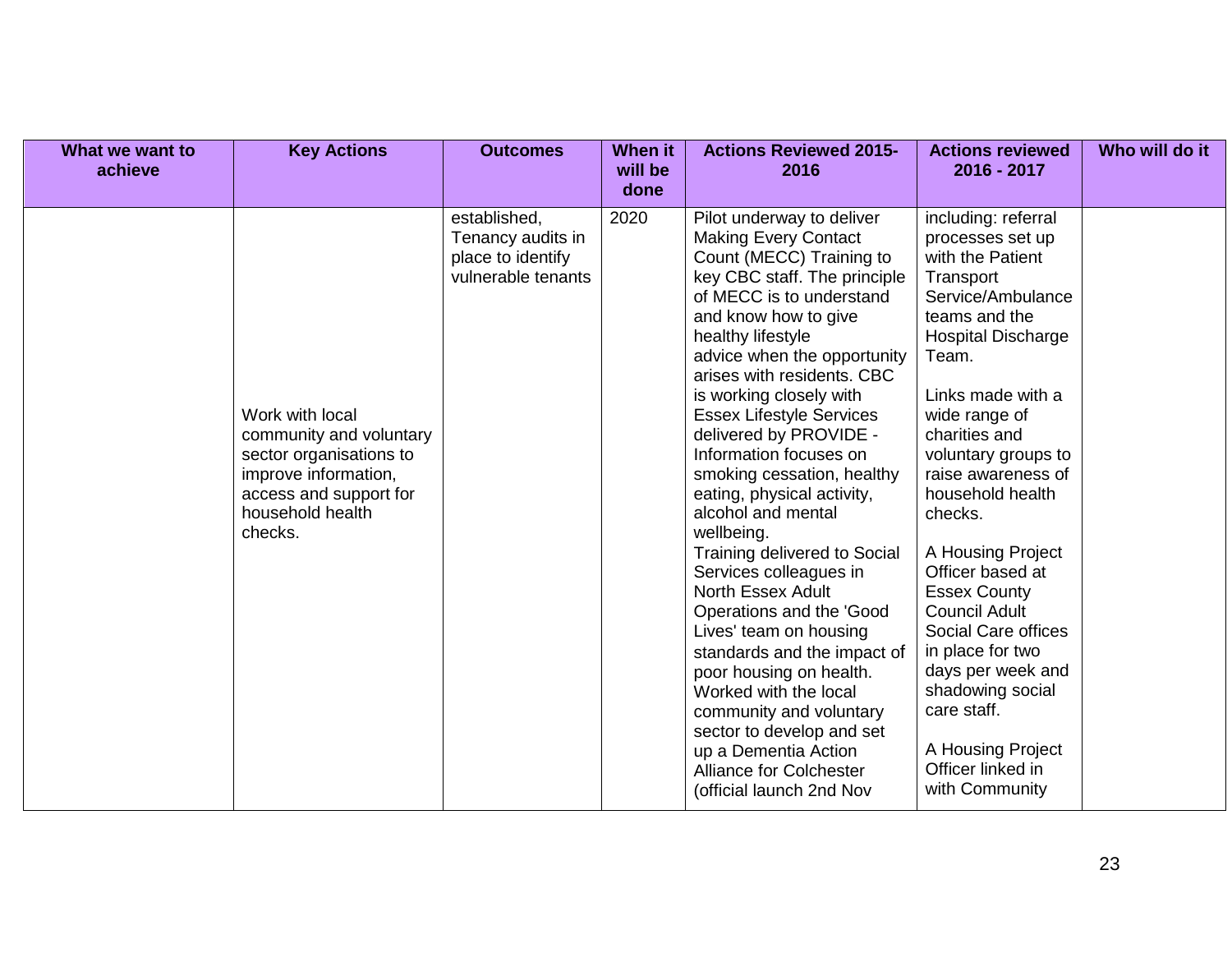| What we want to achieve | Key Actions | Outcomes | When it will be done | Actions Reviewed 2015-2016 | Actions reviewed 2016 - 2017 | Who will do it |
|---|---|---|---|---|---|---|
| | Work with local community and voluntary sector organisations to improve information, access and support for household health checks. | established, Tenancy audits in place to identify vulnerable tenants | 2020 | Pilot underway to deliver Making Every Contact Count (MECC) Training to key CBC staff. The principle of MECC is to understand and know how to give healthy lifestyle advice when the opportunity arises with residents. CBC is working closely with Essex Lifestyle Services delivered by PROVIDE - Information focuses on smoking cessation, healthy eating, physical activity, alcohol and mental wellbeing.<br>Training delivered to Social Services colleagues in North Essex Adult Operations and the 'Good Lives' team on housing standards and the impact of poor housing on health.<br>Worked with the local community and voluntary sector to develop and set up a Dementia Action Alliance for Colchester (official launch 2nd Nov | including: referral processes set up with the Patient Transport Service/Ambulance teams and the Hospital Discharge Team.<br><br>Links made with a wide range of charities and voluntary groups to raise awareness of household health checks.<br><br>A Housing Project Officer based at Essex County Council Adult Social Care offices in place for two days per week and shadowing social care staff.<br><br>A Housing Project Officer linked in with Community | |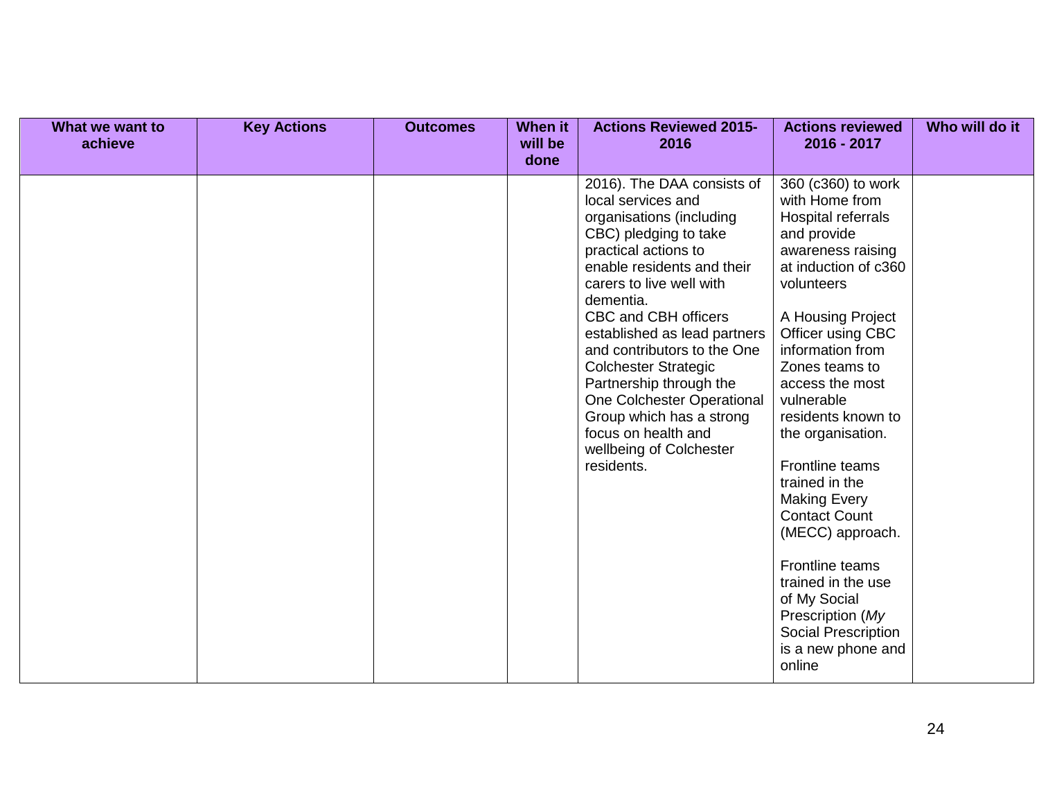| What we want to achieve | Key Actions | Outcomes | When it will be done | Actions Reviewed 2015-2016 | Actions reviewed 2016 - 2017 | Who will do it |
|---|---|---|---|---|---|---|
| | | | | 2016). The DAA consists of local services and organisations (including CBC) pledging to take practical actions to enable residents and their carers to live well with dementia.<br>CBC and CBH officers established as lead partners and contributors to the One Colchester Strategic Partnership through the One Colchester Operational Group which has a strong focus on health and wellbeing of Colchester residents. | 360 (c360) to work with Home from Hospital referrals and provide awareness raising at induction of c360 volunteers<br><br>A Housing Project Officer using CBC information from Zones teams to access the most vulnerable residents known to the organisation.<br><br>Frontline teams trained in the Making Every Contact Count (MECC) approach.<br><br>Frontline teams trained in the use of My Social Prescription (*My* Social Prescription is a new phone and online | |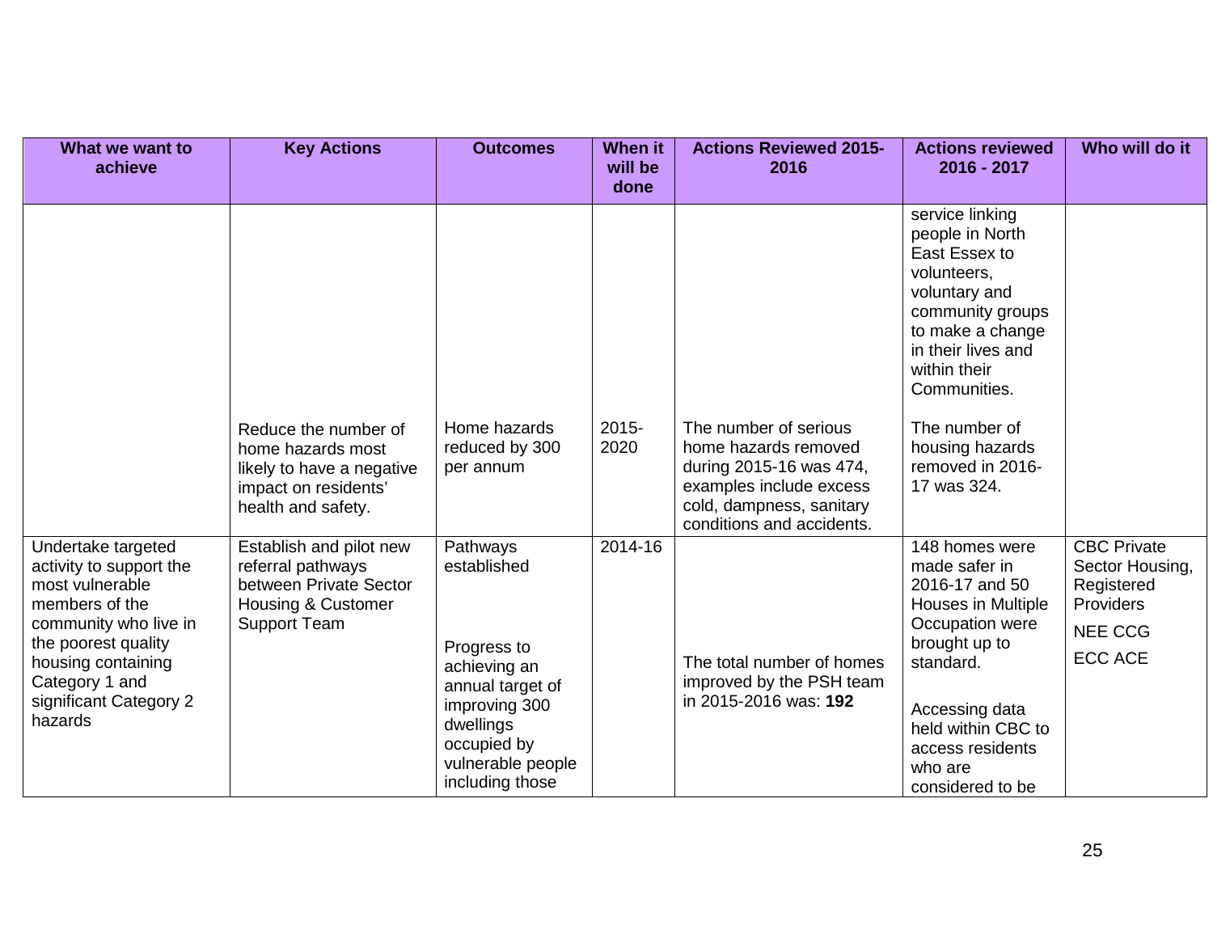| What we want to achieve | Key Actions | Outcomes | When it will be done | Actions Reviewed 2015-2016 | Actions reviewed 2016 - 2017 | Who will do it |
|---|---|---|---|---|---|---|
| | | | | | service linking people in North East Essex to volunteers, voluntary and community groups to make a change in their lives and within their Communities. | |
| | Reduce the number of home hazards most likely to have a negative impact on residents' health and safety. | Home hazards reduced by 300 per annum | 2015-2020 | The number of serious home hazards removed during 2015-16 was 474, examples include excess cold, dampness, sanitary conditions and accidents. | The number of housing hazards removed in 2016-17 was 324. | |
| Undertake targeted activity to support the most vulnerable members of the community who live in the poorest quality housing containing Category 1 and significant Category 2 hazards | Establish and pilot new referral pathways between Private Sector Housing & Customer Support Team | Pathways established<br><br>Progress to achieving an annual target of improving 300 dwellings occupied by vulnerable people including those | 2014-16 | The total number of homes improved by the PSH team in 2015-2016 was: **192** | 148 homes were made safer in 2016-17 and 50 Houses in Multiple Occupation were brought up to standard.<br><br>Accessing data held within CBC to access residents who are considered to be | CBC Private Sector Housing, Registered Providers<br><br>NEE CCG<br><br>ECC ACE |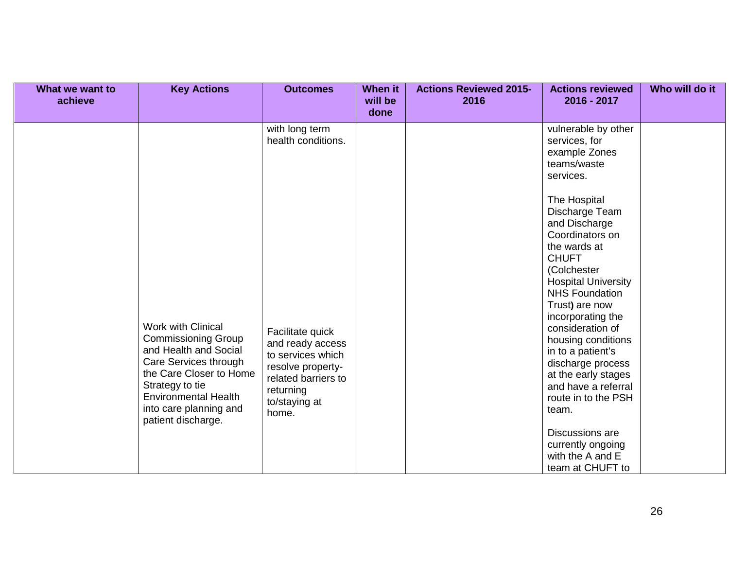| What we want to achieve | Key Actions | Outcomes | When it will be done | Actions Reviewed 2015-2016 | Actions reviewed 2016 - 2017 | Who will do it |
|---|---|---|---|---|---|---|
| | | with long term health conditions. | | | vulnerable by other services, for example Zones teams/waste services. | |
| | Work with Clinical Commissioning Group and Health and Social Care Services through the Care Closer to Home Strategy to tie Environmental Health into care planning and patient discharge. | Facilitate quick and ready access to services which resolve property-related barriers to returning to/staying at home. | | | The Hospital Discharge Team and Discharge Coordinators on the wards at CHUFT (Colchester Hospital University NHS Foundation Trust) are now incorporating the consideration of housing conditions in to a patient's discharge process at the early stages and have a referral route in to the PSH team.<br><br>Discussions are currently ongoing with the A and E team at CHUFT to | |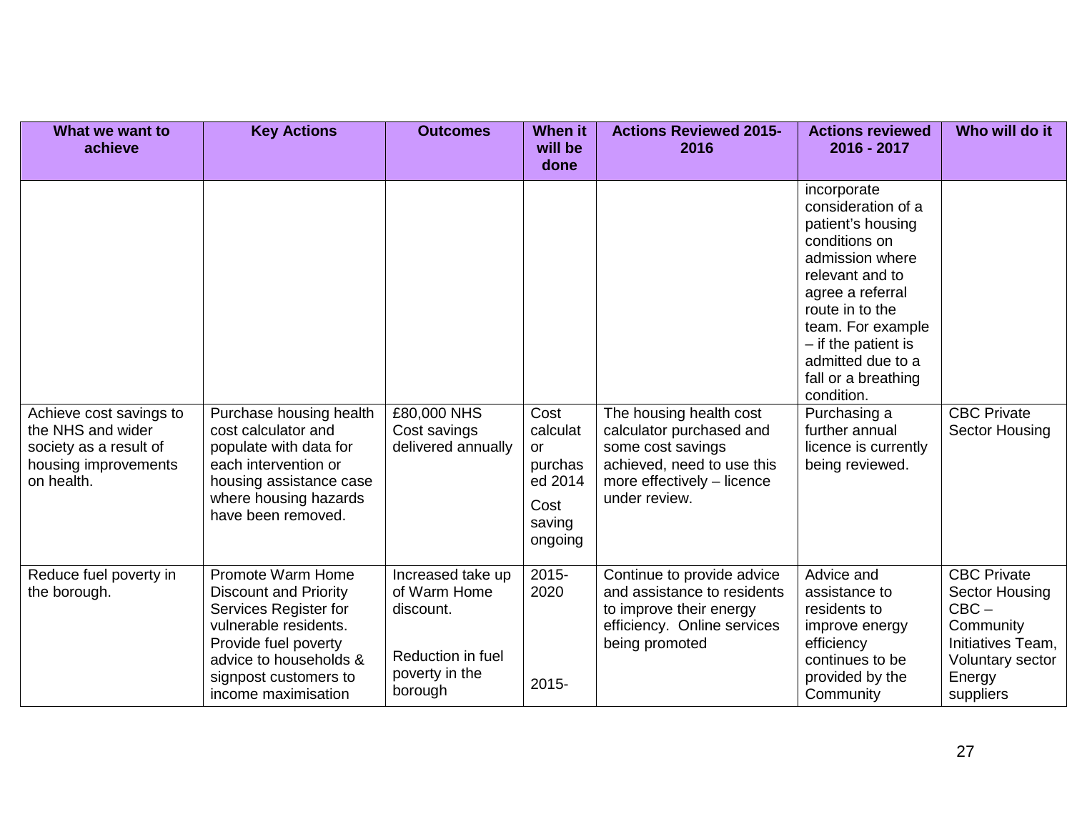| What we want to achieve | Key Actions | Outcomes | When it will be done | Actions Reviewed 2015-2016 | Actions reviewed 2016 - 2017 | Who will do it |
|---|---|---|---|---|---|---|
| | | | | | incorporate consideration of a patient's housing conditions on admission where relevant and to agree a referral route in to the team. For example – if the patient is admitted due to a fall or a breathing condition. | |
| Achieve cost savings to the NHS and wider society as a result of housing improvements on health. | Purchase housing health cost calculator and populate with data for each intervention or housing assistance case where housing hazards have been removed. | £80,000 NHS Cost savings delivered annually | Cost calculator purchased 2014<br>Cost saving ongoing | The housing health cost calculator purchased and some cost savings achieved, need to use this more effectively – licence under review. | Purchasing a further annual licence is currently being reviewed. | CBC Private Sector Housing |
| Reduce fuel poverty in the borough. | Promote Warm Home Discount and Priority Services Register for vulnerable residents. Provide fuel poverty advice to households & signpost customers to income maximisation | Increased take up of Warm Home discount.<br><br>Reduction in fuel poverty in the borough | 2015-2020<br><br>2015- | Continue to provide advice and assistance to residents to improve their energy efficiency. Online services being promoted | Advice and assistance to residents to improve energy efficiency continues to be provided by the Community | CBC Private Sector Housing<br>CBC – Community Initiatives Team,<br>Voluntary sector<br>Energy suppliers |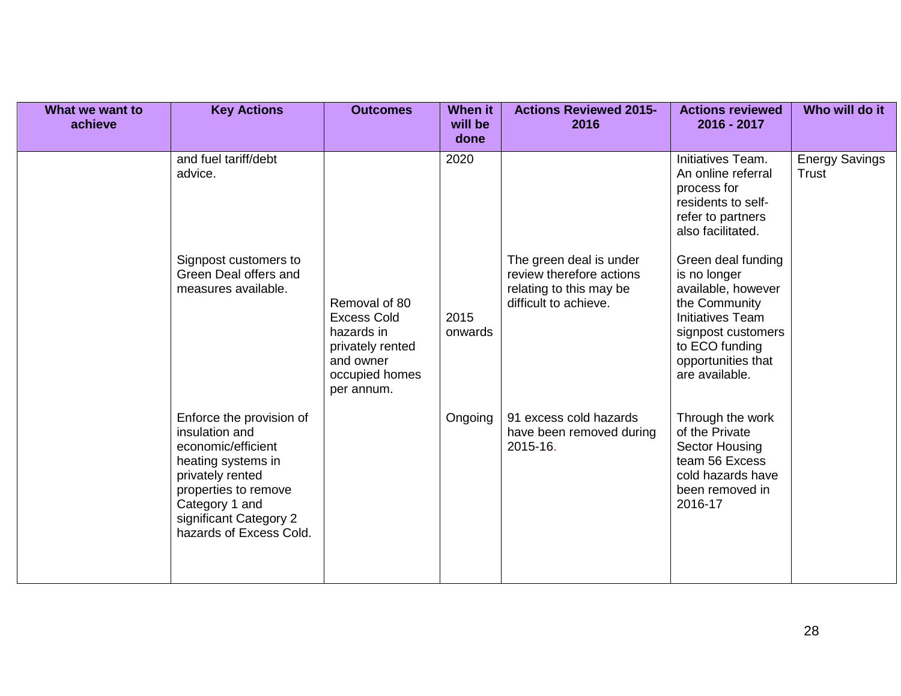| What we want to achieve | Key Actions | Outcomes | When it will be done | Actions Reviewed 2015-2016 | Actions reviewed 2016 - 2017 | Who will do it |
|---|---|---|---|---|---|---|
| | and fuel tariff/debt advice. | | 2020 | | Initiatives Team. An online referral process for residents to self-refer to partners also facilitated. | Energy Savings Trust |
| | Signpost customers to Green Deal offers and measures available. | Removal of 80 Excess Cold hazards in privately rented and owner occupied homes per annum. | 2015 onwards | The green deal is under review therefore actions relating to this may be difficult to achieve. | Green deal funding is no longer available, however the Community Initiatives Team signpost customers to ECO funding opportunities that are available. | |
| | Enforce the provision of insulation and economic/efficient heating systems in privately rented properties to remove Category 1 and significant Category 2 hazards of Excess Cold. | | Ongoing | 91 excess cold hazards have been removed during 2015-16. | Through the work of the Private Sector Housing team 56 Excess cold hazards have been removed in 2016-17 | |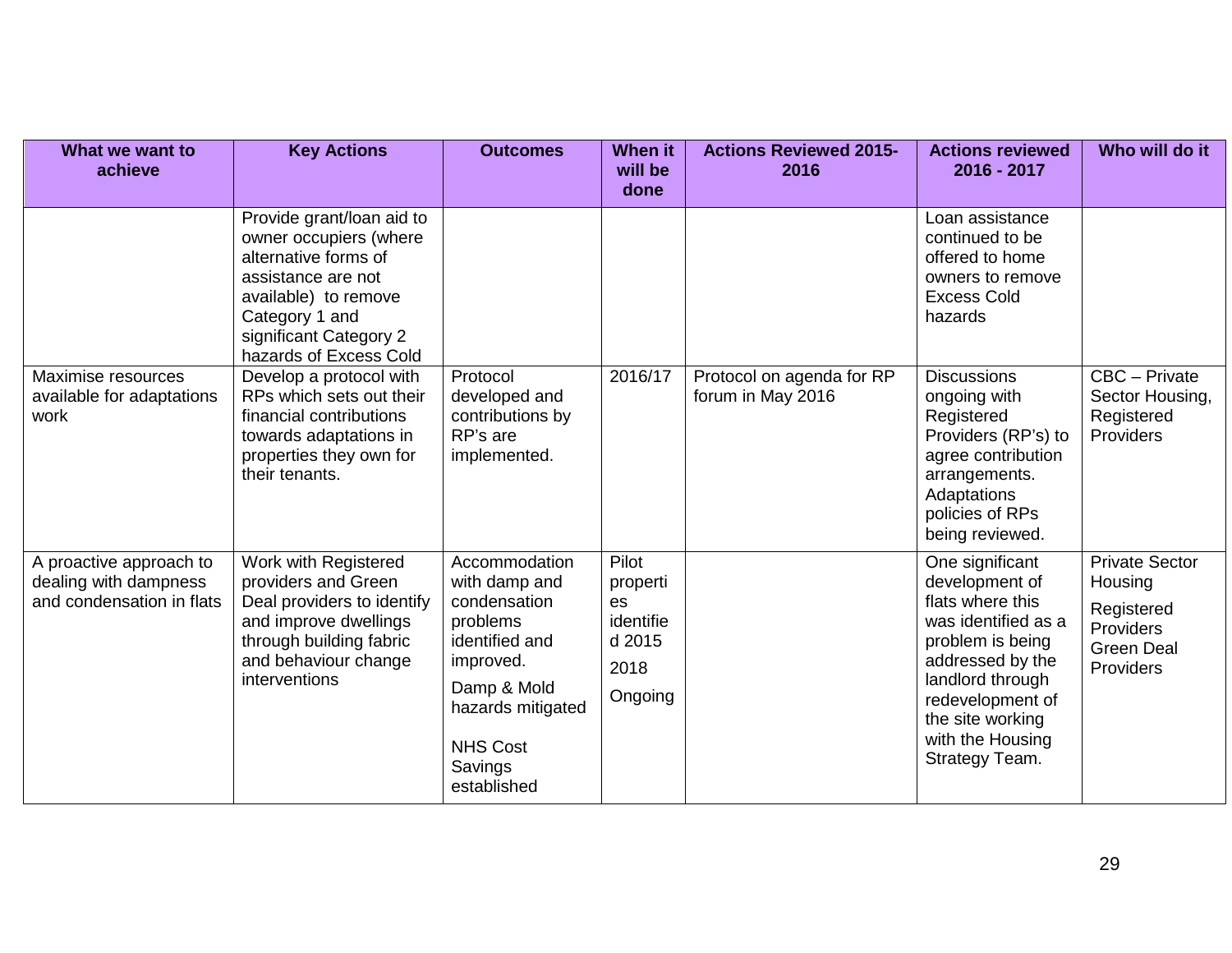| What we want to achieve | Key Actions | Outcomes | When it will be done | Actions Reviewed 2015-2016 | Actions reviewed 2016 - 2017 | Who will do it |
|---|---|---|---|---|---|---|
| | Provide grant/loan aid to owner occupiers (where alternative forms of assistance are not available) to remove Category 1 and significant Category 2 hazards of Excess Cold | | | | Loan assistance continued to be offered to home owners to remove Excess Cold hazards | |
| Maximise resources available for adaptations work | Develop a protocol with RPs which sets out their financial contributions towards adaptations in properties they own for their tenants. | Protocol developed and contributions by RP's are implemented. | 2016/17 | Protocol on agenda for RP forum in May 2016 | Discussions ongoing with Registered Providers (RP's) to agree contribution arrangements. Adaptations policies of RPs being reviewed. | CBC – Private Sector Housing, Registered Providers |
| A proactive approach to dealing with dampness and condensation in flats | Work with Registered providers and Green Deal providers to identify and improve dwellings through building fabric and behaviour change interventions | Accommodation with damp and condensation problems identified and improved.<br><br>Damp & Mold hazards mitigated<br><br>NHS Cost Savings established | Pilot properties identified 2015<br><br>2018<br><br>Ongoing | | One significant development of flats where this was identified as a problem is being addressed by the landlord through redevelopment of the site working with the Housing Strategy Team. | Private Sector Housing<br><br>Registered Providers<br>Green Deal Providers |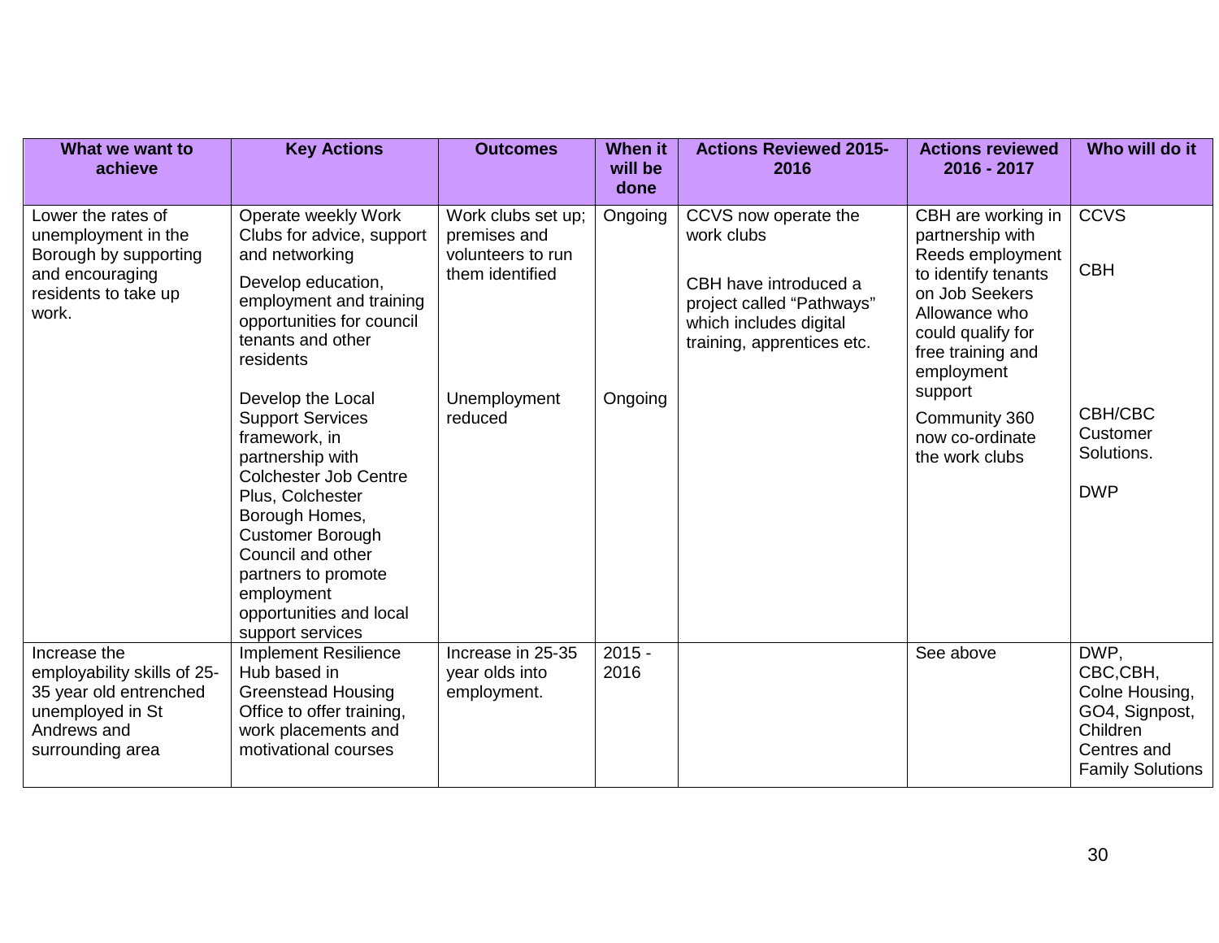| What we want to achieve | Key Actions | Outcomes | When it will be done | Actions Reviewed 2015-2016 | Actions reviewed 2016 - 2017 | Who will do it |
|---|---|---|---|---|---|---|
| Lower the rates of unemployment in the Borough by supporting and encouraging residents to take up work. | Operate weekly Work Clubs for advice, support and networking<br><br>Develop education, employment and training opportunities for council tenants and other residents<br><br>Develop the Local Support Services framework, in partnership with Colchester Job Centre Plus, Colchester Borough Homes, Customer Borough Council and other partners to promote employment opportunities and local support services | Work clubs set up; premises and volunteers to run them identified<br><br>Unemployment reduced | Ongoing<br><br>Ongoing | CCVS now operate the work clubs<br><br>CBH have introduced a project called "Pathways" which includes digital training, apprentices etc. | CBH are working in partnership with Reeds employment to identify tenants on Job Seekers Allowance who could qualify for free training and employment support<br><br>Community 360 now co-ordinate the work clubs | CCVS<br><br>CBH<br><br>CBH/CBC Customer Solutions.<br><br>DWP |
| Increase the employability skills of 25-35 year old entrenched unemployed in St Andrews and surrounding area | Implement Resilience Hub based in Greenstead Housing Office to offer training, work placements and motivational courses | Increase in 25-35 year olds into employment. | 2015 - 2016 | | See above | DWP, CBC,CBH, Colne Housing, GO4, Signpost, Children Centres and Family Solutions |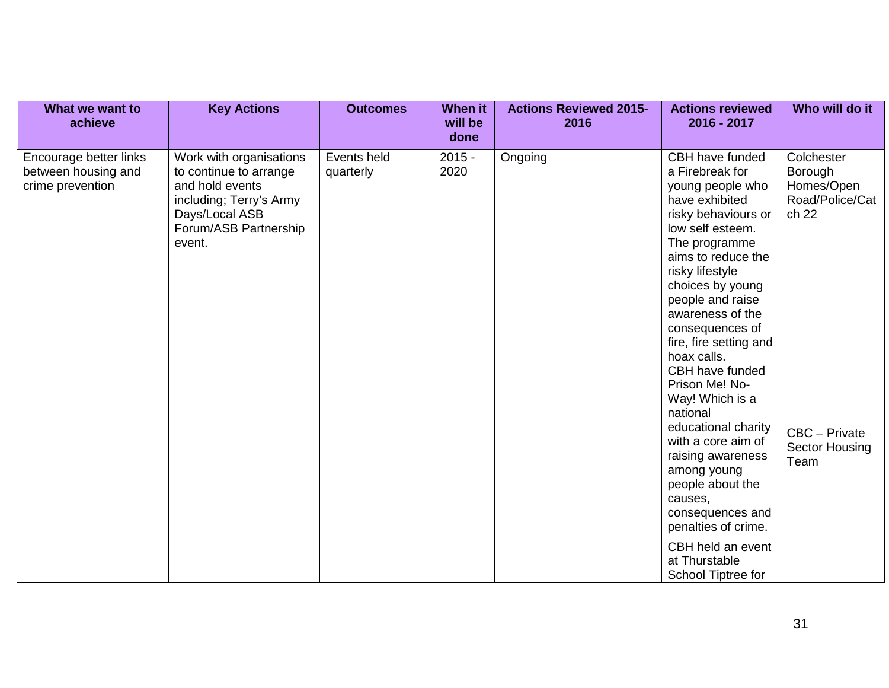| What we want to achieve | Key Actions | Outcomes | When it will be done | Actions Reviewed 2015-2016 | Actions reviewed 2016 - 2017 | Who will do it |
|---|---|---|---|---|---|---|
| Encourage better links between housing and crime prevention | Work with organisations to continue to arrange and hold events including; Terry's Army Days/Local ASB Forum/ASB Partnership event. | Events held quarterly | 2015 - 2020 | Ongoing | CBH have funded a Firebreak for young people who have exhibited risky behaviours or low self esteem. The programme aims to reduce the risky lifestyle choices by young people and raise awareness of the consequences of fire, fire setting and hoax calls.<br>CBH have funded Prison Me! No-Way! Which is a national educational charity with a core aim of raising awareness among young people about the causes, consequences and penalties of crime.<br>CBH held an event at Thurstable School Tiptree for | Colchester Borough Homes/Open Road/Police/Catch 22<br><br>CBC – Private Sector Housing Team |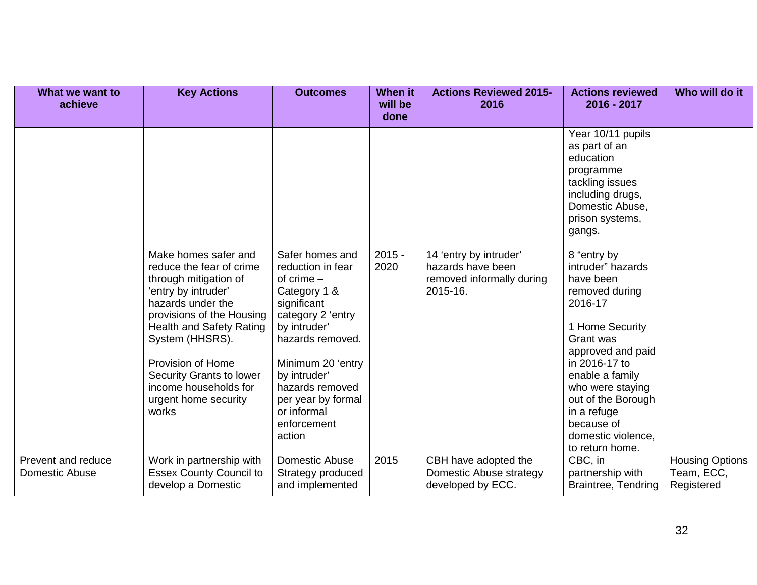| What we want to achieve | Key Actions | Outcomes | When it will be done | Actions Reviewed 2015-2016 | Actions reviewed 2016 - 2017 | Who will do it |
|---|---|---|---|---|---|---|
| | | | | | Year 10/11 pupils as part of an education programme tackling issues including drugs, Domestic Abuse, prison systems, gangs. | |
| | Make homes safer and reduce the fear of crime through mitigation of 'entry by intruder' hazards under the provisions of the Housing Health and Safety Rating System (HHSRS).<br><br>Provision of Home Security Grants to lower income households for urgent home security works | Safer homes and reduction in fear of crime – Category 1 & significant category 2 'entry by intruder' hazards removed.<br><br>Minimum 20 'entry by intruder' hazards removed per year by formal or informal enforcement action | 2015 - 2020 | 14 'entry by intruder' hazards have been removed informally during 2015-16. | 8 "entry by intruder" hazards have been removed during 2016-17<br><br>1 Home Security Grant was approved and paid in 2016-17 to enable a family who were staying out of the Borough in a refuge because of domestic violence, to return home. | |
| Prevent and reduce Domestic Abuse | Work in partnership with Essex County Council to develop a Domestic | Domestic Abuse Strategy produced and implemented | 2015 | CBH have adopted the Domestic Abuse strategy developed by ECC. | CBC, in partnership with Braintree, Tendring | Housing Options Team, ECC, Registered |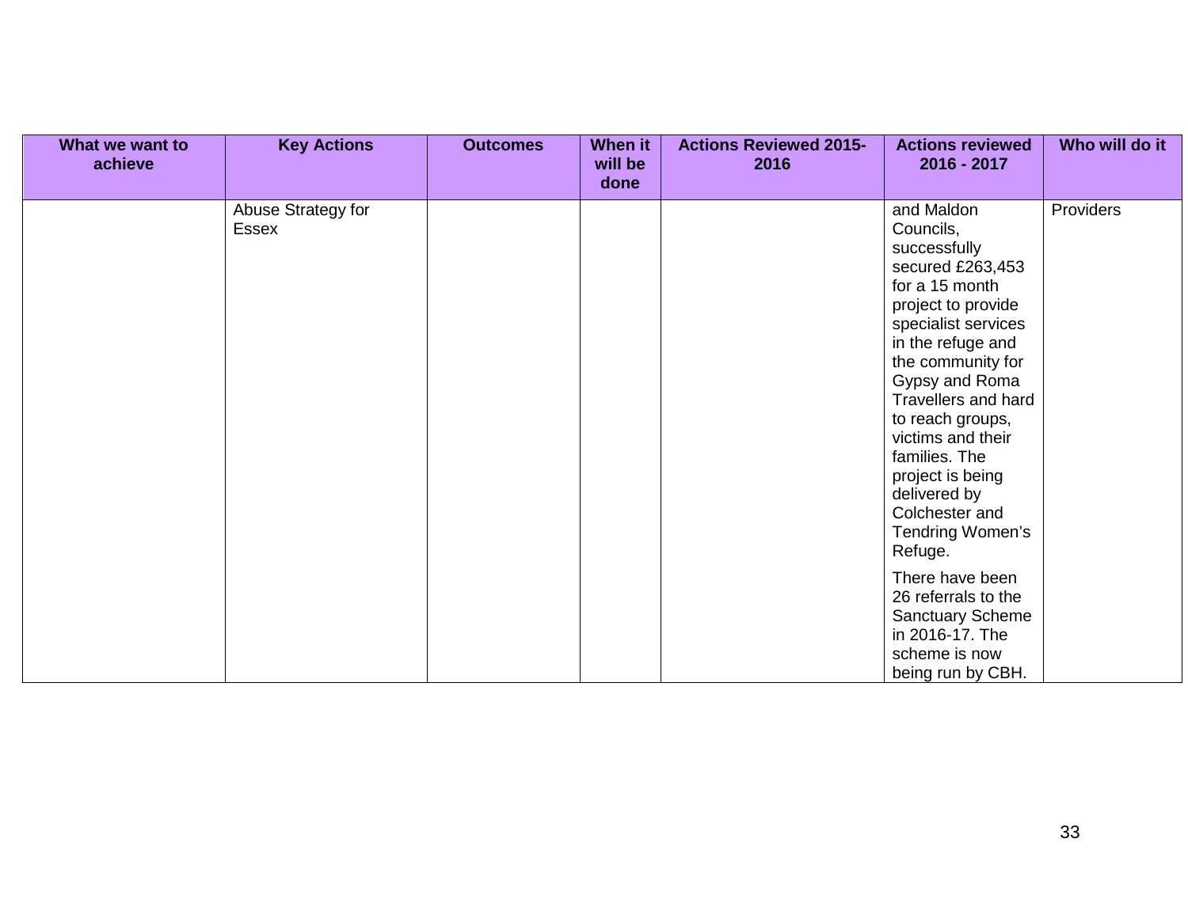| What we want to achieve | Key Actions | Outcomes | When it will be done | Actions Reviewed 2015-2016 | Actions reviewed 2016 - 2017 | Who will do it |
|---|---|---|---|---|---|---|
| | Abuse Strategy for Essex | | | | and Maldon Councils, successfully secured £263,453 for a 15 month project to provide specialist services in the refuge and the community for Gypsy and Roma Travellers and hard to reach groups, victims and their families. The project is being delivered by Colchester and Tendring Women's Refuge.<br><br>There have been 26 referrals to the Sanctuary Scheme in 2016-17. The scheme is now being run by CBH. | Providers |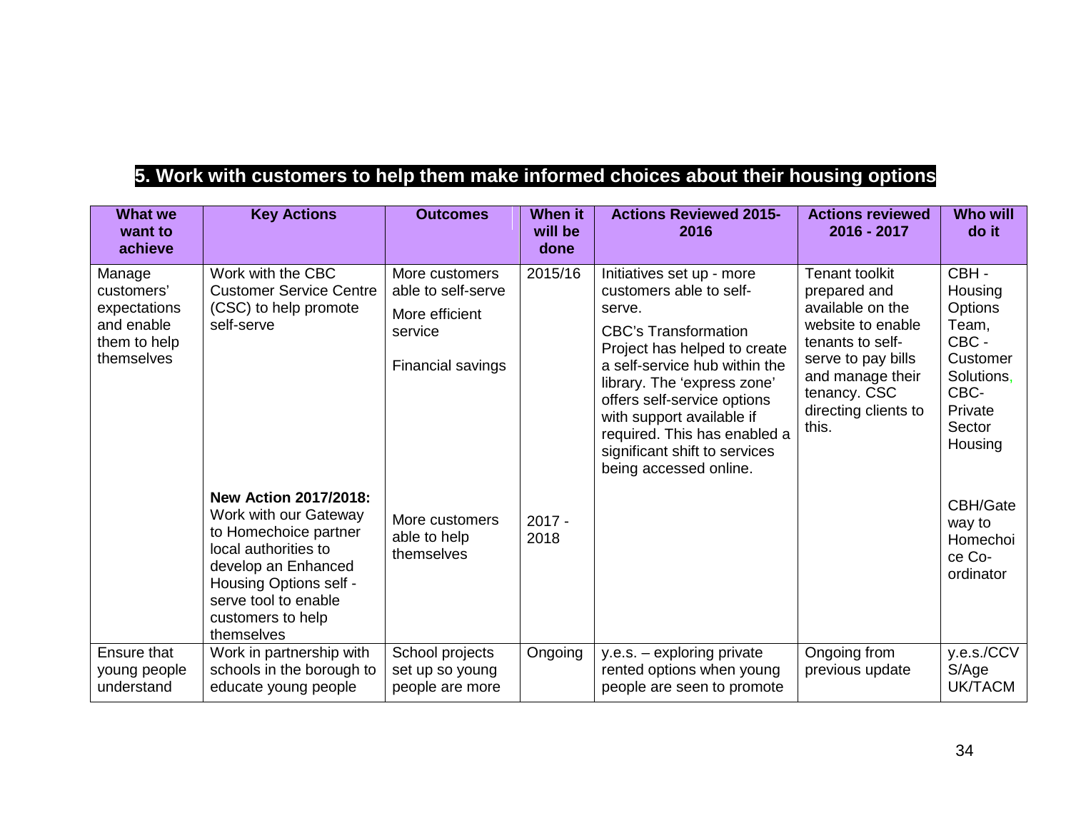## 5. Work with customers to help them make informed choices about their housing options

| What we want to achieve | Key Actions | Outcomes | When it will be done | Actions Reviewed 2015-2016 | Actions reviewed 2016 - 2017 | Who will do it |
|---|---|---|---|---|---|---|
| Manage customers' expectations and enable them to help themselves | Work with the CBC Customer Service Centre (CSC) to help promote self-serve | More customers able to self-serve<br><br>More efficient service<br><br>Financial savings | 2015/16 | Initiatives set up - more customers able to self-serve.<br><br>CBC's Transformation Project has helped to create a self-service hub within the library. The 'express zone' offers self-service options with support available if required. This has enabled a significant shift to services being accessed online. | Tenant toolkit prepared and available on the website to enable tenants to self-serve to pay bills and manage their tenancy. CSC directing clients to this. | CBH - Housing Options Team, CBC - Customer Solutions, CBC- Private Sector Housing |
| | **New Action 2017/2018:** Work with our Gateway to Homechoice partner local authorities to develop an Enhanced Housing Options self - serve tool to enable customers to help themselves | More customers able to help themselves | 2017 - 2018 | | | CBH/Gateway to Homechoice Co-ordinator |
| Ensure that young people understand | Work in partnership with schools in the borough to educate young people | School projects set up so young people are more | Ongoing | y.e.s. – exploring private rented options when young people are seen to promote | Ongoing from previous update | y.e.s./CCVS/Age UK/TACM |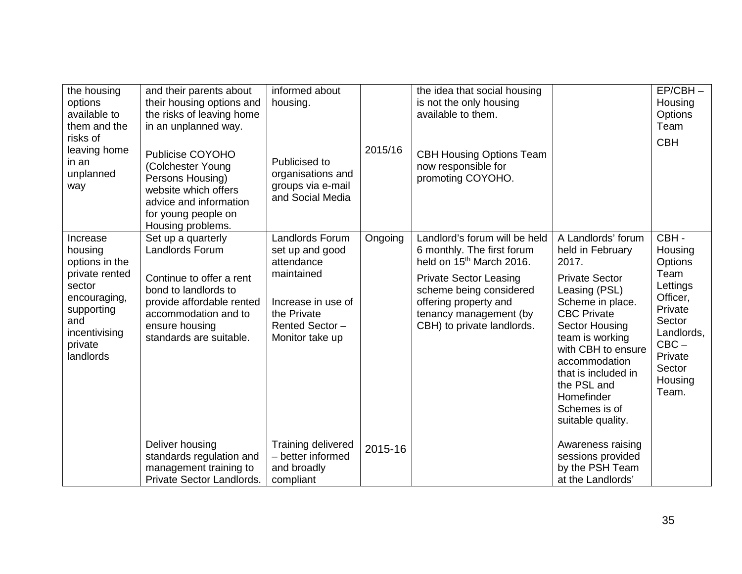| | | | | | | |
|---|---|---|---|---|---|---|
| the housing options available to them and the risks of leaving home in an unplanned way | and their parents about their housing options and the risks of leaving home in an unplanned way.<br><br>Publicise COYOHO (Colchester Young Persons Housing) website which offers advice and information for young people on Housing problems. | informed about housing.<br><br>Publicised to organisations and groups via e-mail and Social Media | 2015/16 | the idea that social housing is not the only housing available to them.<br><br>CBH Housing Options Team now responsible for promoting COYOHO. | | EP/CBH – Housing Options Team<br><br>CBH |
| Increase housing options in the private rented sector encouraging, supporting and incentivising private landlords | Set up a quarterly Landlords Forum<br><br>Continue to offer a rent bond to landlords to provide affordable rented accommodation and to ensure housing standards are suitable.<br><br>Deliver housing standards regulation and management training to Private Sector Landlords. | Landlords Forum set up and good attendance maintained<br><br>Increase in use of the Private Rented Sector – Monitor take up<br><br>Training delivered – better informed and broadly compliant | Ongoing<br><br>2015-16 | Landlord's forum will be held 6 monthly. The first forum held on 15th March 2016.<br><br>Private Sector Leasing scheme being considered offering property and tenancy management (by CBH) to private landlords. | A Landlords' forum held in February 2017.<br><br>Private Sector Leasing (PSL) Scheme in place. CBC Private Sector Housing team is working with CBH to ensure accommodation that is included in the PSL and Homefinder Schemes is of suitable quality.<br><br>Awareness raising sessions provided by the PSH Team at the Landlords' | CBH - Housing Options Team Lettings Officer, Private Sector Landlords, CBC – Private Sector Housing Team. |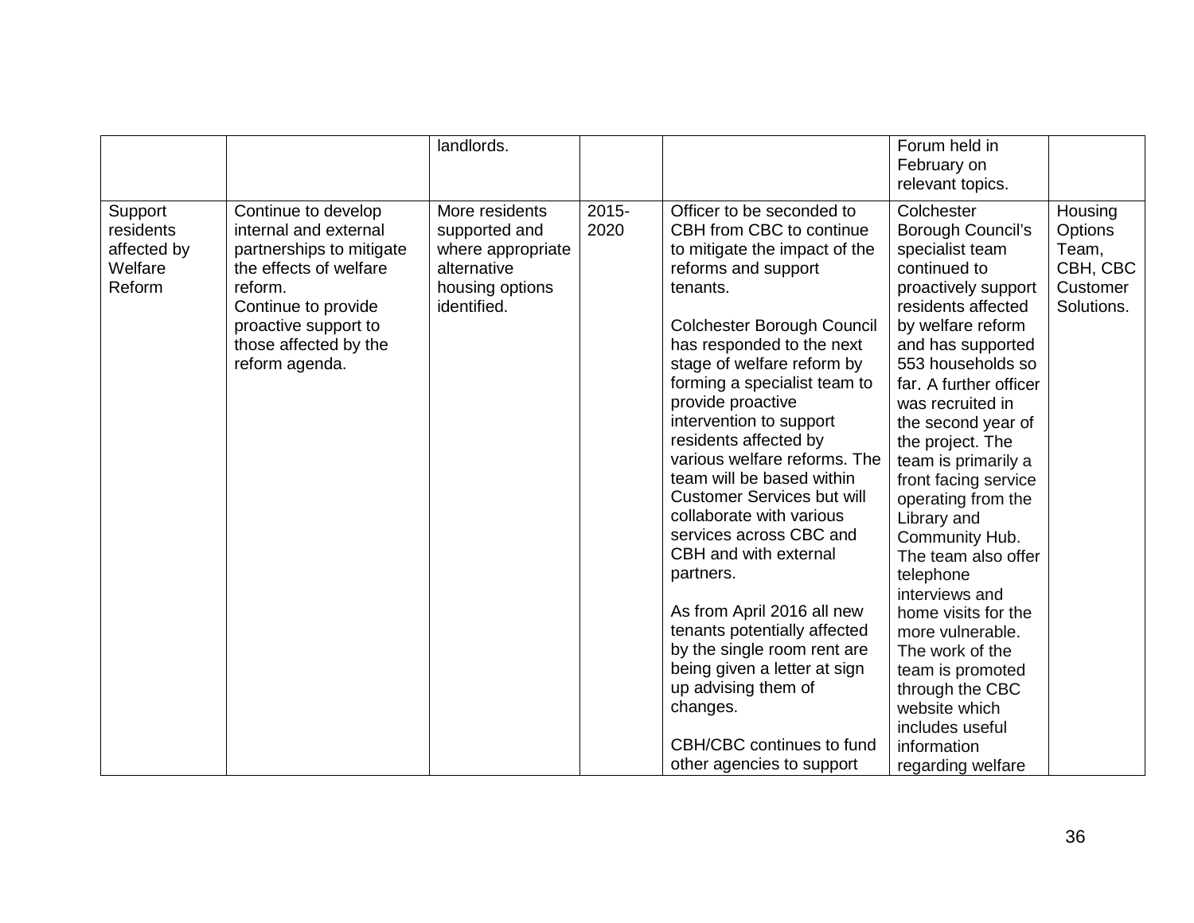| | | landlords. | | | Forum held in February on relevant topics. | |
|---|---|---|---|---|---|---|
| Support residents affected by Welfare Reform | Continue to develop internal and external partnerships to mitigate the effects of welfare reform.<br>Continue to provide proactive support to those affected by the reform agenda. | More residents supported and where appropriate alternative housing options identified. | 2015-2020 | Officer to be seconded to CBH from CBC to continue to mitigate the impact of the reforms and support tenants.<br><br>Colchester Borough Council has responded to the next stage of welfare reform by forming a specialist team to provide proactive intervention to support residents affected by various welfare reforms. The team will be based within Customer Services but will collaborate with various services across CBC and CBH and with external partners.<br><br>As from April 2016 all new tenants potentially affected by the single room rent are being given a letter at sign up advising them of changes.<br><br>CBH/CBC continues to fund other agencies to support | Colchester Borough Council's specialist team continued to proactively support residents affected by welfare reform and has supported 553 households so far. A further officer was recruited in the second year of the project. The team is primarily a front facing service operating from the Library and Community Hub. The team also offer telephone interviews and home visits for the more vulnerable. The work of the team is promoted through the CBC website which includes useful information regarding welfare | Housing Options Team, CBH, CBC Customer Solutions. |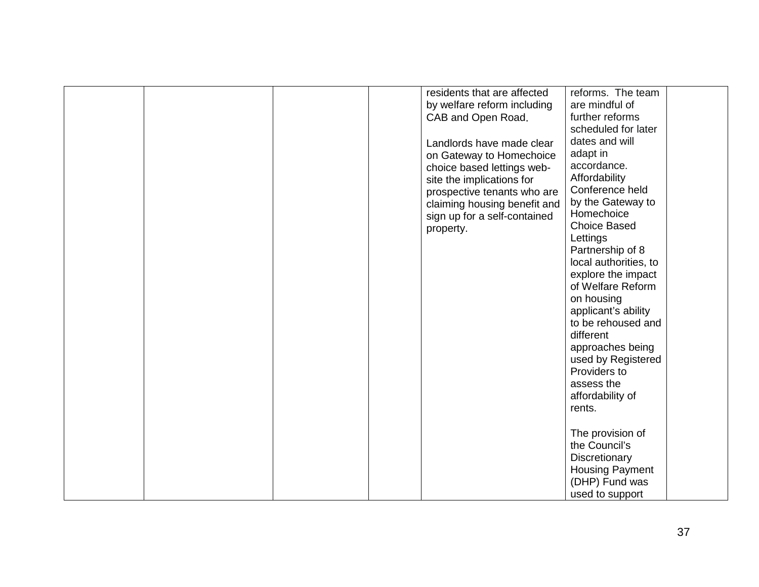| | | | | | | |
|---|---|---|---|---|---|---|
| | | | | residents that are affected by welfare reform including CAB and Open Road.<br><br>Landlords have made clear on Gateway to Homechoice choice based lettings web-site the implications for prospective tenants who are claiming housing benefit and sign up for a self-contained property. | reforms. The team are mindful of further reforms scheduled for later dates and will adapt in accordance. Affordability Conference held by the Gateway to Homechoice Choice Based Lettings Partnership of 8 local authorities, to explore the impact of Welfare Reform on housing applicant's ability to be rehoused and different approaches being used by Registered Providers to assess the affordability of rents.<br><br>The provision of the Council's Discretionary Housing Payment (DHP) Fund was used to support | |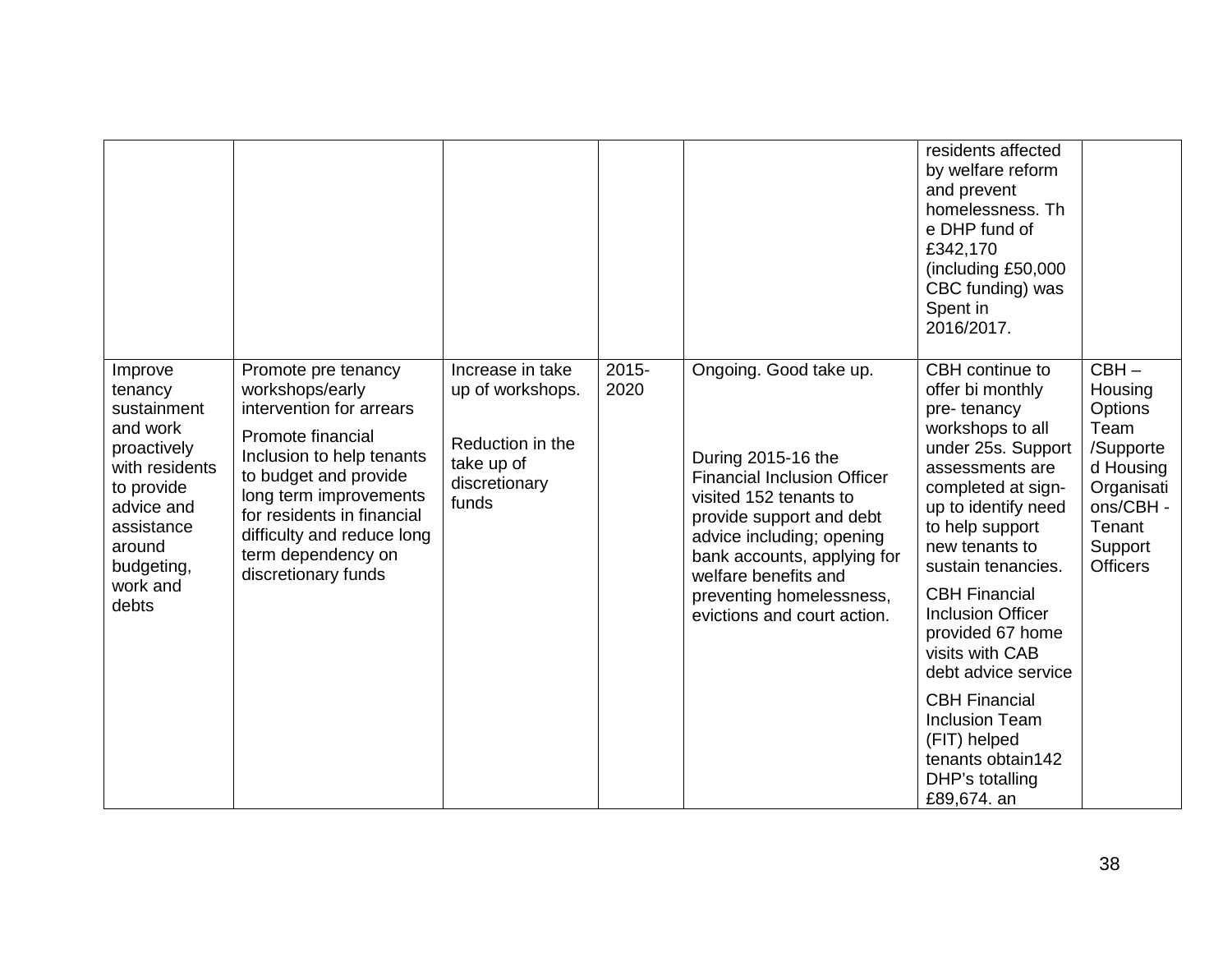| | | | | | | |
|---|---|---|---|---|---|---|
| | | | | | residents affected by welfare reform and prevent homelessness. The DHP fund of £342,170 (including £50,000 CBC funding) was Spent in 2016/2017. | |
| Improve tenancy sustainment and work proactively with residents to provide advice and assistance around budgeting, work and debts | Promote pre tenancy workshops/early intervention for arrears<br><br>Promote financial Inclusion to help tenants to budget and provide long term improvements for residents in financial difficulty and reduce long term dependency on discretionary funds | Increase in take up of workshops.<br><br>Reduction in the take up of discretionary funds | 2015-2020 | Ongoing. Good take up.<br><br>During 2015-16 the Financial Inclusion Officer visited 152 tenants to provide support and debt advice including; opening bank accounts, applying for welfare benefits and preventing homelessness, evictions and court action. | CBH continue to offer bi monthly pre- tenancy workshops to all under 25s. Support assessments are completed at sign-up to identify need to help support new tenants to sustain tenancies.<br><br>CBH Financial Inclusion Officer provided 67 home visits with CAB debt advice service<br><br>CBH Financial Inclusion Team (FIT) helped tenants obtain142 DHP's totalling £89,674. an | CBH – Housing Options Team /Supported Housing Organisations/CBH - Tenant Support Officers |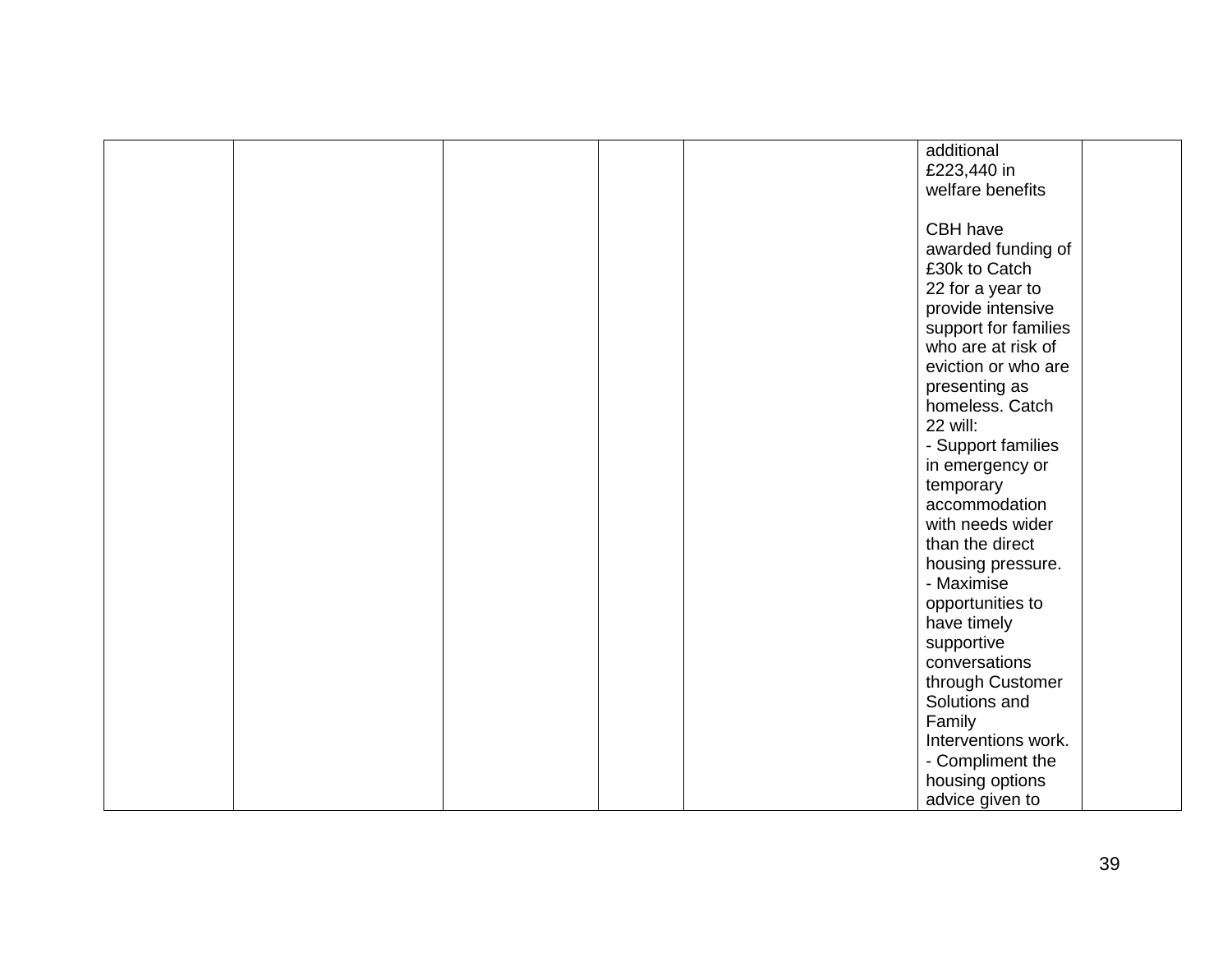|  |  |  |  |  | additional £223,440 in welfare benefits<br><br>CBH have awarded funding of £30k to Catch 22 for a year to provide intensive support for families who are at risk of eviction or who are presenting as homeless. Catch 22 will:<br>- Support families in emergency or temporary accommodation with needs wider than the direct housing pressure.<br>- Maximise opportunities to have timely supportive conversations through Customer Solutions and Family Interventions work.<br>- Compliment the housing options advice given to |  |
|---|---|---|---|---|---|---|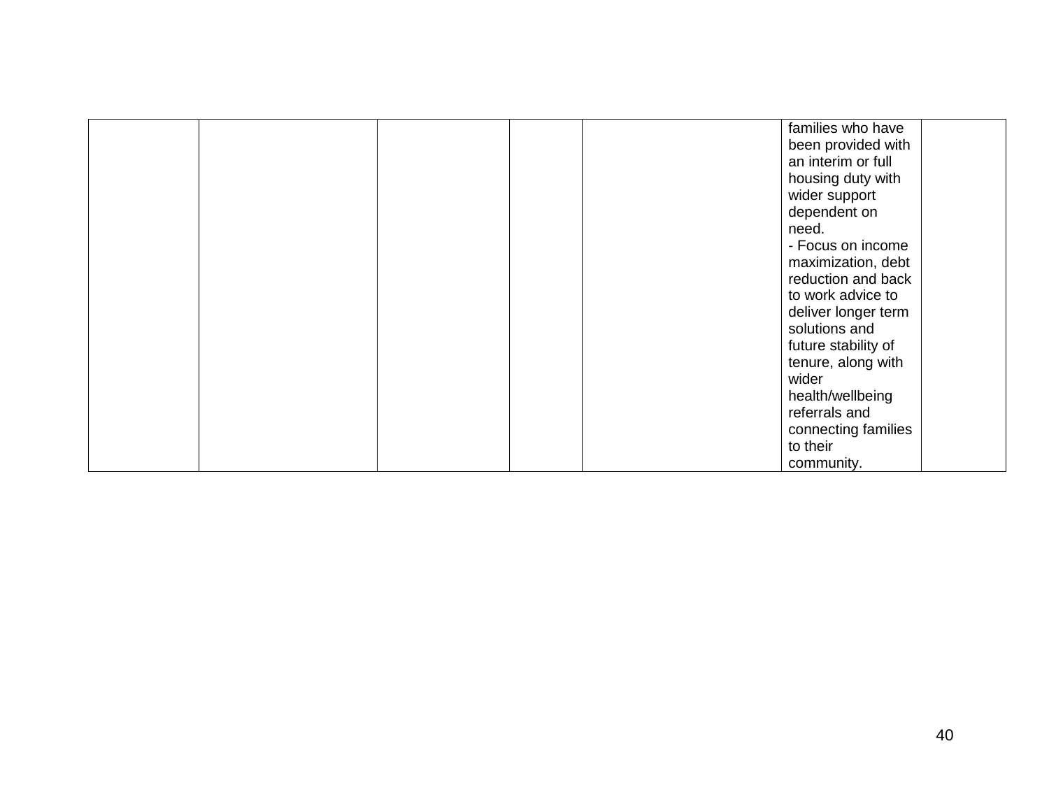|  |  |  |  |  | families who have been provided with an interim or full housing duty with wider support dependent on need.<br>- Focus on income maximization, debt reduction and back to work advice to deliver longer term solutions and future stability of tenure, along with wider health/wellbeing referrals and connecting families to their community. |  |
|---|---|---|---|---|---|---|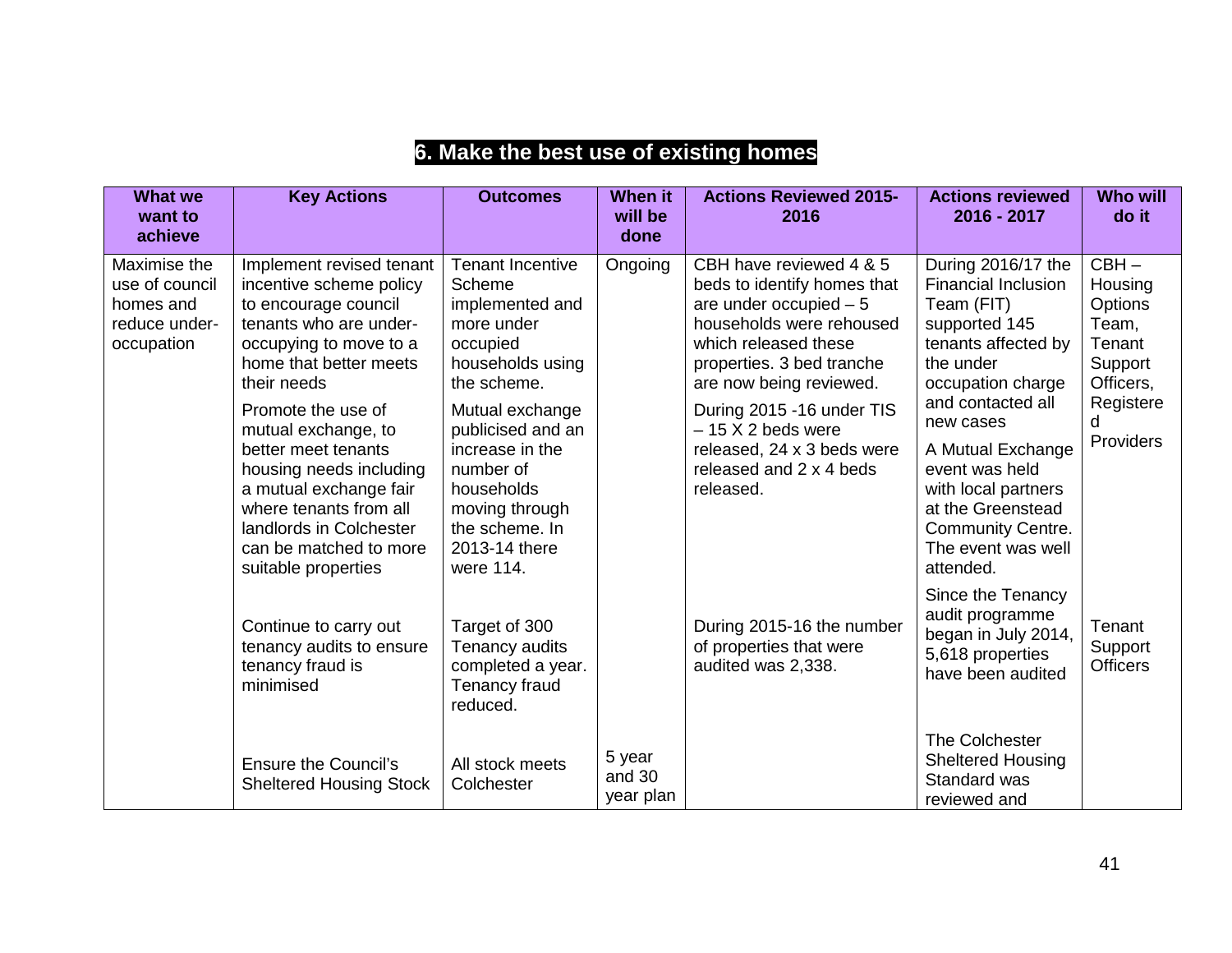# 6. Make the best use of existing homes

| What we want to achieve | Key Actions | Outcomes | When it will be done | Actions Reviewed 2015-2016 | Actions reviewed 2016 - 2017 | Who will do it |
|---|---|---|---|---|---|---|
| Maximise the use of council homes and reduce under-occupation | Implement revised tenant incentive scheme policy to encourage council tenants who are under-occupying to move to a home that better meets their needs | Tenant Incentive Scheme implemented and more under occupied households using the scheme. | Ongoing | CBH have reviewed 4 & 5 beds to identify homes that are under occupied – 5 households were rehoused which released these properties. 3 bed tranche are now being reviewed. | During 2016/17 the Financial Inclusion Team (FIT) supported 145 tenants affected by the under occupation charge and contacted all new cases | CBH – Housing Options Team, Tenant Support Officers, Registered Providers |
| | Promote the use of mutual exchange, to better meet tenants housing needs including a mutual exchange fair where tenants from all landlords in Colchester can be matched to more suitable properties | Mutual exchange publicised and an increase in the number of households moving through the scheme. In 2013-14 there were 114. | | During 2015 -16 under TIS – 15 X 2 beds were released, 24 x 3 beds were released and 2 x 4 beds released. | A Mutual Exchange event was held with local partners at the Greenstead Community Centre. The event was well attended. | |
| | Continue to carry out tenancy audits to ensure tenancy fraud is minimised | Target of 300 Tenancy audits completed a year. Tenancy fraud reduced. | | During 2015-16 the number of properties that were audited was 2,338. | Since the Tenancy audit programme began in July 2014, 5,618 properties have been audited | Tenant Support Officers |
| | Ensure the Council's Sheltered Housing Stock | All stock meets Colchester | 5 year and 30 year plan | | The Colchester Sheltered Housing Standard was reviewed and | |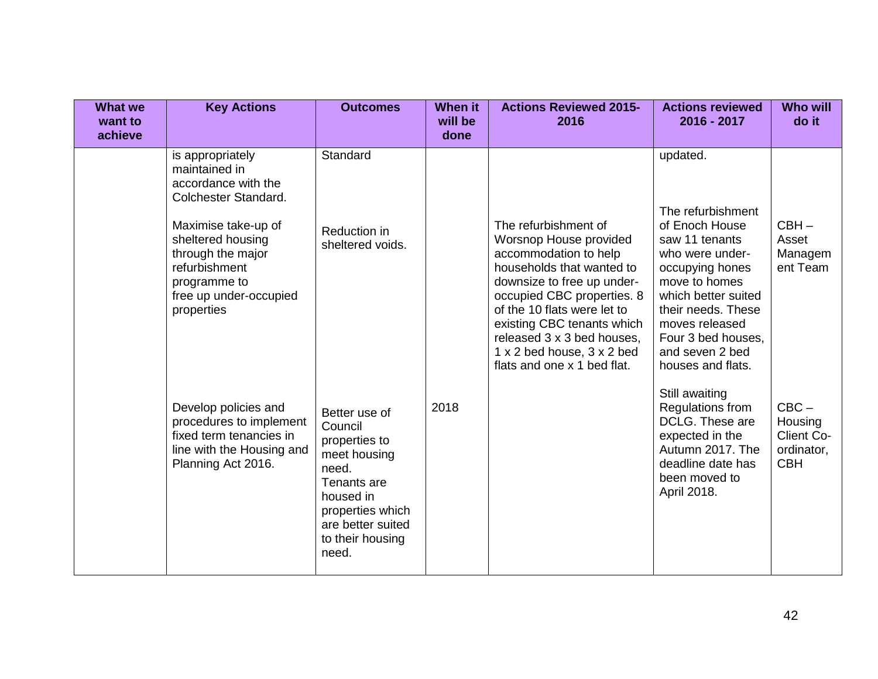| What we want to achieve | Key Actions | Outcomes | When it will be done | Actions Reviewed 2015-2016 | Actions reviewed 2016 - 2017 | Who will do it |
|---|---|---|---|---|---|---|
| | is appropriately maintained in accordance with the Colchester Standard. | Standard | | | updated. | |
| | Maximise take-up of sheltered housing through the major refurbishment programme to free up under-occupied properties | Reduction in sheltered voids. | | The refurbishment of Worsnop House provided accommodation to help households that wanted to downsize to free up under-occupied CBC properties. 8 of the 10 flats were let to existing CBC tenants which released 3 x 3 bed houses, 1 x 2 bed house, 3 x 2 bed flats and one x 1 bed flat. | The refurbishment of Enoch House saw 11 tenants who were under-occupying hones move to homes which better suited their needs. These moves released Four 3 bed houses, and seven 2 bed houses and flats. | CBH – Asset Managem ent Team |
| | Develop policies and procedures to implement fixed term tenancies in line with the Housing and Planning Act 2016. | Better use of Council properties to meet housing need. Tenants are housed in properties which are better suited to their housing need. | 2018 | | Still awaiting Regulations from DCLG. These are expected in the Autumn 2017. The deadline date has been moved to April 2018. | CBC – Housing Client Co-ordinator, CBH |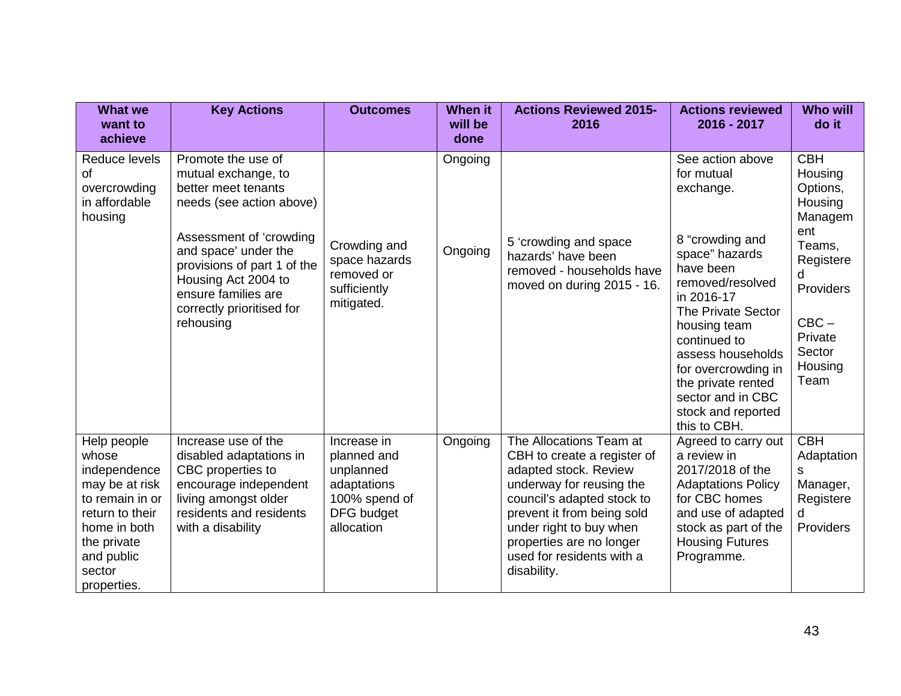| What we want to achieve | Key Actions | Outcomes | When it will be done | Actions Reviewed 2015-2016 | Actions reviewed 2016 - 2017 | Who will do it |
|---|---|---|---|---|---|---|
| Reduce levels of overcrowding in affordable housing | Promote the use of mutual exchange, to better meet tenants needs (see action above) | | Ongoing | | See action above for mutual exchange. | CBH Housing Options, Housing Management Teams, Registered Providers |
| | Assessment of 'crowding and space' under the provisions of part 1 of the Housing Act 2004 to ensure families are correctly prioritised for rehousing | Crowding and space hazards removed or sufficiently mitigated. | Ongoing | 5 'crowding and space hazards' have been removed - households have moved on during 2015 - 16. | 8 "crowding and space" hazards have been removed/resolved in 2016-17 The Private Sector housing team continued to assess households for overcrowding in the private rented sector and in CBC stock and reported this to CBH. | CBC – Private Sector Housing Team |
| Help people whose independence may be at risk to remain in or return to their home in both the private and public sector properties. | Increase use of the disabled adaptations in CBC properties to encourage independent living amongst older residents and residents with a disability | Increase in planned and unplanned adaptations 100% spend of DFG budget allocation | Ongoing | The Allocations Team at CBH to create a register of adapted stock. Review underway for reusing the council's adapted stock to prevent it from being sold under right to buy when properties are no longer used for residents with a disability. | Agreed to carry out a review in 2017/2018 of the Adaptations Policy for CBC homes and use of adapted stock as part of the Housing Futures Programme. | CBH Adaptations Manager, Registered Providers |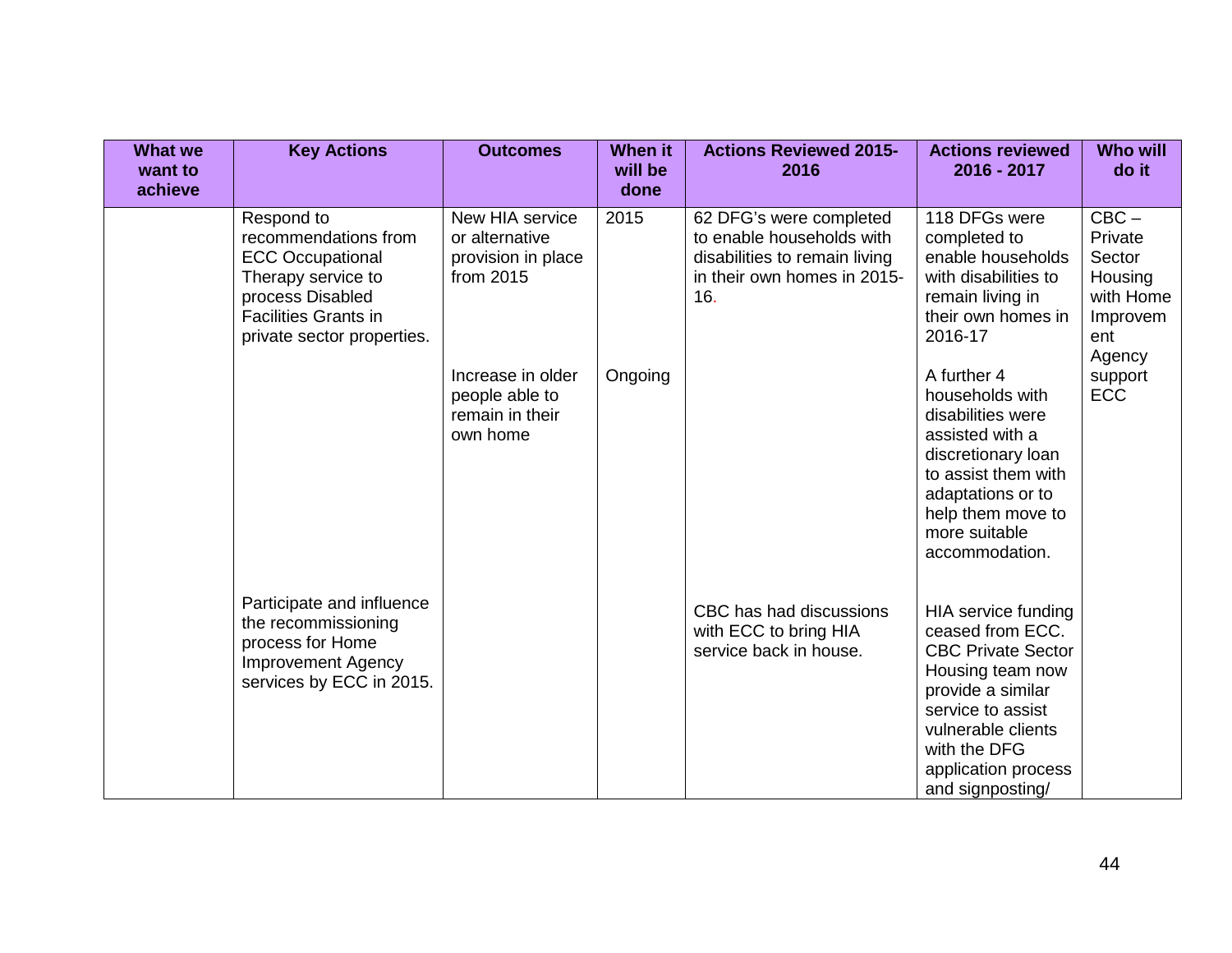| What we want to achieve | Key Actions | Outcomes | When it will be done | Actions Reviewed 2015-2016 | Actions reviewed 2016 - 2017 | Who will do it |
|---|---|---|---|---|---|---|
| | Respond to recommendations from ECC Occupational Therapy service to process Disabled Facilities Grants in private sector properties. | New HIA service or alternative provision in place from 2015 | 2015 | 62 DFG's were completed to enable households with disabilities to remain living in their own homes in 2015-16. | 118 DFGs were completed to enable households with disabilities to remain living in their own homes in 2016-17 | CBC – Private Sector Housing with Home Improvement Agency support ECC |
| | | Increase in older people able to remain in their own home | Ongoing | | A further 4 households with disabilities were assisted with a discretionary loan to assist them with adaptations or to help them move to more suitable accommodation. | |
| | Participate and influence the recommissioning process for Home Improvement Agency services by ECC in 2015. | | | CBC has had discussions with ECC to bring HIA service back in house. | HIA service funding ceased from ECC. CBC Private Sector Housing team now provide a similar service to assist vulnerable clients with the DFG application process and signposting/ | |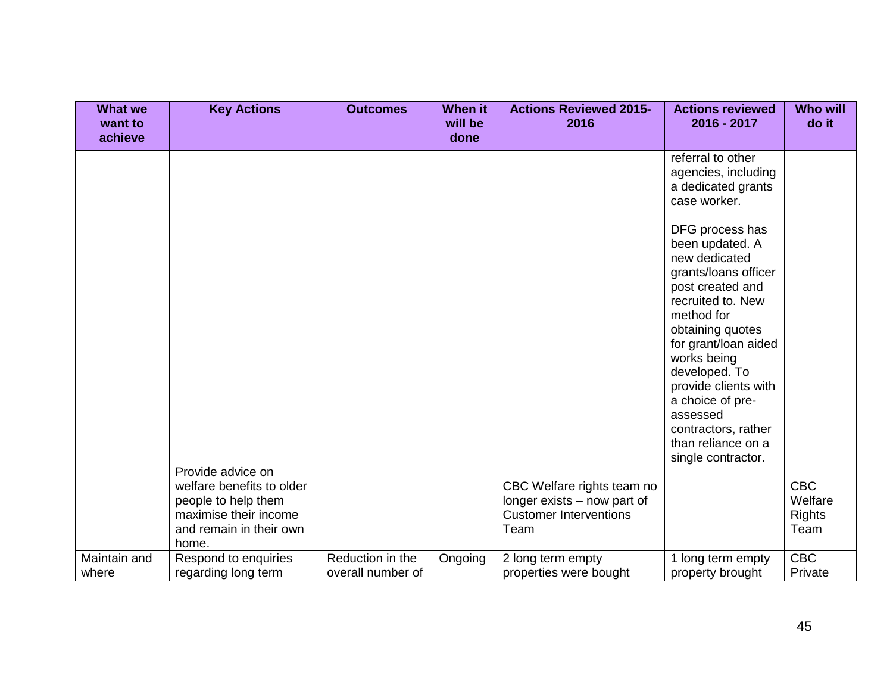| What we want to achieve | Key Actions | Outcomes | When it will be done | Actions Reviewed 2015-2016 | Actions reviewed 2016 - 2017 | Who will do it |
|---|---|---|---|---|---|---|
| | | | | | referral to other agencies, including a dedicated grants case worker.<br><br>DFG process has been updated. A new dedicated grants/loans officer post created and recruited to. New method for obtaining quotes for grant/loan aided works being developed. To provide clients with a choice of pre-assessed contractors, rather than reliance on a single contractor. | |
| | Provide advice on welfare benefits to older people to help them maximise their income and remain in their own home. | | | CBC Welfare rights team no longer exists – now part of Customer Interventions Team | | CBC Welfare Rights Team |
| Maintain and where | Respond to enquiries regarding long term | Reduction in the overall number of | Ongoing | 2 long term empty properties were bought | 1 long term empty property brought | CBC Private |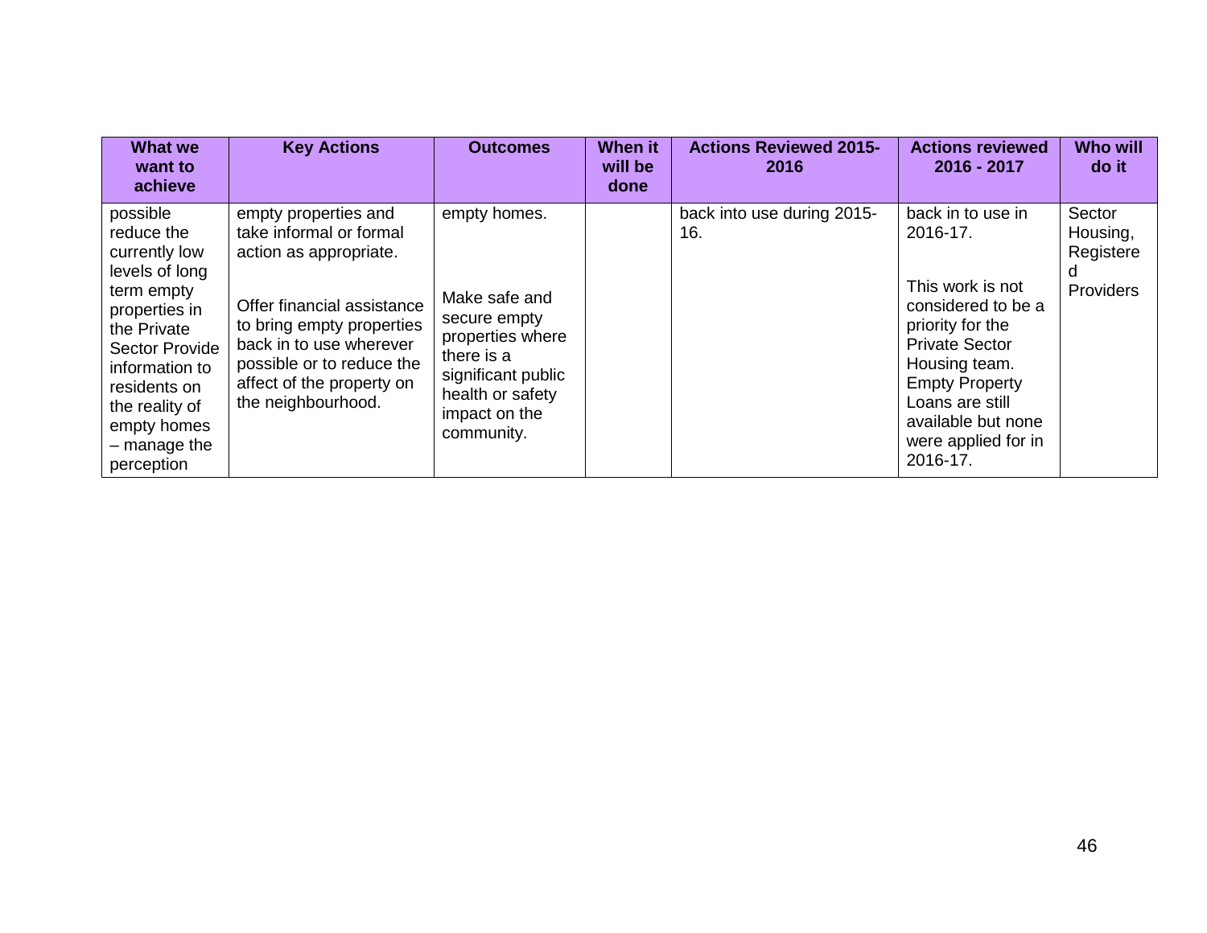| What we want to achieve | Key Actions | Outcomes | When it will be done | Actions Reviewed 2015-2016 | Actions reviewed 2016 - 2017 | Who will do it |
|---|---|---|---|---|---|---|
| possible reduce the currently low levels of long term empty properties in the Private Sector Provide information to residents on the reality of empty homes – manage the perception | empty properties and take informal or formal action as appropriate.<br><br>Offer financial assistance to bring empty properties back in to use wherever possible or to reduce the affect of the property on the neighbourhood. | empty homes.<br><br>Make safe and secure empty properties where there is a significant public health or safety impact on the community. | | back into use during 2015-16. | back in to use in 2016-17.<br><br>This work is not considered to be a priority for the Private Sector Housing team. Empty Property Loans are still available but none were applied for in 2016-17. | Sector Housing, Registered Providers |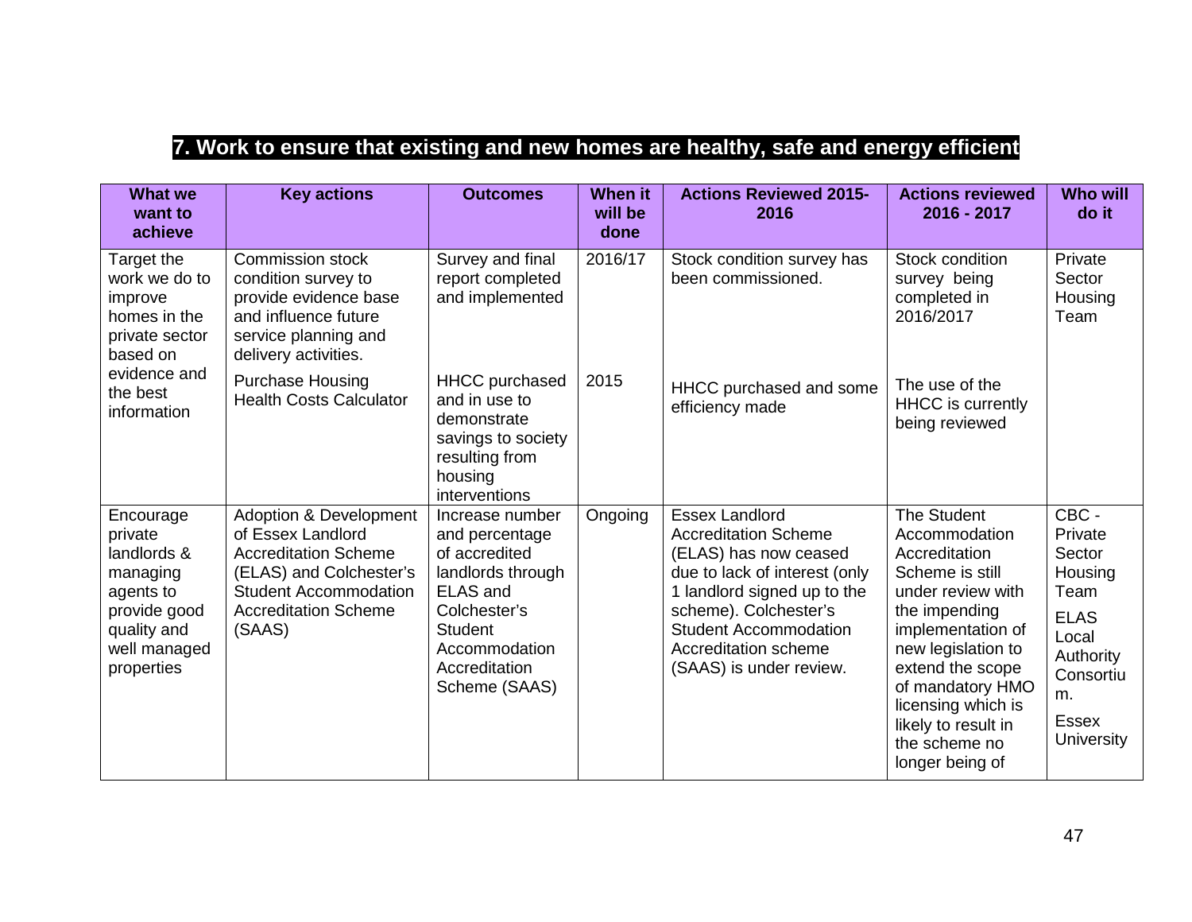## 7. Work to ensure that existing and new homes are healthy, safe and energy efficient

| What we want to achieve | Key actions | Outcomes | When it will be done | Actions Reviewed 2015-2016 | Actions reviewed 2016 - 2017 | Who will do it |
|---|---|---|---|---|---|---|
| Target the work we do to improve homes in the private sector based on evidence and the best information | Commission stock condition survey to provide evidence base and influence future service planning and delivery activities. | Survey and final report completed and implemented | 2016/17 | Stock condition survey has been commissioned. | Stock condition survey being completed in 2016/2017 | Private Sector Housing Team |
| | Purchase Housing Health Costs Calculator | HHCC purchased and in use to demonstrate savings to society resulting from housing interventions | 2015 | HHCC purchased and some efficiency made | The use of the HHCC is currently being reviewed | |
| Encourage private landlords & managing agents to provide good quality and well managed properties | Adoption & Development of Essex Landlord Accreditation Scheme (ELAS) and Colchester's Student Accommodation Accreditation Scheme (SAAS) | Increase number and percentage of accredited landlords through ELAS and Colchester's Student Accommodation Accreditation Scheme (SAAS) | Ongoing | Essex Landlord Accreditation Scheme (ELAS) has now ceased due to lack of interest (only 1 landlord signed up to the scheme). Colchester's Student Accommodation Accreditation scheme (SAAS) is under review. | The Student Accommodation Accreditation Scheme is still under review with the impending implementation of new legislation to extend the scope of mandatory HMO licensing which is likely to result in the scheme no longer being of | CBC - Private Sector Housing Team<br>ELAS Local Authority Consortium.<br>Essex University |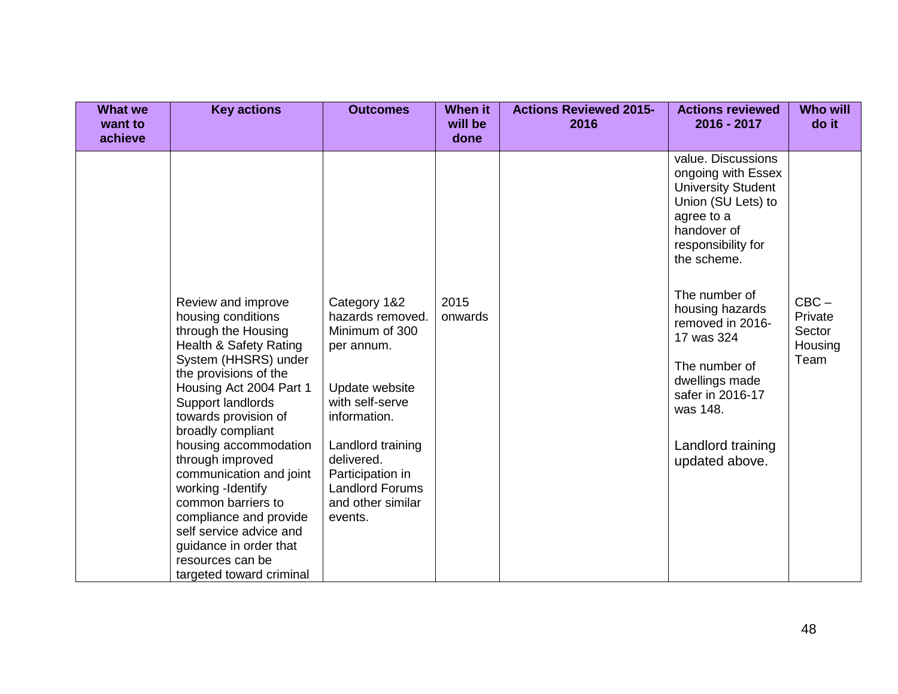| What we want to achieve | Key actions | Outcomes | When it will be done | Actions Reviewed 2015-2016 | Actions reviewed 2016 - 2017 | Who will do it |
|---|---|---|---|---|---|---|
| | | | | | value. Discussions ongoing with Essex University Student Union (SU Lets) to agree to a handover of responsibility for the scheme. | |
| | Review and improve housing conditions through the Housing Health & Safety Rating System (HHSRS) under the provisions of the Housing Act 2004 Part 1 Support landlords towards provision of broadly compliant housing accommodation through improved communication and joint working -Identify common barriers to compliance and provide self service advice and guidance in order that resources can be targeted toward criminal | Category 1&2 hazards removed. Minimum of 300 per annum.<br><br>Update website with self-serve information.<br><br>Landlord training delivered. Participation in Landlord Forums and other similar events. | 2015 onwards | | The number of housing hazards removed in 2016-17 was 324<br><br>The number of dwellings made safer in 2016-17 was 148.<br><br>Landlord training updated above. | CBC – Private Sector Housing Team |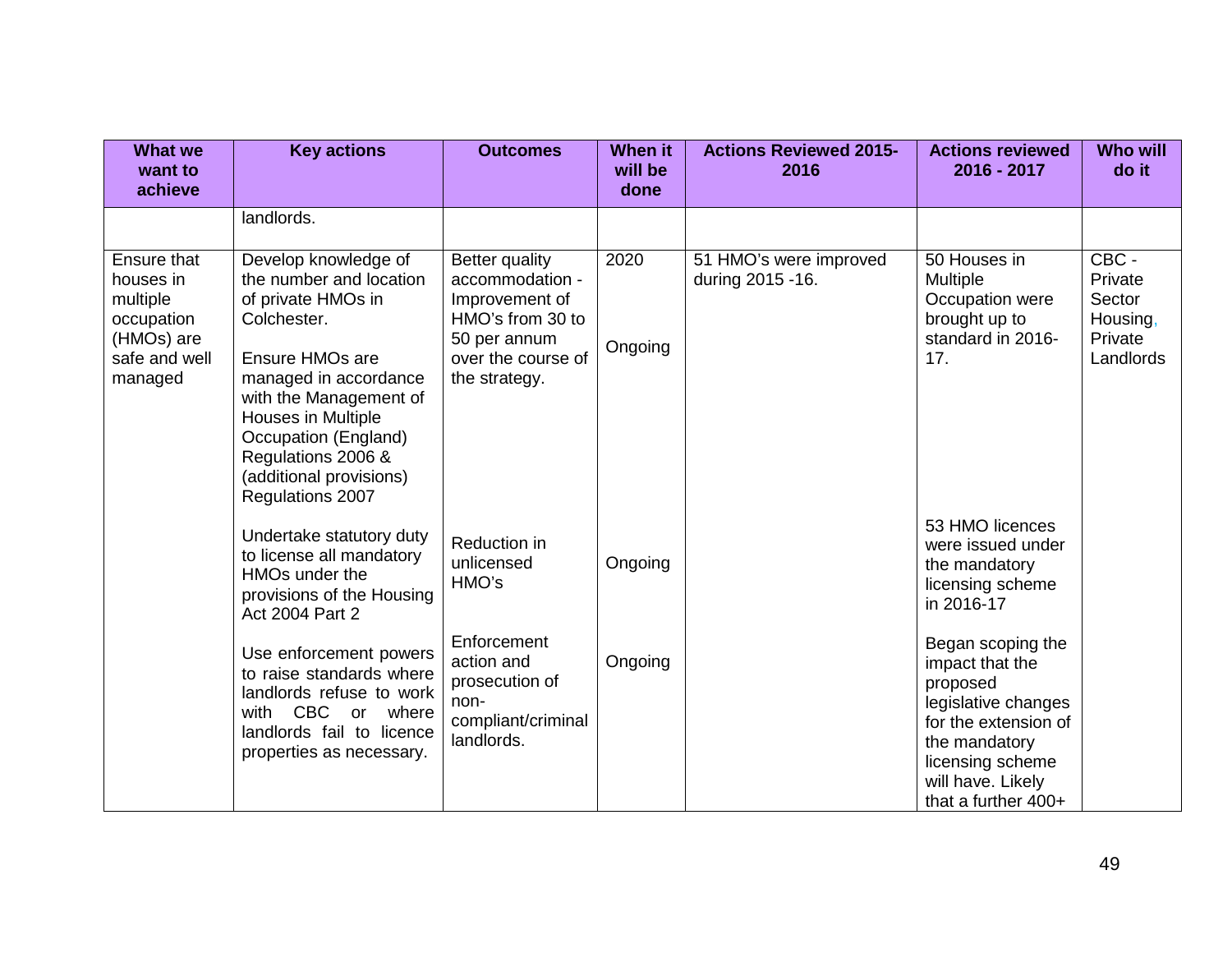| What we want to achieve | Key actions | Outcomes | When it will be done | Actions Reviewed 2015-2016 | Actions reviewed 2016 - 2017 | Who will do it |
|---|---|---|---|---|---|---|
| | landlords. | | | | | |
| Ensure that houses in multiple occupation (HMOs) are safe and well managed | Develop knowledge of the number and location of private HMOs in Colchester.<br><br>Ensure HMOs are managed in accordance with the Management of Houses in Multiple Occupation (England) Regulations 2006 & (additional provisions) Regulations 2007 | Better quality accommodation - Improvement of HMO's from 30 to 50 per annum over the course of the strategy. | 2020<br><br>Ongoing | 51 HMO's were improved during 2015 -16. | 50 Houses in Multiple Occupation were brought up to standard in 2016-17. | CBC - Private Sector Housing, Private Landlords |
| | Undertake statutory duty to license all mandatory HMOs under the provisions of the Housing Act 2004 Part 2 | Reduction in unlicensed HMO's | Ongoing | | 53 HMO licences were issued under the mandatory licensing scheme in 2016-17 | |
| | Use enforcement powers to raise standards where landlords refuse to work with CBC or where landlords fail to licence properties as necessary. | Enforcement action and prosecution of non-compliant/criminal landlords. | Ongoing | | Began scoping the impact that the proposed legislative changes for the extension of the mandatory licensing scheme will have. Likely that a further 400+ | |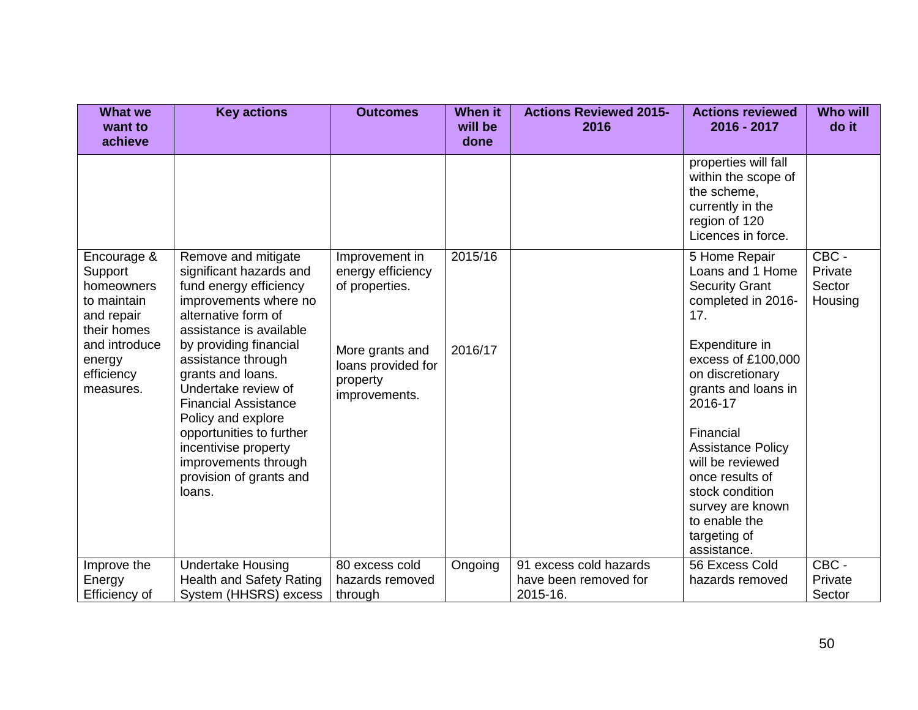| What we want to achieve | Key actions | Outcomes | When it will be done | Actions Reviewed 2015-2016 | Actions reviewed 2016 - 2017 | Who will do it |
|---|---|---|---|---|---|---|
| | | | | | properties will fall within the scope of the scheme, currently in the region of 120 Licences in force. | |
| Encourage & Support homeowners to maintain and repair their homes and introduce energy efficiency measures. | Remove and mitigate significant hazards and fund energy efficiency improvements where no alternative form of assistance is available by providing financial assistance through grants and loans. Undertake review of Financial Assistance Policy and explore opportunities to further incentivise property improvements through provision of grants and loans. | Improvement in energy efficiency of properties.<br><br>More grants and loans provided for property improvements. | 2015/16<br><br>2016/17 | | 5 Home Repair Loans and 1 Home Security Grant completed in 2016-17.<br><br>Expenditure in excess of £100,000 on discretionary grants and loans in 2016-17<br><br>Financial Assistance Policy will be reviewed once results of stock condition survey are known to enable the targeting of assistance. | CBC - Private Sector Housing |
| Improve the Energy Efficiency of | Undertake Housing Health and Safety Rating System (HHSRS) excess | 80 excess cold hazards removed through | Ongoing | 91 excess cold hazards have been removed for 2015-16. | 56 Excess Cold hazards removed | CBC - Private Sector |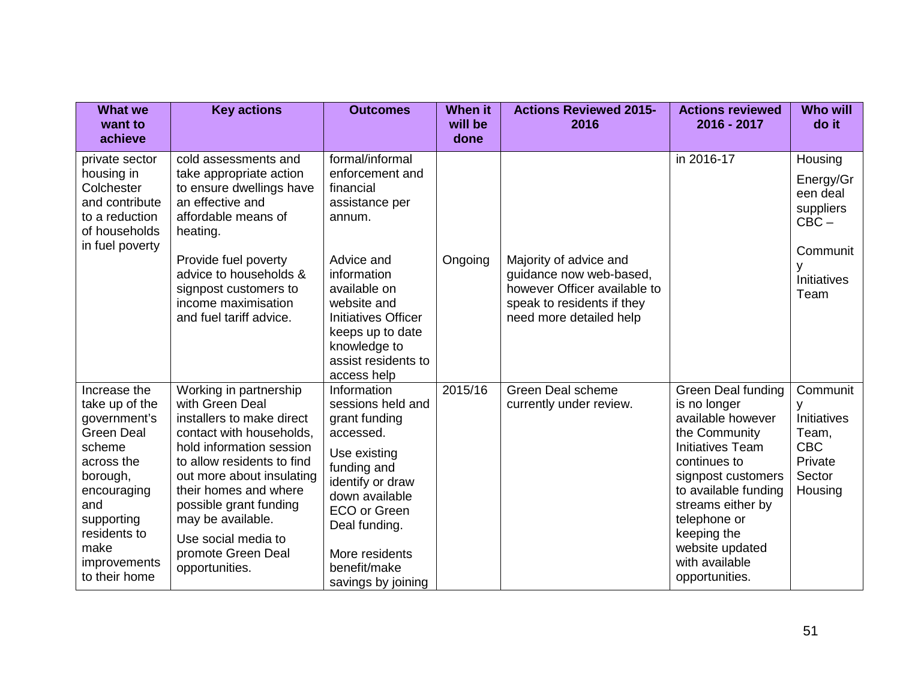| What we want to achieve | Key actions | Outcomes | When it will be done | Actions Reviewed 2015-2016 | Actions reviewed 2016 - 2017 | Who will do it |
|---|---|---|---|---|---|---|
| private sector housing in Colchester and contribute to a reduction of households in fuel poverty | cold assessments and take appropriate action to ensure dwellings have an effective and affordable means of heating. | formal/informal enforcement and financial assistance per annum. | | | in 2016-17 | Housing<br>Energy/Green deal suppliers CBC – |
| | Provide fuel poverty advice to households & signpost customers to income maximisation and fuel tariff advice. | Advice and information available on website and Initiatives Officer keeps up to date knowledge to assist residents to access help | Ongoing | Majority of advice and guidance now web-based, however Officer available to speak to residents if they need more detailed help | | Community Initiatives Team |
| Increase the take up of the government's Green Deal scheme across the borough, encouraging and supporting residents to make improvements to their home | Working in partnership with Green Deal installers to make direct contact with households, hold information session to allow residents to find out more about insulating their homes and where possible grant funding may be available.<br>Use social media to promote Green Deal opportunities. | Information sessions held and grant funding accessed.<br>Use existing funding and identify or draw down available ECO or Green Deal funding.<br>More residents benefit/make savings by joining | 2015/16 | Green Deal scheme currently under review. | Green Deal funding is no longer available however the Community Initiatives Team continues to signpost customers to available funding streams either by telephone or keeping the website updated with available opportunities. | Community Initiatives Team, CBC Private Sector Housing |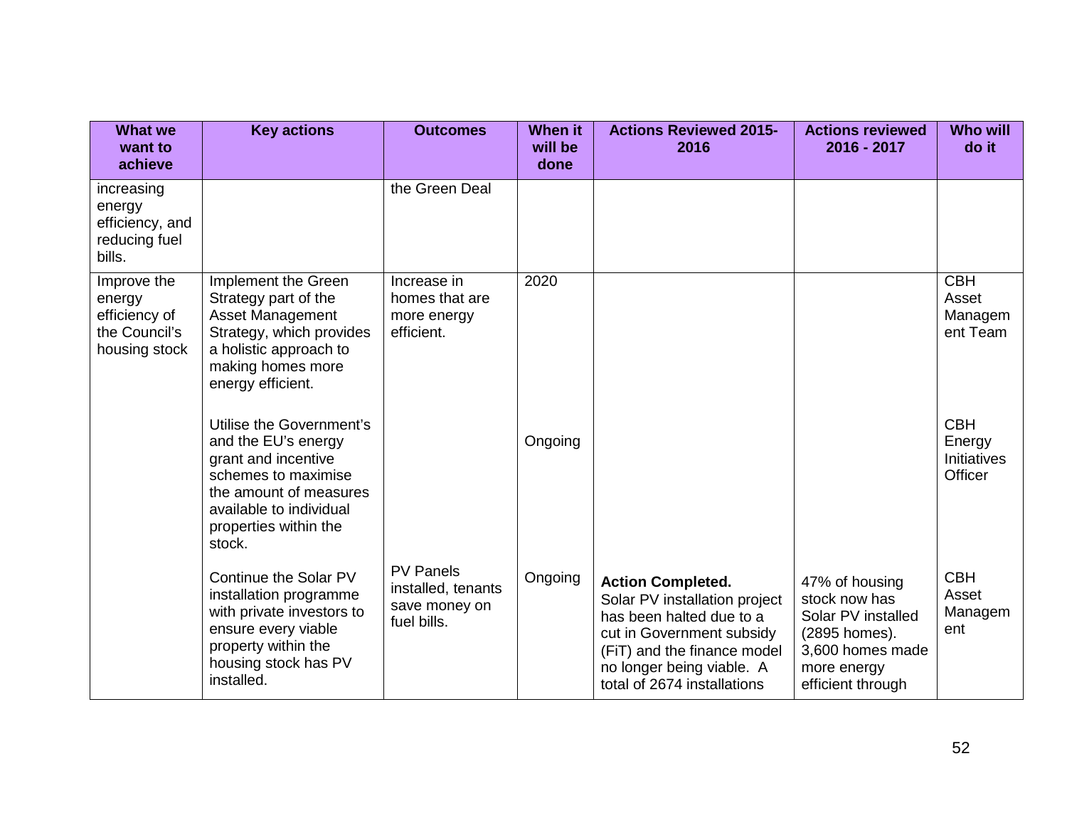| What we want to achieve | Key actions | Outcomes | When it will be done | Actions Reviewed 2015-2016 | Actions reviewed 2016 - 2017 | Who will do it |
|---|---|---|---|---|---|---|
| increasing energy efficiency, and reducing fuel bills. | | the Green Deal | | | | |
| Improve the energy efficiency of the Council's housing stock | Implement the Green Strategy part of the Asset Management Strategy, which provides a holistic approach to making homes more energy efficient. | Increase in homes that are more energy efficient. | 2020 | | | CBH Asset Management Team |
| | Utilise the Government's and the EU's energy grant and incentive schemes to maximise the amount of measures available to individual properties within the stock. | | Ongoing | | | CBH Energy Initiatives Officer |
| | Continue the Solar PV installation programme with private investors to ensure every viable property within the housing stock has PV installed. | PV Panels installed, tenants save money on fuel bills. | Ongoing | **Action Completed.** Solar PV installation project has been halted due to a cut in Government subsidy (FiT) and the finance model no longer being viable. A total of 2674 installations | 47% of housing stock now has Solar PV installed (2895 homes). 3,600 homes made more energy efficient through | CBH Asset Management |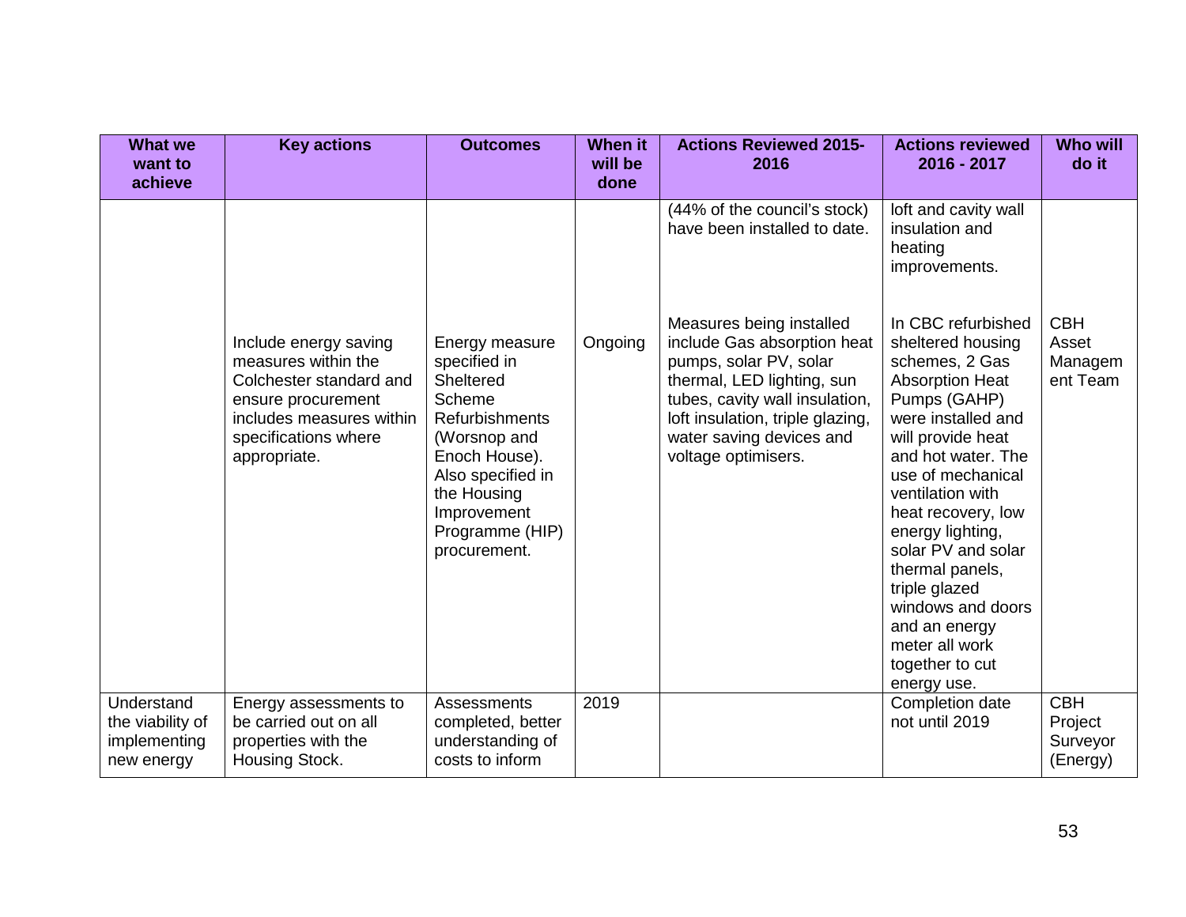| What we want to achieve | Key actions | Outcomes | When it will be done | Actions Reviewed 2015-2016 | Actions reviewed 2016 - 2017 | Who will do it |
|---|---|---|---|---|---|---|
| | | | | (44% of the council's stock) have been installed to date. | loft and cavity wall insulation and heating improvements. | |
| | Include energy saving measures within the Colchester standard and ensure procurement includes measures within specifications where appropriate. | Energy measure specified in Sheltered Scheme Refurbishments (Worsnop and Enoch House). Also specified in the Housing Improvement Programme (HIP) procurement. | Ongoing | Measures being installed include Gas absorption heat pumps, solar PV, solar thermal, LED lighting, sun tubes, cavity wall insulation, loft insulation, triple glazing, water saving devices and voltage optimisers. | In CBC refurbished sheltered housing schemes, 2 Gas Absorption Heat Pumps (GAHP) were installed and will provide heat and hot water. The use of mechanical ventilation with heat recovery, low energy lighting, solar PV and solar thermal panels, triple glazed windows and doors and an energy meter all work together to cut energy use. | CBH Asset Management Team |
| Understand the viability of implementing new energy | Energy assessments to be carried out on all properties with the Housing Stock. | Assessments completed, better understanding of costs to inform | 2019 | | Completion date not until 2019 | CBH Project Surveyor (Energy) |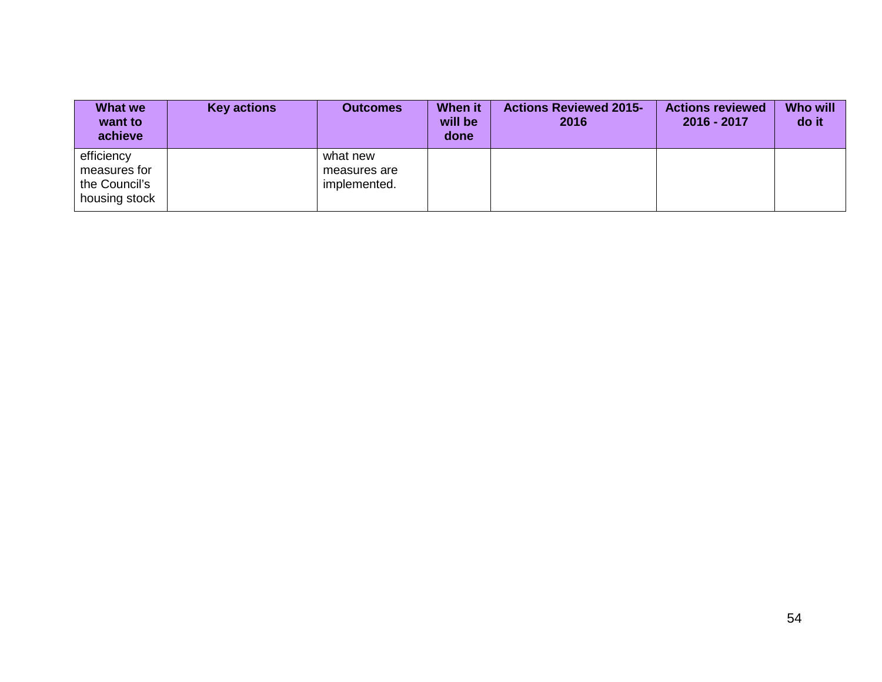| What we want to achieve | Key actions | Outcomes | When it will be done | Actions Reviewed 2015-2016 | Actions reviewed 2016 - 2017 | Who will do it |
|---|---|---|---|---|---|---|
| efficiency measures for the Council's housing stock | | what new measures are implemented. | | | | |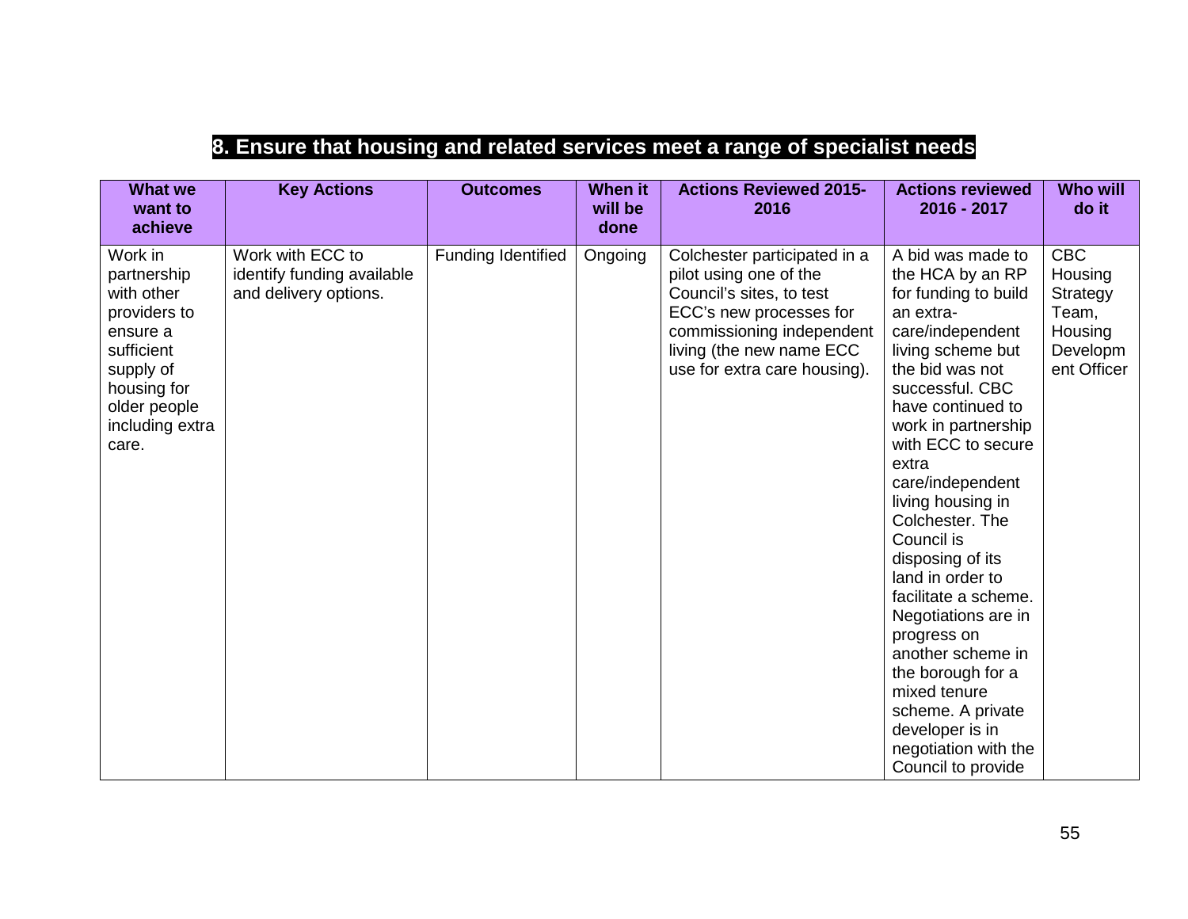## 8. Ensure that housing and related services meet a range of specialist needs

| What we want to achieve | Key Actions | Outcomes | When it will be done | Actions Reviewed 2015-2016 | Actions reviewed 2016 - 2017 | Who will do it |
|---|---|---|---|---|---|---|
| Work in partnership with other providers to ensure a sufficient supply of housing for older people including extra care. | Work with ECC to identify funding available and delivery options. | Funding Identified | Ongoing | Colchester participated in a pilot using one of the Council's sites, to test ECC's new processes for commissioning independent living (the new name ECC use for extra care housing). | A bid was made to the HCA by an RP for funding to build an extra-care/independent living scheme but the bid was not successful. CBC have continued to work in partnership with ECC to secure extra care/independent living housing in Colchester. The Council is disposing of its land in order to facilitate a scheme. Negotiations are in progress on another scheme in the borough for a mixed tenure scheme. A private developer is in negotiation with the Council to provide | CBC Housing Strategy Team, Housing Development Officer |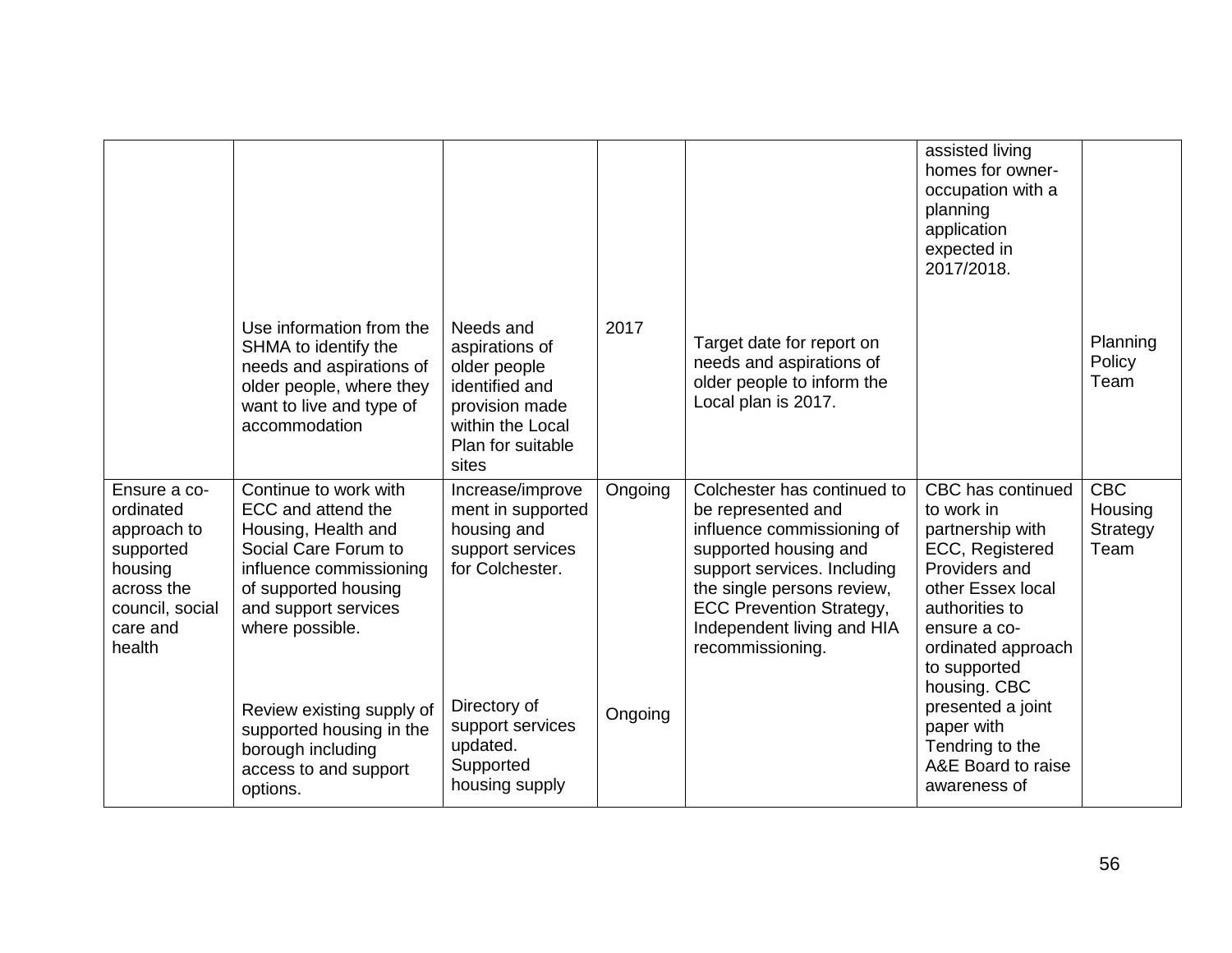| | | | | | | |
|---|---|---|---|---|---|---|
| | | | | | assisted living homes for owner-occupation with a planning application expected in 2017/2018. | |
| | Use information from the SHMA to identify the needs and aspirations of older people, where they want to live and type of accommodation | Needs and aspirations of older people identified and provision made within the Local Plan for suitable sites | 2017 | Target date for report on needs and aspirations of older people to inform the Local plan is 2017. | | Planning Policy Team |
| Ensure a co-ordinated approach to supported housing across the council, social care and health | Continue to work with ECC and attend the Housing, Health and Social Care Forum to influence commissioning of supported housing and support services where possible. | Increase/improvement in supported housing and support services for Colchester. | Ongoing | Colchester has continued to be represented and influence commissioning of supported housing and support services. Including the single persons review, ECC Prevention Strategy, Independent living and HIA recommissioning. | CBC has continued to work in partnership with ECC, Registered Providers and other Essex local authorities to ensure a co-ordinated approach to supported housing. CBC presented a joint paper with Tendring to the A&E Board to raise awareness of | CBC Housing Strategy Team |
| | Review existing supply of supported housing in the borough including access to and support options. | Directory of support services updated. Supported housing supply | Ongoing | | | |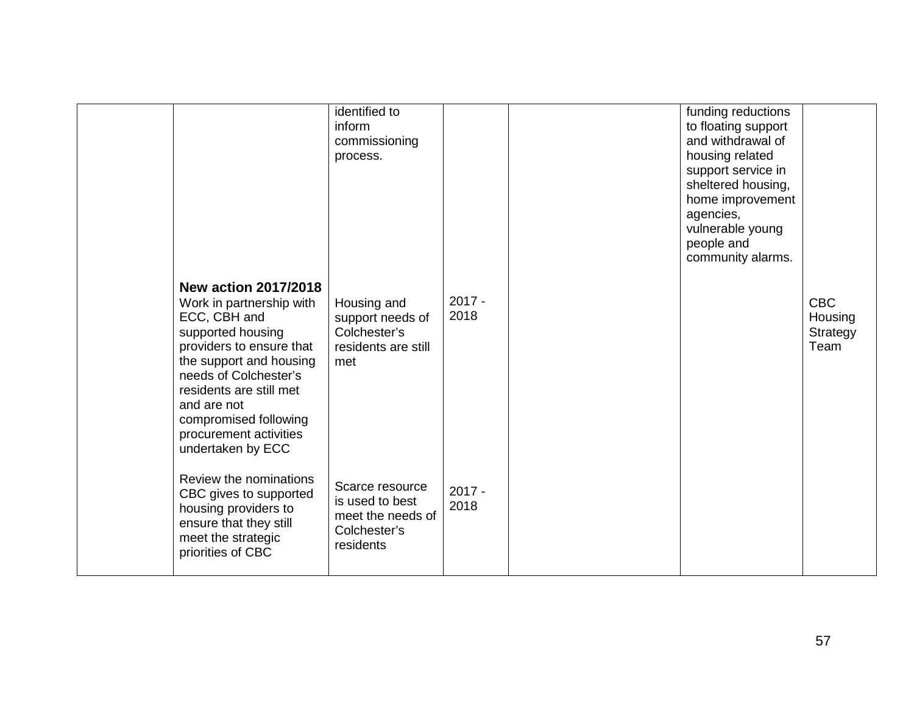| | | | | | | |
|---|---|---|---|---|---|---|
| | | identified to inform commissioning process. | | | funding reductions to floating support and withdrawal of housing related support service in sheltered housing, home improvement agencies, vulnerable young people and community alarms. | |
| | **New action 2017/2018** Work in partnership with ECC, CBH and supported housing providers to ensure that the support and housing needs of Colchester's residents are still met and are not compromised following procurement activities undertaken by ECC | Housing and support needs of Colchester's residents are still met | 2017 - 2018 | | | CBC Housing Strategy Team |
| | Review the nominations CBC gives to supported housing providers to ensure that they still meet the strategic priorities of CBC | Scarce resource is used to best meet the needs of Colchester's residents | 2017 - 2018 | | | |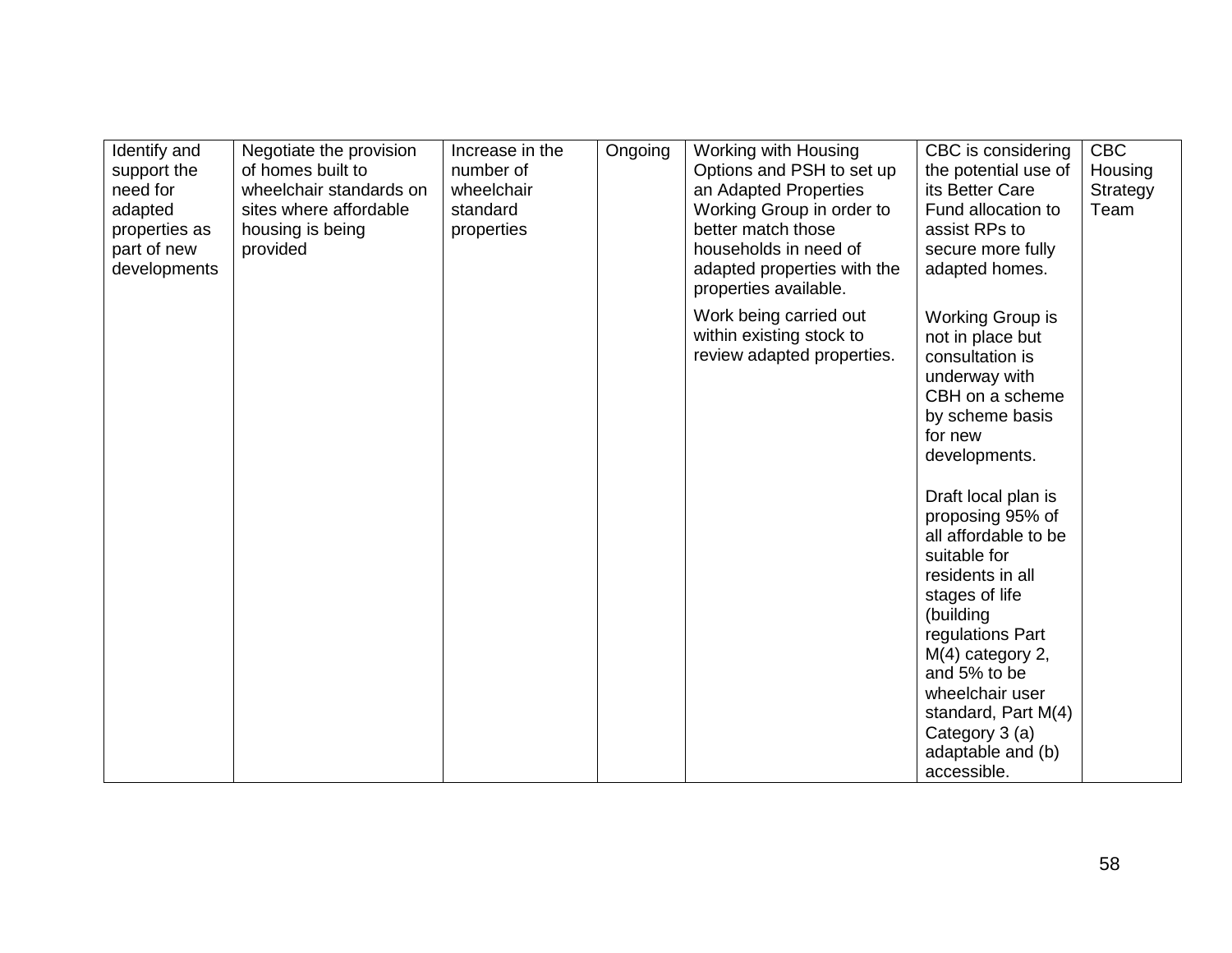| Identify and support the need for adapted properties as part of new developments | Negotiate the provision of homes built to wheelchair standards on sites where affordable housing is being provided | Increase in the number of wheelchair standard properties | Ongoing | Working with Housing Options and PSH to set up an Adapted Properties Working Group in order to better match those households in need of adapted properties with the properties available.<br><br>Work being carried out within existing stock to review adapted properties. | CBC is considering the potential use of its Better Care Fund allocation to assist RPs to secure more fully adapted homes.<br><br>Working Group is not in place but consultation is underway with CBH on a scheme by scheme basis for new developments.<br><br>Draft local plan is proposing 95% of all affordable to be suitable for residents in all stages of life (building regulations Part M(4) category 2, and 5% to be wheelchair user standard, Part M(4) Category 3 (a) adaptable and (b) accessible. | CBC Housing Strategy Team |
|---|---|---|---|---|---|---|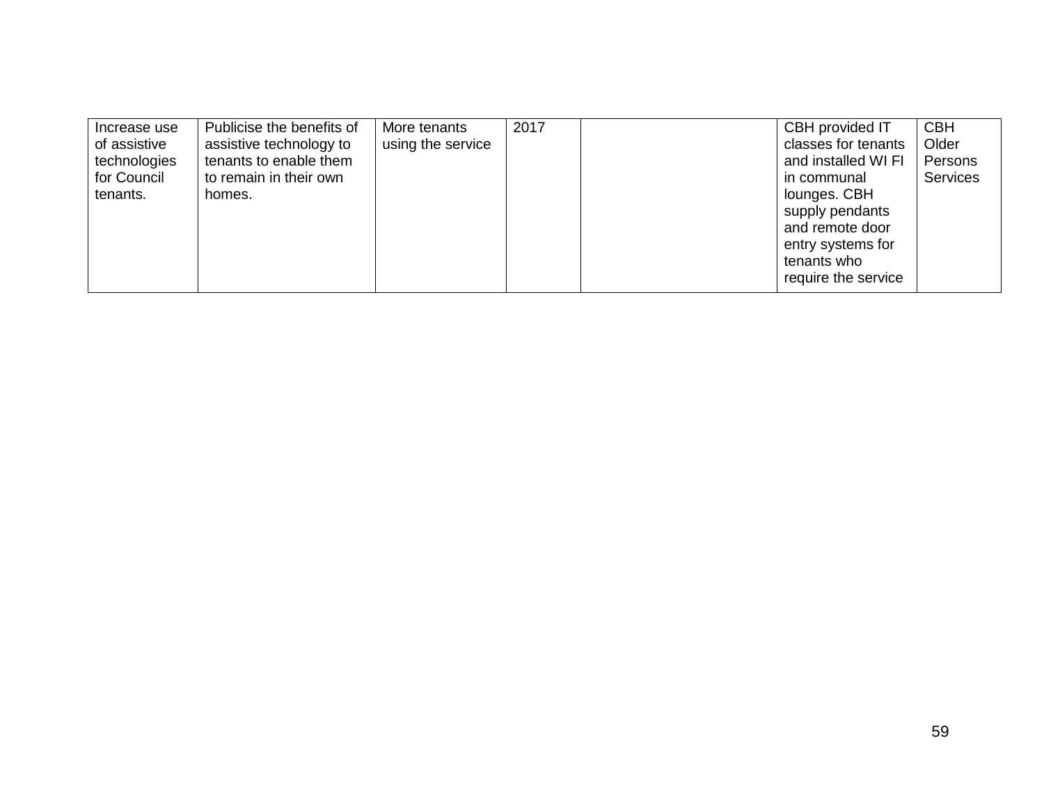| | | | | | | |
|---|---|---|---|---|---|---|
| Increase use of assistive technologies for Council tenants. | Publicise the benefits of assistive technology to tenants to enable them to remain in their own homes. | More tenants using the service | 2017 | | CBH provided IT classes for tenants and installed WI FI in communal lounges. CBH supply pendants and remote door entry systems for tenants who require the service | CBH Older Persons Services |